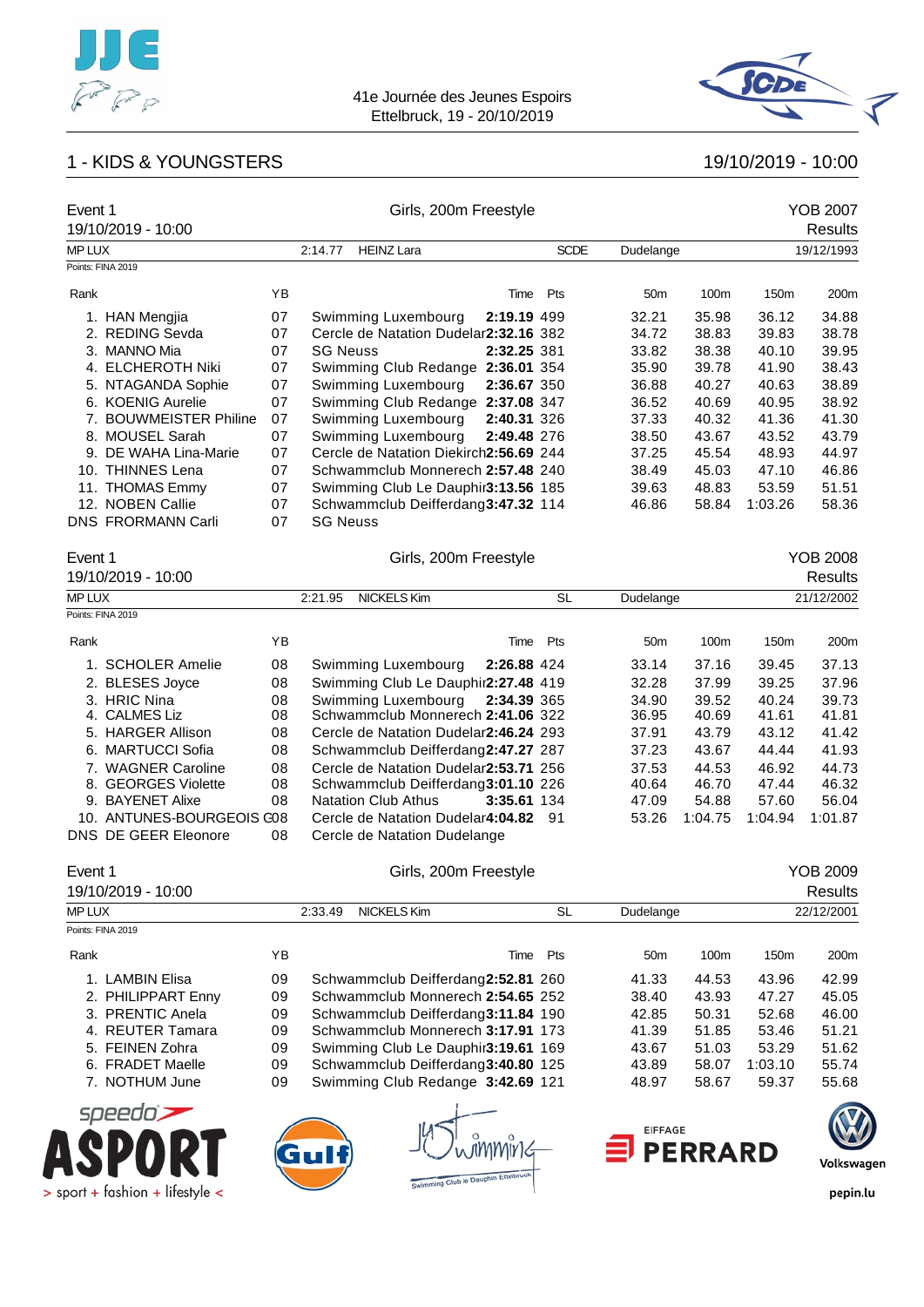41e Journée des Jeunes Espoirs
Ettelbruck, 19 - 20/10/2019

## 1 - KIDS & YOUNGSTERS

19/10/2019 - 10:00

### Event 1 — Girls, 200m Freestyle — YOB 2007

19/10/2019 - 10:00 — Results

MP LUX | 2:14.77 | HEINZ Lara | SCDE | Dudelange | 19/12/1993

Points: FINA 2019

| Rank | | YB | | Time | Pts | 50m | 100m | 150m | 200m |
|---|---|---|---|---|---|---|---|---|---|
| 1. | HAN Mengjia | 07 | Swimming Luxembourg | 2:19.19 | 499 | 32.21 | 35.98 | 36.12 | 34.88 |
| 2. | REDING Sevda | 07 | Cercle de Natation Dudelar | 2:32.16 | 382 | 34.72 | 38.83 | 39.83 | 38.78 |
| 3. | MANNO Mia | 07 | SG Neuss | 2:32.25 | 381 | 33.82 | 38.38 | 40.10 | 39.95 |
| 4. | ELCHEROTH Niki | 07 | Swimming Club Redange | 2:36.01 | 354 | 35.90 | 39.78 | 41.90 | 38.43 |
| 5. | NTAGANDA Sophie | 07 | Swimming Luxembourg | 2:36.67 | 350 | 36.88 | 40.27 | 40.63 | 38.89 |
| 6. | KOENIG Aurelie | 07 | Swimming Club Redange | 2:37.08 | 347 | 36.52 | 40.69 | 40.95 | 38.92 |
| 7. | BOUWMEISTER Philine | 07 | Swimming Luxembourg | 2:40.31 | 326 | 37.33 | 40.32 | 41.36 | 41.30 |
| 8. | MOUSEL Sarah | 07 | Swimming Luxembourg | 2:49.48 | 276 | 38.50 | 43.67 | 43.52 | 43.79 |
| 9. | DE WAHA Lina-Marie | 07 | Cercle de Natation Diekirch | 2:56.69 | 244 | 37.25 | 45.54 | 48.93 | 44.97 |
| 10. | THINNES Lena | 07 | Schwammclub Monnerech | 2:57.48 | 240 | 38.49 | 45.03 | 47.10 | 46.86 |
| 11. | THOMAS Emmy | 07 | Swimming Club Le Dauphin | 3:13.56 | 185 | 39.63 | 48.83 | 53.59 | 51.51 |
| 12. | NOBEN Callie | 07 | Schwammclub Deifferdang | 3:47.32 | 114 | 46.86 | 58.84 | 1:03.26 | 58.36 |
| DNS | FRORMANN Carli | 07 | SG Neuss | | | | | | |

### Event 1 — Girls, 200m Freestyle — YOB 2008

19/10/2019 - 10:00 — Results

MP LUX | 2:21.95 | NICKELS Kim | SL | Dudelange | 21/12/2002

Points: FINA 2019

| Rank | | YB | | Time | Pts | 50m | 100m | 150m | 200m |
|---|---|---|---|---|---|---|---|---|---|
| 1. | SCHOLER Amelie | 08 | Swimming Luxembourg | 2:26.88 | 424 | 33.14 | 37.16 | 39.45 | 37.13 |
| 2. | BLESES Joyce | 08 | Swimming Club Le Dauphin | 2:27.48 | 419 | 32.28 | 37.99 | 39.25 | 37.96 |
| 3. | HRIC Nina | 08 | Swimming Luxembourg | 2:34.39 | 365 | 34.90 | 39.52 | 40.24 | 39.73 |
| 4. | CALMES Liz | 08 | Schwammclub Monnerech | 2:41.06 | 322 | 36.95 | 40.69 | 41.61 | 41.81 |
| 5. | HARGER Allison | 08 | Cercle de Natation Dudelar | 2:46.24 | 293 | 37.91 | 43.79 | 43.12 | 41.42 |
| 6. | MARTUCCI Sofia | 08 | Schwammclub Deifferdang | 2:47.27 | 287 | 37.23 | 43.67 | 44.44 | 41.93 |
| 7. | WAGNER Caroline | 08 | Cercle de Natation Dudelar | 2:53.71 | 256 | 37.53 | 44.53 | 46.92 | 44.73 |
| 8. | GEORGES Violette | 08 | Schwammclub Deifferdang | 3:01.10 | 226 | 40.64 | 46.70 | 47.44 | 46.32 |
| 9. | BAYENET Alixe | 08 | Natation Club Athus | 3:35.61 | 134 | 47.09 | 54.88 | 57.60 | 56.04 |
| 10. | ANTUNES-BOURGEOIS C | 08 | Cercle de Natation Dudelar | 4:04.82 | 91 | 53.26 | 1:04.75 | 1:04.94 | 1:01.87 |
| DNS | DE GEER Eleonore | 08 | Cercle de Natation Dudelange | | | | | | |

### Event 1 — Girls, 200m Freestyle — YOB 2009

19/10/2019 - 10:00 — Results

MP LUX | 2:33.49 | NICKELS Kim | SL | Dudelange | 22/12/2001

Points: FINA 2019

| Rank | | YB | | Time | Pts | 50m | 100m | 150m | 200m |
|---|---|---|---|---|---|---|---|---|---|
| 1. | LAMBIN Elisa | 09 | Schwammclub Deifferdang | 2:52.81 | 260 | 41.33 | 44.53 | 43.96 | 42.99 |
| 2. | PHILIPPART Enny | 09 | Schwammclub Monnerech | 2:54.65 | 252 | 38.40 | 43.93 | 47.27 | 45.05 |
| 3. | PRENTIC Anela | 09 | Schwammclub Deifferdang | 3:11.84 | 190 | 42.85 | 50.31 | 52.68 | 46.00 |
| 4. | REUTER Tamara | 09 | Schwammclub Monnerech | 3:17.91 | 173 | 41.39 | 51.85 | 53.46 | 51.21 |
| 5. | FEINEN Zohra | 09 | Swimming Club Le Dauphin | 3:19.61 | 169 | 43.67 | 51.03 | 53.29 | 51.62 |
| 6. | FRADET Maelle | 09 | Schwammclub Deifferdang | 3:40.80 | 125 | 43.89 | 58.07 | 1:03.10 | 55.74 |
| 7. | NOTHUM June | 09 | Swimming Club Redange | 3:42.69 | 121 | 48.97 | 58.67 | 59.37 | 55.68 |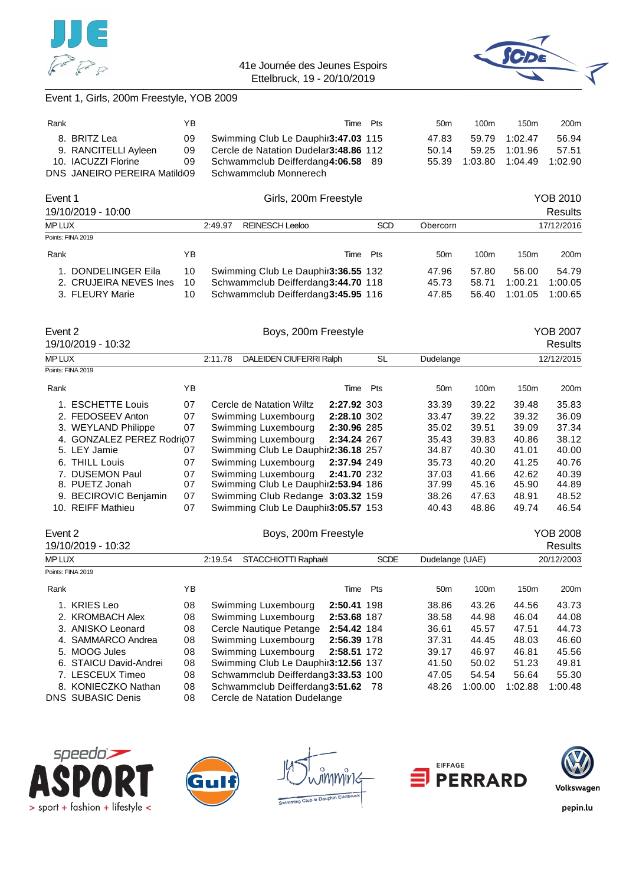41e Journée des Jeunes Espoirs
Ettelbruck, 19 - 20/10/2019

## Event 1, Girls, 200m Freestyle, YOB 2009

| Rank | | YB | | Time | Pts | 50m | 100m | 150m | 200m |
|---|---|---|---|---|---|---|---|---|---|
| 8. | BRITZ Lea | 09 | Swimming Club Le Dauphin | 3:47.03 | 115 | 47.83 | 59.79 | 1:02.47 | 56.94 |
| 9. | RANCITELLI Ayleen | 09 | Cercle de Natation Dudelange | 3:48.86 | 112 | 50.14 | 59.25 | 1:01.96 | 57.51 |
| 10. | IACUZZI Florine | 09 | Schwammclub Deifferdang | 4:06.58 | 89 | 55.39 | 1:03.80 | 1:04.49 | 1:02.90 |
| DNS | JANEIRO PEREIRA Matilde | 09 | Schwammclub Monnerech | | | | | | |

## Event 1 — Girls, 200m Freestyle — YOB 2010

19/10/2019 - 10:00 — Results

MP LUX — 2:49.97 — REINESCH Leeloo — SCD — Obercorn — 17/12/2016

Points: FINA 2019

| Rank | | YB | | Time | Pts | 50m | 100m | 150m | 200m |
|---|---|---|---|---|---|---|---|---|---|
| 1. | DONDELINGER Eila | 10 | Swimming Club Le Dauphin | 3:36.55 | 132 | 47.96 | 57.80 | 56.00 | 54.79 |
| 2. | CRUJEIRA NEVES Ines | 10 | Schwammclub Deifferdang | 3:44.70 | 118 | 45.73 | 58.71 | 1:00.21 | 1:00.05 |
| 3. | FLEURY Marie | 10 | Schwammclub Deifferdang | 3:45.95 | 116 | 47.85 | 56.40 | 1:01.05 | 1:00.65 |

## Event 2 — Boys, 200m Freestyle — YOB 2007

19/10/2019 - 10:32 — Results

MP LUX — 2:11.78 — DALEIDEN CIUFERRI Ralph — SL — Dudelange — 12/12/2015

Points: FINA 2019

| Rank | | YB | | Time | Pts | 50m | 100m | 150m | 200m |
|---|---|---|---|---|---|---|---|---|---|
| 1. | ESCHETTE Louis | 07 | Cercle de Natation Wiltz | 2:27.92 | 303 | 33.39 | 39.22 | 39.48 | 35.83 |
| 2. | FEDOSEEV Anton | 07 | Swimming Luxembourg | 2:28.10 | 302 | 33.47 | 39.22 | 39.32 | 36.09 |
| 3. | WEYLAND Philippe | 07 | Swimming Luxembourg | 2:30.96 | 285 | 35.02 | 39.51 | 39.09 | 37.34 |
| 4. | GONZALEZ PEREZ Rodrigo | 07 | Swimming Luxembourg | 2:34.24 | 267 | 35.43 | 39.83 | 40.86 | 38.12 |
| 5. | LEY Jamie | 07 | Swimming Club Le Dauphin | 2:36.18 | 257 | 34.87 | 40.30 | 41.01 | 40.00 |
| 6. | THILL Louis | 07 | Swimming Luxembourg | 2:37.94 | 249 | 35.73 | 40.20 | 41.25 | 40.76 |
| 7. | DUSEMON Paul | 07 | Swimming Luxembourg | 2:41.70 | 232 | 37.03 | 41.66 | 42.62 | 40.39 |
| 8. | PUETZ Jonah | 07 | Swimming Club Le Dauphin | 2:53.94 | 186 | 37.99 | 45.16 | 45.90 | 44.89 |
| 9. | BECIROVIC Benjamin | 07 | Swimming Club Redange | 3:03.32 | 159 | 38.26 | 47.63 | 48.91 | 48.52 |
| 10. | REIFF Mathieu | 07 | Swimming Club Le Dauphin | 3:05.57 | 153 | 40.43 | 48.86 | 49.74 | 46.54 |

## Event 2 — Boys, 200m Freestyle — YOB 2008

19/10/2019 - 10:32 — Results

MP LUX — 2:19.54 — STACCHIOTTI Raphaël — SCDE — Dudelange (UAE) — 20/12/2003

Points: FINA 2019

| Rank | | YB | | Time | Pts | 50m | 100m | 150m | 200m |
|---|---|---|---|---|---|---|---|---|---|
| 1. | KRIES Leo | 08 | Swimming Luxembourg | 2:50.41 | 198 | 38.86 | 43.26 | 44.56 | 43.73 |
| 2. | KROMBACH Alex | 08 | Swimming Luxembourg | 2:53.68 | 187 | 38.58 | 44.98 | 46.04 | 44.08 |
| 3. | ANISKO Leonard | 08 | Cercle Nautique Petange | 2:54.42 | 184 | 36.61 | 45.57 | 47.51 | 44.73 |
| 4. | SAMMARCO Andrea | 08 | Swimming Luxembourg | 2:56.39 | 178 | 37.31 | 44.45 | 48.03 | 46.60 |
| 5. | MOOG Jules | 08 | Swimming Luxembourg | 2:58.51 | 172 | 39.17 | 46.97 | 46.81 | 45.56 |
| 6. | STAICU David-Andrei | 08 | Swimming Club Le Dauphin | 3:12.56 | 137 | 41.50 | 50.02 | 51.23 | 49.81 |
| 7. | LESCEUX Timeo | 08 | Schwammclub Deifferdang | 3:33.53 | 100 | 47.05 | 54.54 | 56.64 | 55.30 |
| 8. | KONIECZKO Nathan | 08 | Schwammclub Deifferdang | 3:51.62 | 78 | 48.26 | 1:00.00 | 1:02.88 | 1:00.48 |
| DNS | SUBASIC Denis | 08 | Cercle de Natation Dudelange | | | | | | |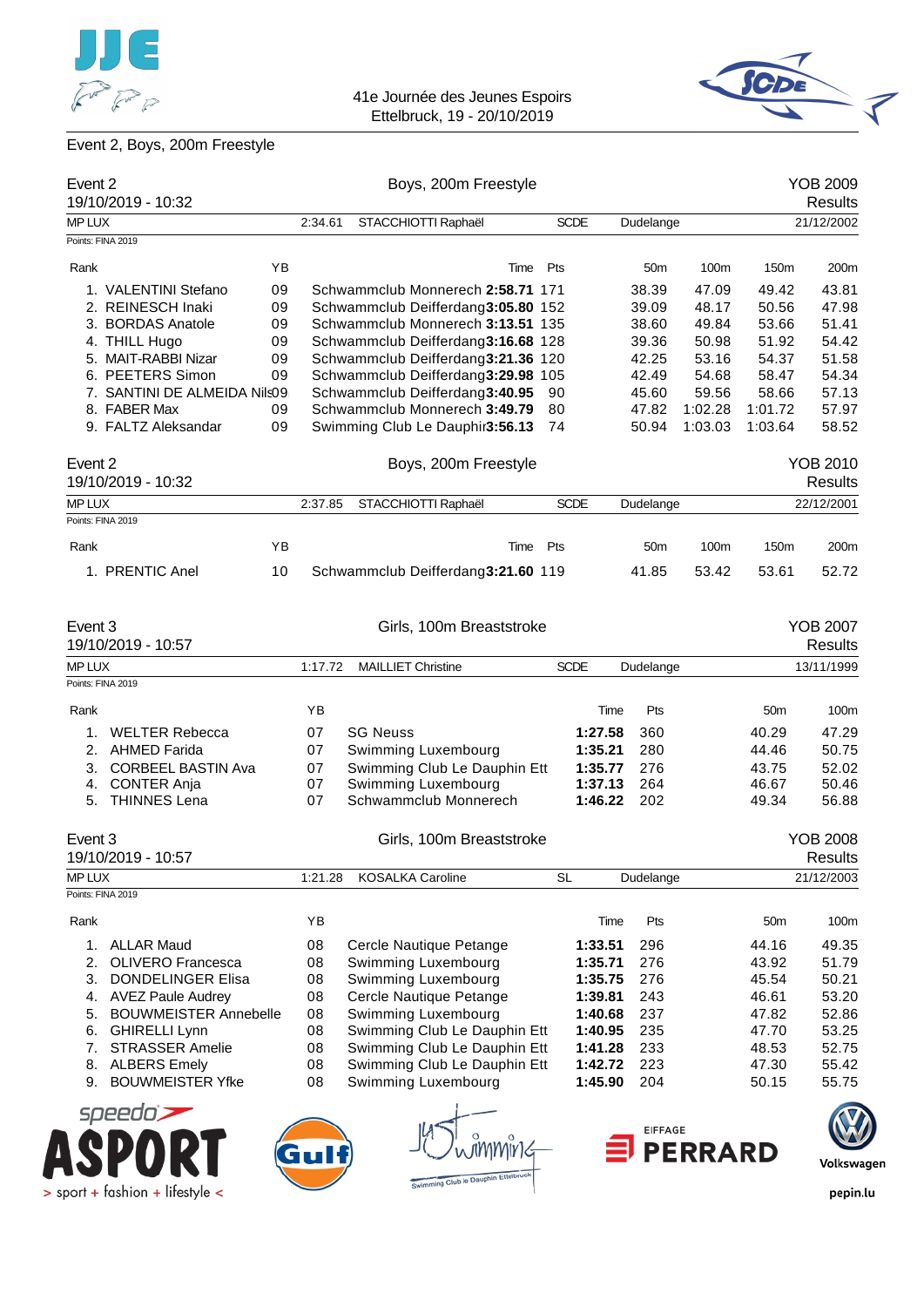41e Journée des Jeunes Espoirs
Ettelbruck, 19 - 20/10/2019

Event 2, Boys, 200m Freestyle

## Event 2 — Boys, 200m Freestyle — YOB 2009

19/10/2019 - 10:32 — Results

MP LUX — 2:34.61 — STACCHIOTTI Raphaël — SCDE — Dudelange — 21/12/2002

Points: FINA 2019

| Rank | | YB | | Time | Pts | 50m | 100m | 150m | 200m |
|---|---|---|---|---|---|---|---|---|---|
| 1. | VALENTINI Stefano | 09 | Schwammclub Monnerech | **2:58.71** | 171 | 38.39 | 47.09 | 49.42 | 43.81 |
| 2. | REINESCH Inaki | 09 | Schwammclub Deifferdang | **3:05.80** | 152 | 39.09 | 48.17 | 50.56 | 47.98 |
| 3. | BORDAS Anatole | 09 | Schwammclub Monnerech | **3:13.51** | 135 | 38.60 | 49.84 | 53.66 | 51.41 |
| 4. | THILL Hugo | 09 | Schwammclub Deifferdang | **3:16.68** | 128 | 39.36 | 50.98 | 51.92 | 54.42 |
| 5. | MAIT-RABBI Nizar | 09 | Schwammclub Deifferdang | **3:21.36** | 120 | 42.25 | 53.16 | 54.37 | 51.58 |
| 6. | PEETERS Simon | 09 | Schwammclub Deifferdang | **3:29.98** | 105 | 42.49 | 54.68 | 58.47 | 54.34 |
| 7. | SANTINI DE ALMEIDA Nils | 09 | Schwammclub Deifferdang | **3:40.95** | 90 | 45.60 | 59.56 | 58.66 | 57.13 |
| 8. | FABER Max | 09 | Schwammclub Monnerech | **3:49.79** | 80 | 47.82 | 1:02.28 | 1:01.72 | 57.97 |
| 9. | FALTZ Aleksandar | 09 | Swimming Club Le Dauphin | **3:56.13** | 74 | 50.94 | 1:03.03 | 1:03.64 | 58.52 |

## Event 2 — Boys, 200m Freestyle — YOB 2010

19/10/2019 - 10:32 — Results

MP LUX — 2:37.85 — STACCHIOTTI Raphaël — SCDE — Dudelange — 22/12/2001

Points: FINA 2019

| Rank | | YB | | Time | Pts | 50m | 100m | 150m | 200m |
|---|---|---|---|---|---|---|---|---|---|
| 1. | PRENTIC Anel | 10 | Schwammclub Deifferdang | **3:21.60** | 119 | 41.85 | 53.42 | 53.61 | 52.72 |

## Event 3 — Girls, 100m Breaststroke — YOB 2007

19/10/2019 - 10:57 — Results

MP LUX — 1:17.72 — MAILLIET Christine — SCDE — Dudelange — 13/11/1999

Points: FINA 2019

| Rank | | YB | | Time | Pts | 50m | 100m |
|---|---|---|---|---|---|---|---|
| 1. | WELTER Rebecca | 07 | SG Neuss | **1:27.58** | 360 | 40.29 | 47.29 |
| 2. | AHMED Farida | 07 | Swimming Luxembourg | **1:35.21** | 280 | 44.46 | 50.75 |
| 3. | CORBEEL BASTIN Ava | 07 | Swimming Club Le Dauphin Ett | **1:35.77** | 276 | 43.75 | 52.02 |
| 4. | CONTER Anja | 07 | Swimming Luxembourg | **1:37.13** | 264 | 46.67 | 50.46 |
| 5. | THINNES Lena | 07 | Schwammclub Monnerech | **1:46.22** | 202 | 49.34 | 56.88 |

## Event 3 — Girls, 100m Breaststroke — YOB 2008

19/10/2019 - 10:57 — Results

MP LUX — 1:21.28 — KOSALKA Caroline — SL — Dudelange — 21/12/2003

Points: FINA 2019

| Rank | | YB | | Time | Pts | 50m | 100m |
|---|---|---|---|---|---|---|---|
| 1. | ALLAR Maud | 08 | Cercle Nautique Petange | **1:33.51** | 296 | 44.16 | 49.35 |
| 2. | OLIVERO Francesca | 08 | Swimming Luxembourg | **1:35.71** | 276 | 43.92 | 51.79 |
| 3. | DONDELINGER Elisa | 08 | Swimming Luxembourg | **1:35.75** | 276 | 45.54 | 50.21 |
| 4. | AVEZ Paule Audrey | 08 | Cercle Nautique Petange | **1:39.81** | 243 | 46.61 | 53.20 |
| 5. | BOUWMEISTER Annebelle | 08 | Swimming Luxembourg | **1:40.68** | 237 | 47.82 | 52.86 |
| 6. | GHIRELLI Lynn | 08 | Swimming Club Le Dauphin Ett | **1:40.95** | 235 | 47.70 | 53.25 |
| 7. | STRASSER Amelie | 08 | Swimming Club Le Dauphin Ett | **1:41.28** | 233 | 48.53 | 52.75 |
| 8. | ALBERS Emely | 08 | Swimming Club Le Dauphin Ett | **1:42.72** | 223 | 47.30 | 55.42 |
| 9. | BOUWMEISTER Yfke | 08 | Swimming Luxembourg | **1:45.90** | 204 | 50.15 | 55.75 |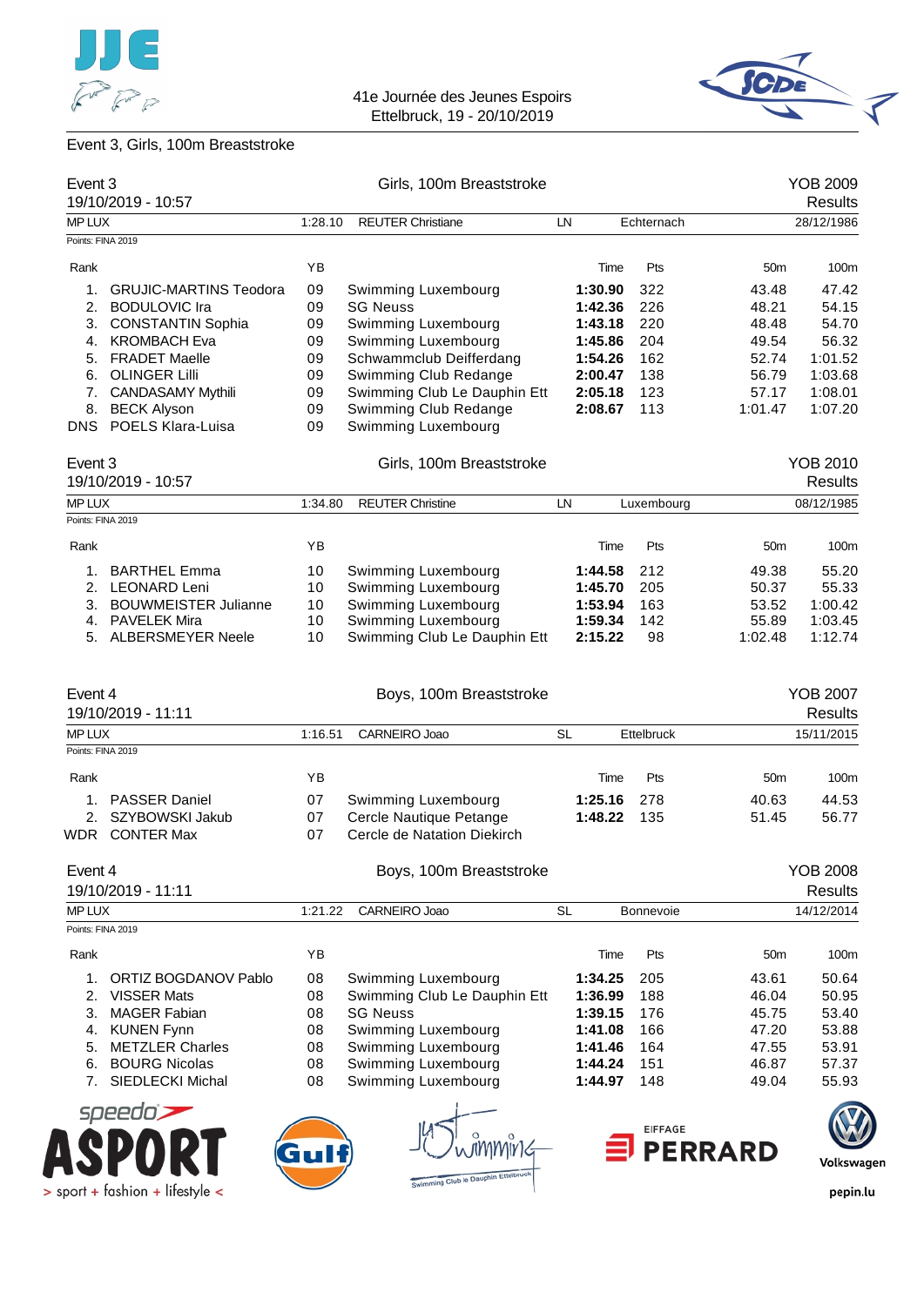Event 3, Girls, 100m Breaststroke

## Event 3 — Girls, 100m Breaststroke — YOB 2009

19/10/2019 - 10:57 — Results

| MP LUX | 1:28.10 | REUTER Christiane | LN | Echternach | 28/12/1986 |
|---|---|---|---|---|---|

Points: FINA 2019

| Rank | | YB | | Time | Pts | 50m | 100m |
|---|---|---|---|---|---|---|---|
| 1. | GRUJIC-MARTINS Teodora | 09 | Swimming Luxembourg | **1:30.90** | 322 | 43.48 | 47.42 |
| 2. | BODULOVIC Ira | 09 | SG Neuss | **1:42.36** | 226 | 48.21 | 54.15 |
| 3. | CONSTANTIN Sophia | 09 | Swimming Luxembourg | **1:43.18** | 220 | 48.48 | 54.70 |
| 4. | KROMBACH Eva | 09 | Swimming Luxembourg | **1:45.86** | 204 | 49.54 | 56.32 |
| 5. | FRADET Maelle | 09 | Schwammclub Deifferdang | **1:54.26** | 162 | 52.74 | 1:01.52 |
| 6. | OLINGER Lilli | 09 | Swimming Club Redange | **2:00.47** | 138 | 56.79 | 1:03.68 |
| 7. | CANDASAMY Mythili | 09 | Swimming Club Le Dauphin Ett | **2:05.18** | 123 | 57.17 | 1:08.01 |
| 8. | BECK Alyson | 09 | Swimming Club Redange | **2:08.67** | 113 | 1:01.47 | 1:07.20 |
| DNS | POELS Klara-Luisa | 09 | Swimming Luxembourg | | | | |

## Event 3 — Girls, 100m Breaststroke — YOB 2010

19/10/2019 - 10:57 — Results

| MP LUX | 1:34.80 | REUTER Christine | LN | Luxembourg | 08/12/1985 |
|---|---|---|---|---|---|

Points: FINA 2019

| Rank | | YB | | Time | Pts | 50m | 100m |
|---|---|---|---|---|---|---|---|
| 1. | BARTHEL Emma | 10 | Swimming Luxembourg | **1:44.58** | 212 | 49.38 | 55.20 |
| 2. | LEONARD Leni | 10 | Swimming Luxembourg | **1:45.70** | 205 | 50.37 | 55.33 |
| 3. | BOUWMEISTER Julianne | 10 | Swimming Luxembourg | **1:53.94** | 163 | 53.52 | 1:00.42 |
| 4. | PAVELEK Mira | 10 | Swimming Luxembourg | **1:59.34** | 142 | 55.89 | 1:03.45 |
| 5. | ALBERSMEYER Neele | 10 | Swimming Club Le Dauphin Ett | **2:15.22** | 98 | 1:02.48 | 1:12.74 |

## Event 4 — Boys, 100m Breaststroke — YOB 2007

19/10/2019 - 11:11 — Results

| MP LUX | 1:16.51 | CARNEIRO Joao | SL | Ettelbruck | 15/11/2015 |
|---|---|---|---|---|---|

Points: FINA 2019

| Rank | | YB | | Time | Pts | 50m | 100m |
|---|---|---|---|---|---|---|---|
| 1. | PASSER Daniel | 07 | Swimming Luxembourg | **1:25.16** | 278 | 40.63 | 44.53 |
| 2. | SZYBOWSKI Jakub | 07 | Cercle Nautique Petange | **1:48.22** | 135 | 51.45 | 56.77 |
| WDR | CONTER Max | 07 | Cercle de Natation Diekirch | | | | |

## Event 4 — Boys, 100m Breaststroke — YOB 2008

19/10/2019 - 11:11 — Results

| MP LUX | 1:21.22 | CARNEIRO Joao | SL | Bonnevoie | 14/12/2014 |
|---|---|---|---|---|---|

Points: FINA 2019

| Rank | | YB | | Time | Pts | 50m | 100m |
|---|---|---|---|---|---|---|---|
| 1. | ORTIZ BOGDANOV Pablo | 08 | Swimming Luxembourg | **1:34.25** | 205 | 43.61 | 50.64 |
| 2. | VISSER Mats | 08 | Swimming Club Le Dauphin Ett | **1:36.99** | 188 | 46.04 | 50.95 |
| 3. | MAGER Fabian | 08 | SG Neuss | **1:39.15** | 176 | 45.75 | 53.40 |
| 4. | KUNEN Fynn | 08 | Swimming Luxembourg | **1:41.08** | 166 | 47.20 | 53.88 |
| 5. | METZLER Charles | 08 | Swimming Luxembourg | **1:41.46** | 164 | 47.55 | 53.91 |
| 6. | BOURG Nicolas | 08 | Swimming Luxembourg | **1:44.24** | 151 | 46.87 | 57.37 |
| 7. | SIEDLECKI Michal | 08 | Swimming Luxembourg | **1:44.97** | 148 | 49.04 | 55.93 |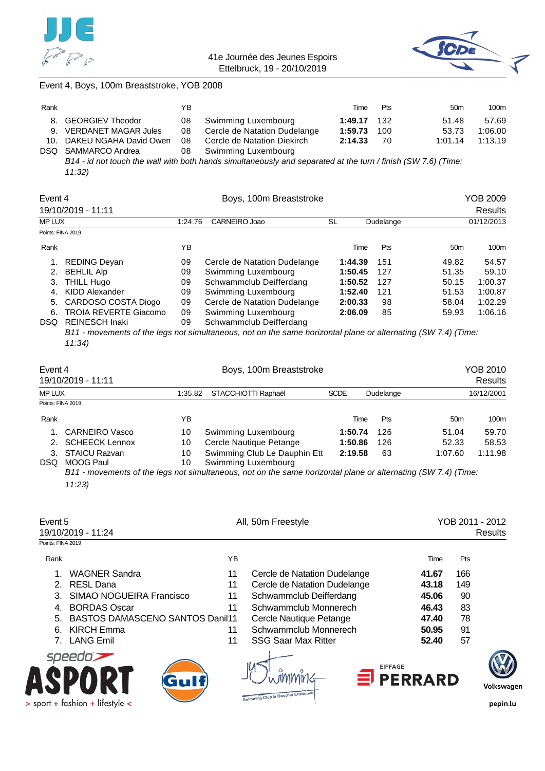Event 4, Boys, 100m Breaststroke, YOB 2008

| Rank | | YB | | Time | Pts | 50m | 100m |
|---|---|---|---|---|---|---|---|
| 8. | GEORGIEV Theodor | 08 | Swimming Luxembourg | **1:49.17** | 132 | 51.48 | 57.69 |
| 9. | VERDANET MAGAR Jules | 08 | Cercle de Natation Dudelange | **1:59.73** | 100 | 53.73 | 1:06.00 |
| 10. | DAKEU NGAHA David Owen | 08 | Cercle de Natation Diekirch | **2:14.33** | 70 | 1:01.14 | 1:13.19 |
| DSQ | SAMMARCO Andrea | 08 | Swimming Luxembourg | | | | |

*B14 - id not touch the wall with both hands simultaneously and separated at the turn / finish (SW 7.6) (Time: 11:32)*

## Event 4 — Boys, 100m Breaststroke — YOB 2009

19/10/2019 - 11:11 — Results

| MP LUX | 1:24.76 | CARNEIRO Joao | SL | Dudelange | 01/12/2013 |
|---|---|---|---|---|---|

Points: FINA 2019

| Rank | | YB | | Time | Pts | 50m | 100m |
|---|---|---|---|---|---|---|---|
| 1. | REDING Deyan | 09 | Cercle de Natation Dudelange | **1:44.39** | 151 | 49.82 | 54.57 |
| 2. | BEHLIL Alp | 09 | Swimming Luxembourg | **1:50.45** | 127 | 51.35 | 59.10 |
| 3. | THILL Hugo | 09 | Schwammclub Deifferdang | **1:50.52** | 127 | 50.15 | 1:00.37 |
| 4. | KIDD Alexander | 09 | Swimming Luxembourg | **1:52.40** | 121 | 51.53 | 1:00.87 |
| 5. | CARDOSO COSTA Diogo | 09 | Cercle de Natation Dudelange | **2:00.33** | 98 | 58.04 | 1:02.29 |
| 6. | TROIA REVERTE Giacomo | 09 | Swimming Luxembourg | **2:06.09** | 85 | 59.93 | 1:06.16 |
| DSQ | REINESCH Inaki | 09 | Schwammclub Deifferdang | | | | |

*B11 - movements of the legs not simultaneous, not on the same horizontal plane or alternating (SW 7.4) (Time: 11:34)*

## Event 4 — Boys, 100m Breaststroke — YOB 2010

19/10/2019 - 11:11 — Results

| MP LUX | 1:35.82 | STACCHIOTTI Raphaël | SCDE | Dudelange | 16/12/2001 |
|---|---|---|---|---|---|

Points: FINA 2019

| Rank | | YB | | Time | Pts | 50m | 100m |
|---|---|---|---|---|---|---|---|
| 1. | CARNEIRO Vasco | 10 | Swimming Luxembourg | **1:50.74** | 126 | 51.04 | 59.70 |
| 2. | SCHEECK Lennox | 10 | Cercle Nautique Petange | **1:50.86** | 126 | 52.33 | 58.53 |
| 3. | STAICU Razvan | 10 | Swimming Club Le Dauphin Ett | **2:19.58** | 63 | 1:07.60 | 1:11.98 |
| DSQ | MOOG Paul | 10 | Swimming Luxembourg | | | | |

*B11 - movements of the legs not simultaneous, not on the same horizontal plane or alternating (SW 7.4) (Time: 11:23)*

## Event 5 — All, 50m Freestyle — YOB 2011 - 2012

19/10/2019 - 11:24 — Results

Points: FINA 2019

| Rank | | YB | | Time | Pts |
|---|---|---|---|---|---|
| 1. | WAGNER Sandra | 11 | Cercle de Natation Dudelange | **41.67** | 166 |
| 2. | RESL Dana | 11 | Cercle de Natation Dudelange | **43.18** | 149 |
| 3. | SIMAO NOGUEIRA Francisco | 11 | Schwammclub Deifferdang | **45.06** | 90 |
| 4. | BORDAS Oscar | 11 | Schwammclub Monnerech | **46.43** | 83 |
| 5. | BASTOS DAMASCENO SANTOS Danil | 11 | Cercle Nautique Petange | **47.40** | 78 |
| 6. | KIRCH Emma | 11 | Schwammclub Monnerech | **50.95** | 91 |
| 7. | LANG Emil | 11 | SSG Saar Max Ritter | **52.40** | 57 |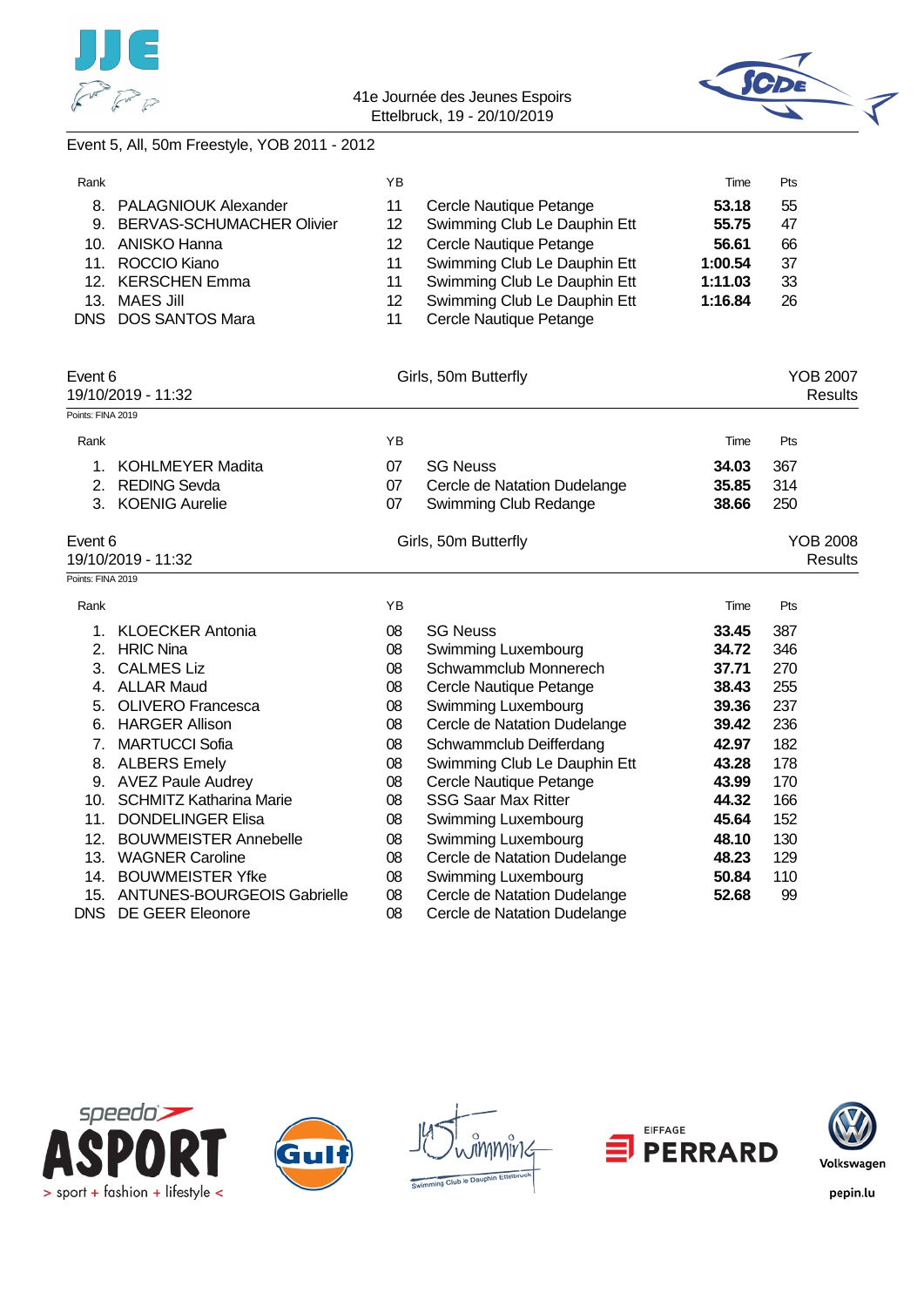Event 5, All, 50m Freestyle, YOB 2011 - 2012

| Rank | | YB | | Time | Pts |
|---|---|---|---|---|---|
| 8. | PALAGNIOUK Alexander | 11 | Cercle Nautique Petange | **53.18** | 55 |
| 9. | BERVAS-SCHUMACHER Olivier | 12 | Swimming Club Le Dauphin Ett | **55.75** | 47 |
| 10. | ANISKO Hanna | 12 | Cercle Nautique Petange | **56.61** | 66 |
| 11. | ROCCIO Kiano | 11 | Swimming Club Le Dauphin Ett | **1:00.54** | 37 |
| 12. | KERSCHEN Emma | 11 | Swimming Club Le Dauphin Ett | **1:11.03** | 33 |
| 13. | MAES Jill | 12 | Swimming Club Le Dauphin Ett | **1:16.84** | 26 |
| DNS | DOS SANTOS Mara | 11 | Cercle Nautique Petange | | |

## Event 6 — Girls, 50m Butterfly — YOB 2007

19/10/2019 - 11:32 — Results

Points: FINA 2019

| Rank | | YB | | Time | Pts |
|---|---|---|---|---|---|
| 1. | KOHLMEYER Madita | 07 | SG Neuss | **34.03** | 367 |
| 2. | REDING Sevda | 07 | Cercle de Natation Dudelange | **35.85** | 314 |
| 3. | KOENIG Aurelie | 07 | Swimming Club Redange | **38.66** | 250 |

## Event 6 — Girls, 50m Butterfly — YOB 2008

19/10/2019 - 11:32 — Results

Points: FINA 2019

| Rank | | YB | | Time | Pts |
|---|---|---|---|---|---|
| 1. | KLOECKER Antonia | 08 | SG Neuss | **33.45** | 387 |
| 2. | HRIC Nina | 08 | Swimming Luxembourg | **34.72** | 346 |
| 3. | CALMES Liz | 08 | Schwammclub Monnerech | **37.71** | 270 |
| 4. | ALLAR Maud | 08 | Cercle Nautique Petange | **38.43** | 255 |
| 5. | OLIVERO Francesca | 08 | Swimming Luxembourg | **39.36** | 237 |
| 6. | HARGER Allison | 08 | Cercle de Natation Dudelange | **39.42** | 236 |
| 7. | MARTUCCI Sofia | 08 | Schwammclub Deifferdang | **42.97** | 182 |
| 8. | ALBERS Emely | 08 | Swimming Club Le Dauphin Ett | **43.28** | 178 |
| 9. | AVEZ Paule Audrey | 08 | Cercle Nautique Petange | **43.99** | 170 |
| 10. | SCHMITZ Katharina Marie | 08 | SSG Saar Max Ritter | **44.32** | 166 |
| 11. | DONDELINGER Elisa | 08 | Swimming Luxembourg | **45.64** | 152 |
| 12. | BOUWMEISTER Annebelle | 08 | Swimming Luxembourg | **48.10** | 130 |
| 13. | WAGNER Caroline | 08 | Cercle de Natation Dudelange | **48.23** | 129 |
| 14. | BOUWMEISTER Yfke | 08 | Swimming Luxembourg | **50.84** | 110 |
| 15. | ANTUNES-BOURGEOIS Gabrielle | 08 | Cercle de Natation Dudelange | **52.68** | 99 |
| DNS | DE GEER Eleonore | 08 | Cercle de Natation Dudelange | | |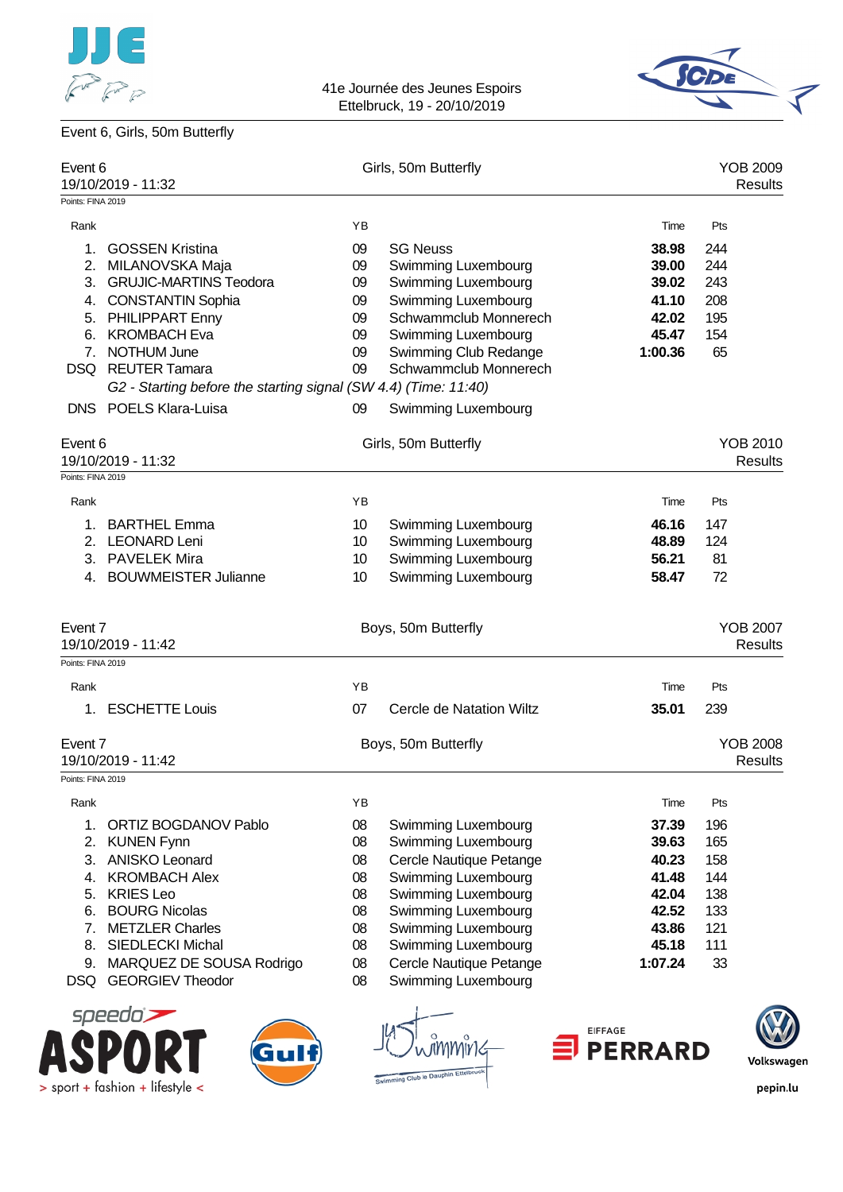Event 6, Girls, 50m Butterfly

## Event 6 — Girls, 50m Butterfly — YOB 2009

19/10/2019 - 11:32 — Results

Points: FINA 2019

| Rank | | YB | | Time | Pts |
|---|---|---|---|---|---|
| 1. | GOSSEN Kristina | 09 | SG Neuss | **38.98** | 244 |
| 2. | MILANOVSKA Maja | 09 | Swimming Luxembourg | **39.00** | 244 |
| 3. | GRUJIC-MARTINS Teodora | 09 | Swimming Luxembourg | **39.02** | 243 |
| 4. | CONSTANTIN Sophia | 09 | Swimming Luxembourg | **41.10** | 208 |
| 5. | PHILIPPART Enny | 09 | Schwammclub Monnerech | **42.02** | 195 |
| 6. | KROMBACH Eva | 09 | Swimming Luxembourg | **45.47** | 154 |
| 7. | NOTHUM June | 09 | Swimming Club Redange | **1:00.36** | 65 |
| DSQ | REUTER Tamara | 09 | Schwammclub Monnerech | | |
| | *G2 - Starting before the starting signal (SW 4.4) (Time: 11:40)* | | | | |
| DNS | POELS Klara-Luisa | 09 | Swimming Luxembourg | | |

## Event 6 — Girls, 50m Butterfly — YOB 2010

19/10/2019 - 11:32 — Results

Points: FINA 2019

| Rank | | YB | | Time | Pts |
|---|---|---|---|---|---|
| 1. | BARTHEL Emma | 10 | Swimming Luxembourg | **46.16** | 147 |
| 2. | LEONARD Leni | 10 | Swimming Luxembourg | **48.89** | 124 |
| 3. | PAVELEK Mira | 10 | Swimming Luxembourg | **56.21** | 81 |
| 4. | BOUWMEISTER Julianne | 10 | Swimming Luxembourg | **58.47** | 72 |

## Event 7 — Boys, 50m Butterfly — YOB 2007

19/10/2019 - 11:42 — Results

Points: FINA 2019

| Rank | | YB | | Time | Pts |
|---|---|---|---|---|---|
| 1. | ESCHETTE Louis | 07 | Cercle de Natation Wiltz | **35.01** | 239 |

## Event 7 — Boys, 50m Butterfly — YOB 2008

19/10/2019 - 11:42 — Results

Points: FINA 2019

| Rank | | YB | | Time | Pts |
|---|---|---|---|---|---|
| 1. | ORTIZ BOGDANOV Pablo | 08 | Swimming Luxembourg | **37.39** | 196 |
| 2. | KUNEN Fynn | 08 | Swimming Luxembourg | **39.63** | 165 |
| 3. | ANISKO Leonard | 08 | Cercle Nautique Petange | **40.23** | 158 |
| 4. | KROMBACH Alex | 08 | Swimming Luxembourg | **41.48** | 144 |
| 5. | KRIES Leo | 08 | Swimming Luxembourg | **42.04** | 138 |
| 6. | BOURG Nicolas | 08 | Swimming Luxembourg | **42.52** | 133 |
| 7. | METZLER Charles | 08 | Swimming Luxembourg | **43.86** | 121 |
| 8. | SIEDLECKI Michal | 08 | Swimming Luxembourg | **45.18** | 111 |
| 9. | MARQUEZ DE SOUSA Rodrigo | 08 | Cercle Nautique Petange | **1:07.24** | 33 |
| DSQ | GEORGIEV Theodor | 08 | Swimming Luxembourg | | |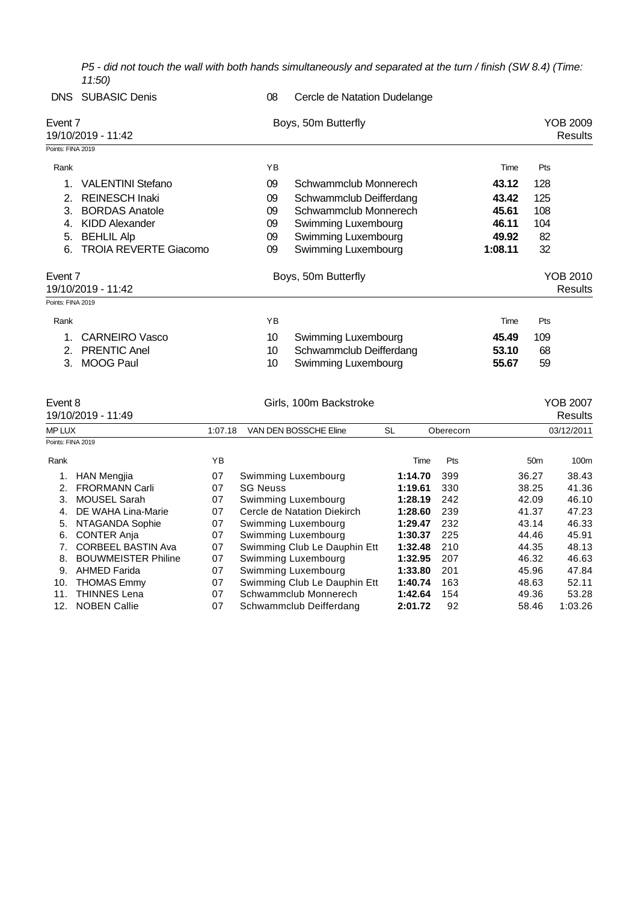*P5 - did not touch the wall with both hands simultaneously and separated at the turn / finish (SW 8.4) (Time: 11:50)*

| | | | |
|---|---|---|---|
| DNS | SUBASIC Denis | 08 | Cercle de Natation Dudelange |

## Event 7 — Boys, 50m Butterfly — YOB 2009

19/10/2019 - 11:42 — Results

Points: FINA 2019

| Rank | | YB | | Time | Pts |
|---|---|---|---|---|---|
| 1. | VALENTINI Stefano | 09 | Schwammclub Monnerech | **43.12** | 128 |
| 2. | REINESCH Inaki | 09 | Schwammclub Deifferdang | **43.42** | 125 |
| 3. | BORDAS Anatole | 09 | Schwammclub Monnerech | **45.61** | 108 |
| 4. | KIDD Alexander | 09 | Swimming Luxembourg | **46.11** | 104 |
| 5. | BEHLIL Alp | 09 | Swimming Luxembourg | **49.92** | 82 |
| 6. | TROIA REVERTE Giacomo | 09 | Swimming Luxembourg | **1:08.11** | 32 |

## Event 7 — Boys, 50m Butterfly — YOB 2010

19/10/2019 - 11:42 — Results

Points: FINA 2019

| Rank | | YB | | Time | Pts |
|---|---|---|---|---|---|
| 1. | CARNEIRO Vasco | 10 | Swimming Luxembourg | **45.49** | 109 |
| 2. | PRENTIC Anel | 10 | Schwammclub Deifferdang | **53.10** | 68 |
| 3. | MOOG Paul | 10 | Swimming Luxembourg | **55.67** | 59 |

## Event 8 — Girls, 100m Backstroke — YOB 2007

19/10/2019 - 11:49 — Results

| MP LUX | 1:07.18 | VAN DEN BOSSCHE Eline | SL | Oberecorn | 03/12/2011 |
|---|---|---|---|---|---|

Points: FINA 2019

| Rank | | YB | | Time | Pts | 50m | 100m |
|---|---|---|---|---|---|---|---|
| 1. | HAN Mengjia | 07 | Swimming Luxembourg | **1:14.70** | 399 | 36.27 | 38.43 |
| 2. | FRORMANN Carli | 07 | SG Neuss | **1:19.61** | 330 | 38.25 | 41.36 |
| 3. | MOUSEL Sarah | 07 | Swimming Luxembourg | **1:28.19** | 242 | 42.09 | 46.10 |
| 4. | DE WAHA Lina-Marie | 07 | Cercle de Natation Diekirch | **1:28.60** | 239 | 41.37 | 47.23 |
| 5. | NTAGANDA Sophie | 07 | Swimming Luxembourg | **1:29.47** | 232 | 43.14 | 46.33 |
| 6. | CONTER Anja | 07 | Swimming Luxembourg | **1:30.37** | 225 | 44.46 | 45.91 |
| 7. | CORBEEL BASTIN Ava | 07 | Swimming Club Le Dauphin Ett | **1:32.48** | 210 | 44.35 | 48.13 |
| 8. | BOUWMEISTER Philine | 07 | Swimming Luxembourg | **1:32.95** | 207 | 46.32 | 46.63 |
| 9. | AHMED Farida | 07 | Swimming Luxembourg | **1:33.80** | 201 | 45.96 | 47.84 |
| 10. | THOMAS Emmy | 07 | Swimming Club Le Dauphin Ett | **1:40.74** | 163 | 48.63 | 52.11 |
| 11. | THINNES Lena | 07 | Schwammclub Monnerech | **1:42.64** | 154 | 49.36 | 53.28 |
| 12. | NOBEN Callie | 07 | Schwammclub Deifferdang | **2:01.72** | 92 | 58.46 | 1:03.26 |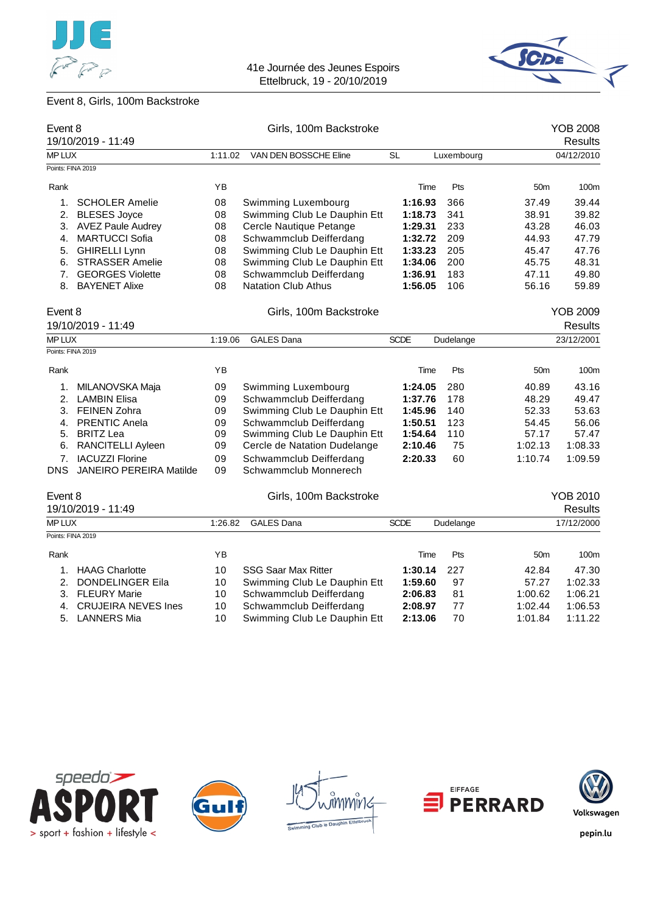41e Journée des Jeunes Espoirs
Ettelbruck, 19 - 20/10/2019

## Event 8, Girls, 100m Backstroke

### Event 8 — Girls, 100m Backstroke — YOB 2008

19/10/2019 - 11:49 — Results

MP LUX 1:11.02 VAN DEN BOSSCHE Eline SL Luxembourg 04/12/2010

Points: FINA 2019

| Rank | | YB | | Time | Pts | 50m | 100m |
|---|---|---|---|---|---|---|---|
| 1. | SCHOLER Amelie | 08 | Swimming Luxembourg | **1:16.93** | 366 | 37.49 | 39.44 |
| 2. | BLESES Joyce | 08 | Swimming Club Le Dauphin Ett | **1:18.73** | 341 | 38.91 | 39.82 |
| 3. | AVEZ Paule Audrey | 08 | Cercle Nautique Petange | **1:29.31** | 233 | 43.28 | 46.03 |
| 4. | MARTUCCI Sofia | 08 | Schwammclub Deifferdang | **1:32.72** | 209 | 44.93 | 47.79 |
| 5. | GHIRELLI Lynn | 08 | Swimming Club Le Dauphin Ett | **1:33.23** | 205 | 45.47 | 47.76 |
| 6. | STRASSER Amelie | 08 | Swimming Club Le Dauphin Ett | **1:34.06** | 200 | 45.75 | 48.31 |
| 7. | GEORGES Violette | 08 | Schwammclub Deifferdang | **1:36.91** | 183 | 47.11 | 49.80 |
| 8. | BAYENET Alixe | 08 | Natation Club Athus | **1:56.05** | 106 | 56.16 | 59.89 |

### Event 8 — Girls, 100m Backstroke — YOB 2009

19/10/2019 - 11:49 — Results

MP LUX 1:19.06 GALES Dana SCDE Dudelange 23/12/2001

Points: FINA 2019

| Rank | | YB | | Time | Pts | 50m | 100m |
|---|---|---|---|---|---|---|---|
| 1. | MILANOVSKA Maja | 09 | Swimming Luxembourg | **1:24.05** | 280 | 40.89 | 43.16 |
| 2. | LAMBIN Elisa | 09 | Schwammclub Deifferdang | **1:37.76** | 178 | 48.29 | 49.47 |
| 3. | FEINEN Zohra | 09 | Swimming Club Le Dauphin Ett | **1:45.96** | 140 | 52.33 | 53.63 |
| 4. | PRENTIC Anela | 09 | Schwammclub Deifferdang | **1:50.51** | 123 | 54.45 | 56.06 |
| 5. | BRITZ Lea | 09 | Swimming Club Le Dauphin Ett | **1:54.64** | 110 | 57.17 | 57.47 |
| 6. | RANCITELLI Ayleen | 09 | Cercle de Natation Dudelange | **2:10.46** | 75 | 1:02.13 | 1:08.33 |
| 7. | IACUZZI Florine | 09 | Schwammclub Deifferdang | **2:20.33** | 60 | 1:10.74 | 1:09.59 |
| DNS | JANEIRO PEREIRA Matilde | 09 | Schwammclub Monnerech | | | | |

### Event 8 — Girls, 100m Backstroke — YOB 2010

19/10/2019 - 11:49 — Results

MP LUX 1:26.82 GALES Dana SCDE Dudelange 17/12/2000

Points: FINA 2019

| Rank | | YB | | Time | Pts | 50m | 100m |
|---|---|---|---|---|---|---|---|
| 1. | HAAG Charlotte | 10 | SSG Saar Max Ritter | **1:30.14** | 227 | 42.84 | 47.30 |
| 2. | DONDELINGER Eila | 10 | Swimming Club Le Dauphin Ett | **1:59.60** | 97 | 57.27 | 1:02.33 |
| 3. | FLEURY Marie | 10 | Schwammclub Deifferdang | **2:06.83** | 81 | 1:00.62 | 1:06.21 |
| 4. | CRUJEIRA NEVES Ines | 10 | Schwammclub Deifferdang | **2:08.97** | 77 | 1:02.44 | 1:06.53 |
| 5. | LANNERS Mia | 10 | Swimming Club Le Dauphin Ett | **2:13.06** | 70 | 1:01.84 | 1:11.22 |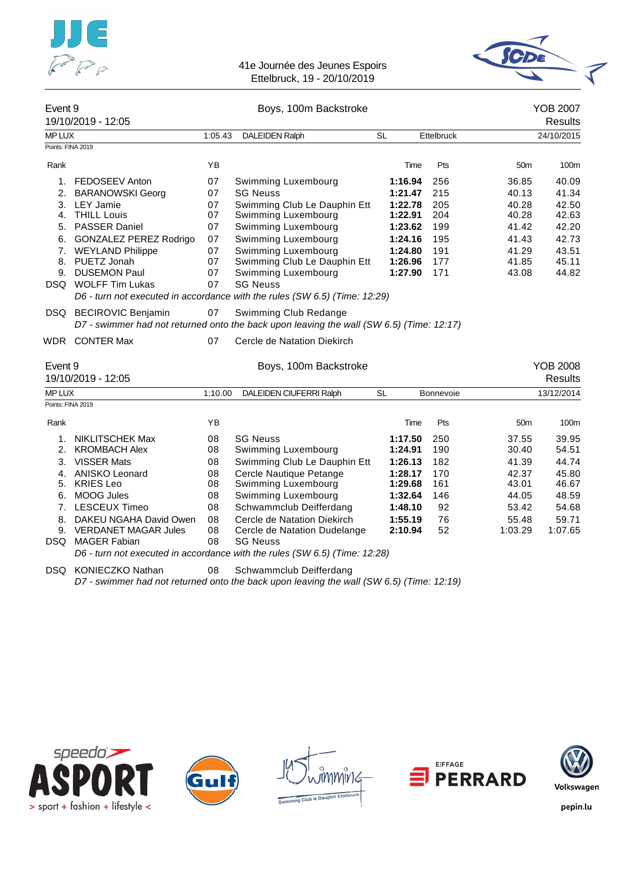41e Journée des Jeunes Espoirs
Ettelbruck, 19 - 20/10/2019

## Event 9 — Boys, 100m Backstroke — YOB 2007

19/10/2019 - 12:05 — Results

MP LUX — 1:05.43 — DALEIDEN Ralph — SL — Ettelbruck — 24/10/2015

Points: FINA 2019

| Rank | | YB | | Time | Pts | 50m | 100m |
|---|---|---|---|---|---|---|---|
| 1. | FEDOSEEV Anton | 07 | Swimming Luxembourg | **1:16.94** | 256 | 36.85 | 40.09 |
| 2. | BARANOWSKI Georg | 07 | SG Neuss | **1:21.47** | 215 | 40.13 | 41.34 |
| 3. | LEY Jamie | 07 | Swimming Club Le Dauphin Ett | **1:22.78** | 205 | 40.28 | 42.50 |
| 4. | THILL Louis | 07 | Swimming Luxembourg | **1:22.91** | 204 | 40.28 | 42.63 |
| 5. | PASSER Daniel | 07 | Swimming Luxembourg | **1:23.62** | 199 | 41.42 | 42.20 |
| 6. | GONZALEZ PEREZ Rodrigo | 07 | Swimming Luxembourg | **1:24.16** | 195 | 41.43 | 42.73 |
| 7. | WEYLAND Philippe | 07 | Swimming Luxembourg | **1:24.80** | 191 | 41.29 | 43.51 |
| 8. | PUETZ Jonah | 07 | Swimming Club Le Dauphin Ett | **1:26.96** | 177 | 41.85 | 45.11 |
| 9. | DUSEMON Paul | 07 | Swimming Luxembourg | **1:27.90** | 171 | 43.08 | 44.82 |
| DSQ | WOLFF Tim Lukas | 07 | SG Neuss | | | | |
| | *D6 - turn not executed in accordance with the rules (SW 6.5) (Time: 12:29)* | | | | | | |
| DSQ | BECIROVIC Benjamin | 07 | Swimming Club Redange | | | | |
| | *D7 - swimmer had not returned onto the back upon leaving the wall (SW 6.5) (Time: 12:17)* | | | | | | |
| WDR | CONTER Max | 07 | Cercle de Natation Diekirch | | | | |

## Event 9 — Boys, 100m Backstroke — YOB 2008

19/10/2019 - 12:05 — Results

MP LUX — 1:10.00 — DALEIDEN CIUFERRI Ralph — SL — Bonnevoie — 13/12/2014

Points: FINA 2019

| Rank | | YB | | Time | Pts | 50m | 100m |
|---|---|---|---|---|---|---|---|
| 1. | NIKLITSCHEK Max | 08 | SG Neuss | **1:17.50** | 250 | 37.55 | 39.95 |
| 2. | KROMBACH Alex | 08 | Swimming Luxembourg | **1:24.91** | 190 | 30.40 | 54.51 |
| 3. | VISSER Mats | 08 | Swimming Club Le Dauphin Ett | **1:26.13** | 182 | 41.39 | 44.74 |
| 4. | ANISKO Leonard | 08 | Cercle Nautique Petange | **1:28.17** | 170 | 42.37 | 45.80 |
| 5. | KRIES Leo | 08 | Swimming Luxembourg | **1:29.68** | 161 | 43.01 | 46.67 |
| 6. | MOOG Jules | 08 | Swimming Luxembourg | **1:32.64** | 146 | 44.05 | 48.59 |
| 7. | LESCEUX Timeo | 08 | Schwammclub Deifferdang | **1:48.10** | 92 | 53.42 | 54.68 |
| 8. | DAKEU NGAHA David Owen | 08 | Cercle de Natation Diekirch | **1:55.19** | 76 | 55.48 | 59.71 |
| 9. | VERDANET MAGAR Jules | 08 | Cercle de Natation Dudelange | **2:10.94** | 52 | 1:03.29 | 1:07.65 |
| DSQ | MAGER Fabian | 08 | SG Neuss | | | | |
| | *D6 - turn not executed in accordance with the rules (SW 6.5) (Time: 12:28)* | | | | | | |
| DSQ | KONIECZKO Nathan | 08 | Schwammclub Deifferdang | | | | |
| | *D7 - swimmer had not returned onto the back upon leaving the wall (SW 6.5) (Time: 12:19)* | | | | | | |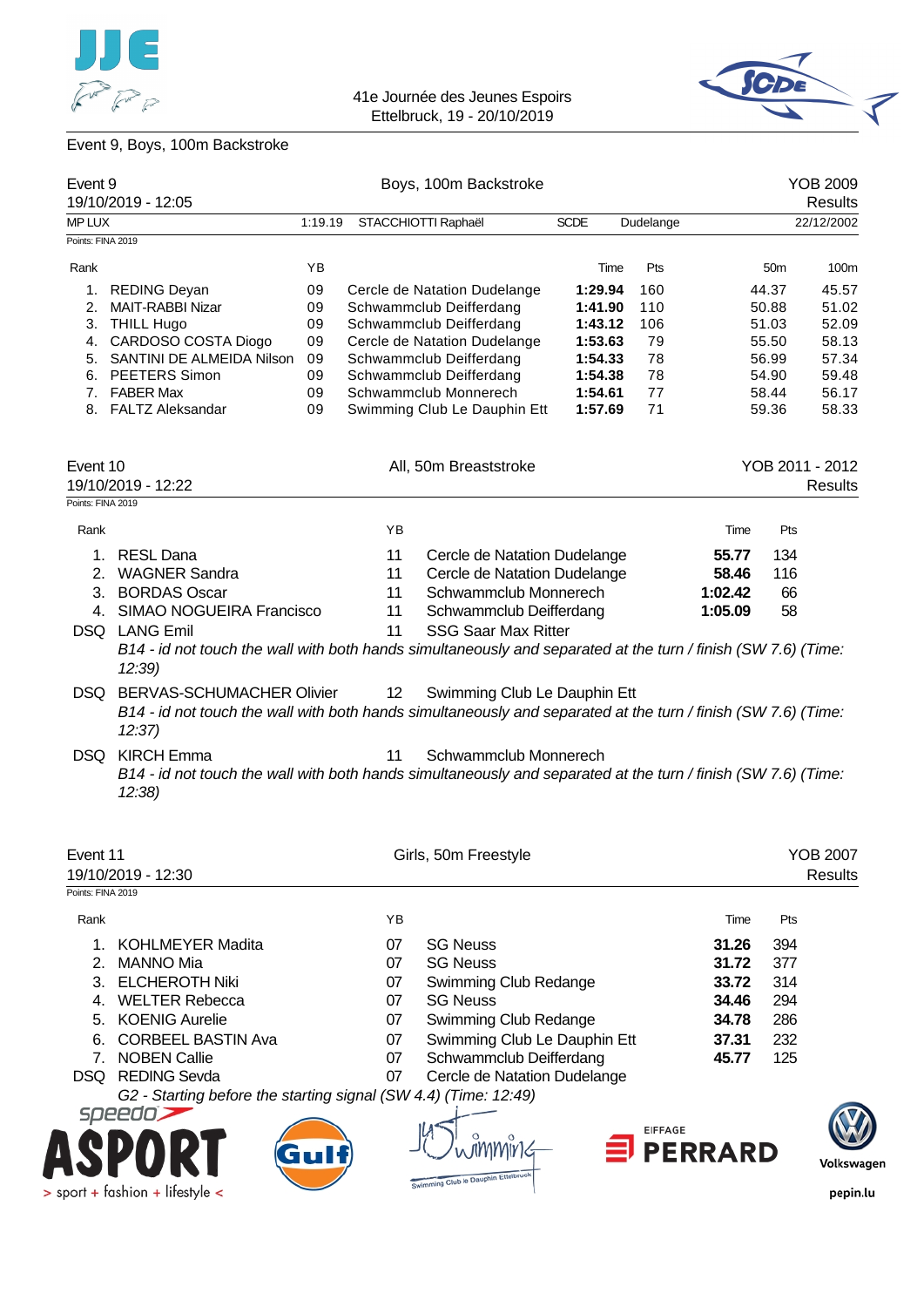Event 9, Boys, 100m Backstroke

## Event 9 — Boys, 100m Backstroke — YOB 2009

19/10/2019 - 12:05 — Results

MP LUX 1:19.19 STACCHIOTTI Raphaël SCDE Dudelange 22/12/2002

Points: FINA 2019

| Rank | | YB | | Time | Pts | 50m | 100m |
|---|---|---|---|---|---|---|---|
| 1. | REDING Deyan | 09 | Cercle de Natation Dudelange | **1:29.94** | 160 | 44.37 | 45.57 |
| 2. | MAIT-RABBI Nizar | 09 | Schwammclub Deifferdang | **1:41.90** | 110 | 50.88 | 51.02 |
| 3. | THILL Hugo | 09 | Schwammclub Deifferdang | **1:43.12** | 106 | 51.03 | 52.09 |
| 4. | CARDOSO COSTA Diogo | 09 | Cercle de Natation Dudelange | **1:53.63** | 79 | 55.50 | 58.13 |
| 5. | SANTINI DE ALMEIDA Nilson | 09 | Schwammclub Deifferdang | **1:54.33** | 78 | 56.99 | 57.34 |
| 6. | PEETERS Simon | 09 | Schwammclub Deifferdang | **1:54.38** | 78 | 54.90 | 59.48 |
| 7. | FABER Max | 09 | Schwammclub Monnerech | **1:54.61** | 77 | 58.44 | 56.17 |
| 8. | FALTZ Aleksandar | 09 | Swimming Club Le Dauphin Ett | **1:57.69** | 71 | 59.36 | 58.33 |

## Event 10 — All, 50m Breaststroke — YOB 2011 - 2012

19/10/2019 - 12:22 — Results

Points: FINA 2019

| Rank | | YB | | Time | Pts |
|---|---|---|---|---|---|
| 1. | RESL Dana | 11 | Cercle de Natation Dudelange | **55.77** | 134 |
| 2. | WAGNER Sandra | 11 | Cercle de Natation Dudelange | **58.46** | 116 |
| 3. | BORDAS Oscar | 11 | Schwammclub Monnerech | **1:02.42** | 66 |
| 4. | SIMAO NOGUEIRA Francisco | 11 | Schwammclub Deifferdang | **1:05.09** | 58 |
| DSQ | LANG Emil | 11 | SSG Saar Max Ritter | | |
| | *B14 - id not touch the wall with both hands simultaneously and separated at the turn / finish (SW 7.6) (Time: 12:39)* | | | | |
| DSQ | BERVAS-SCHUMACHER Olivier | 12 | Swimming Club Le Dauphin Ett | | |
| | *B14 - id not touch the wall with both hands simultaneously and separated at the turn / finish (SW 7.6) (Time: 12:37)* | | | | |
| DSQ | KIRCH Emma | 11 | Schwammclub Monnerech | | |
| | *B14 - id not touch the wall with both hands simultaneously and separated at the turn / finish (SW 7.6) (Time: 12:38)* | | | | |

## Event 11 — Girls, 50m Freestyle — YOB 2007

19/10/2019 - 12:30 — Results

Points: FINA 2019

| Rank | | YB | | Time | Pts |
|---|---|---|---|---|---|
| 1. | KOHLMEYER Madita | 07 | SG Neuss | **31.26** | 394 |
| 2. | MANNO Mia | 07 | SG Neuss | **31.72** | 377 |
| 3. | ELCHEROTH Niki | 07 | Swimming Club Redange | **33.72** | 314 |
| 4. | WELTER Rebecca | 07 | SG Neuss | **34.46** | 294 |
| 5. | KOENIG Aurelie | 07 | Swimming Club Redange | **34.78** | 286 |
| 6. | CORBEEL BASTIN Ava | 07 | Swimming Club Le Dauphin Ett | **37.31** | 232 |
| 7. | NOBEN Callie | 07 | Schwammclub Deifferdang | **45.77** | 125 |
| DSQ | REDING Sevda | 07 | Cercle de Natation Dudelange | | |
| | *G2 - Starting before the starting signal (SW 4.4) (Time: 12:49)* | | | | |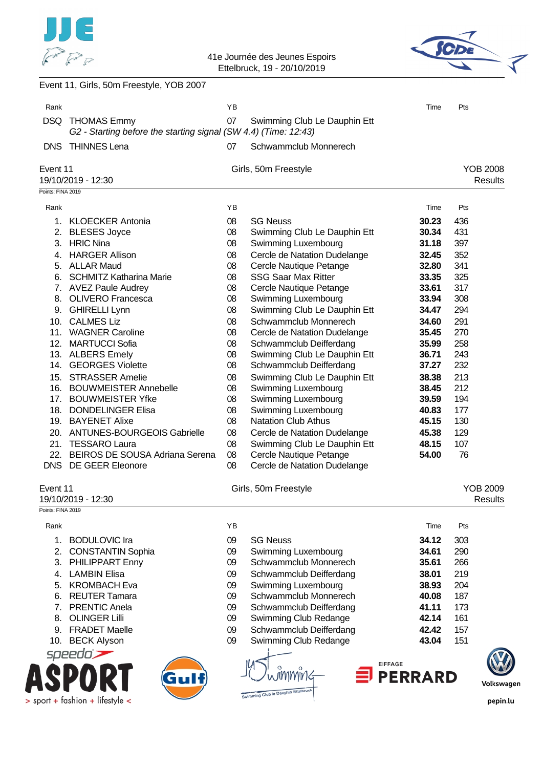## Event 11, Girls, 50m Freestyle, YOB 2007

| Rank | | YB | | Time | Pts |
|---|---|---|---|---|---|
| DSQ | THOMAS Emmy | 07 | Swimming Club Le Dauphin Ett | | |
| | *G2 - Starting before the starting signal (SW 4.4) (Time: 12:43)* | | | | |
| DNS | THINNES Lena | 07 | Schwammclub Monnerech | | |

## Event 11 — Girls, 50m Freestyle — YOB 2008

19/10/2019 - 12:30 — Results

Points: FINA 2019

| Rank | | YB | | Time | Pts |
|---|---|---|---|---|---|
| 1. | KLOECKER Antonia | 08 | SG Neuss | **30.23** | 436 |
| 2. | BLESES Joyce | 08 | Swimming Club Le Dauphin Ett | **30.34** | 431 |
| 3. | HRIC Nina | 08 | Swimming Luxembourg | **31.18** | 397 |
| 4. | HARGER Allison | 08 | Cercle de Natation Dudelange | **32.45** | 352 |
| 5. | ALLAR Maud | 08 | Cercle Nautique Petange | **32.80** | 341 |
| 6. | SCHMITZ Katharina Marie | 08 | SSG Saar Max Ritter | **33.35** | 325 |
| 7. | AVEZ Paule Audrey | 08 | Cercle Nautique Petange | **33.61** | 317 |
| 8. | OLIVERO Francesca | 08 | Swimming Luxembourg | **33.94** | 308 |
| 9. | GHIRELLI Lynn | 08 | Swimming Club Le Dauphin Ett | **34.47** | 294 |
| 10. | CALMES Liz | 08 | Schwammclub Monnerech | **34.60** | 291 |
| 11. | WAGNER Caroline | 08 | Cercle de Natation Dudelange | **35.45** | 270 |
| 12. | MARTUCCI Sofia | 08 | Schwammclub Deifferdang | **35.99** | 258 |
| 13. | ALBERS Emely | 08 | Swimming Club Le Dauphin Ett | **36.71** | 243 |
| 14. | GEORGES Violette | 08 | Schwammclub Deifferdang | **37.27** | 232 |
| 15. | STRASSER Amelie | 08 | Swimming Club Le Dauphin Ett | **38.38** | 213 |
| 16. | BOUWMEISTER Annebelle | 08 | Swimming Luxembourg | **38.45** | 212 |
| 17. | BOUWMEISTER Yfke | 08 | Swimming Luxembourg | **39.59** | 194 |
| 18. | DONDELINGER Elisa | 08 | Swimming Luxembourg | **40.83** | 177 |
| 19. | BAYENET Alixe | 08 | Natation Club Athus | **45.15** | 130 |
| 20. | ANTUNES-BOURGEOIS Gabrielle | 08 | Cercle de Natation Dudelange | **45.38** | 129 |
| 21. | TESSARO Laura | 08 | Swimming Club Le Dauphin Ett | **48.15** | 107 |
| 22. | BEIROS DE SOUSA Adriana Serena | 08 | Cercle Nautique Petange | **54.00** | 76 |
| DNS | DE GEER Eleonore | 08 | Cercle de Natation Dudelange | | |

## Event 11 — Girls, 50m Freestyle — YOB 2009

19/10/2019 - 12:30 — Results

Points: FINA 2019

| Rank | | YB | | Time | Pts |
|---|---|---|---|---|---|
| 1. | BODULOVIC Ira | 09 | SG Neuss | **34.12** | 303 |
| 2. | CONSTANTIN Sophia | 09 | Swimming Luxembourg | **34.61** | 290 |
| 3. | PHILIPPART Enny | 09 | Schwammclub Monnerech | **35.61** | 266 |
| 4. | LAMBIN Elisa | 09 | Schwammclub Deifferdang | **38.01** | 219 |
| 5. | KROMBACH Eva | 09 | Swimming Luxembourg | **38.93** | 204 |
| 6. | REUTER Tamara | 09 | Schwammclub Monnerech | **40.08** | 187 |
| 7. | PRENTIC Anela | 09 | Schwammclub Deifferdang | **41.11** | 173 |
| 8. | OLINGER Lilli | 09 | Swimming Club Redange | **42.14** | 161 |
| 9. | FRADET Maelle | 09 | Schwammclub Deifferdang | **42.42** | 157 |
| 10. | BECK Alyson | 09 | Swimming Club Redange | **43.04** | 151 |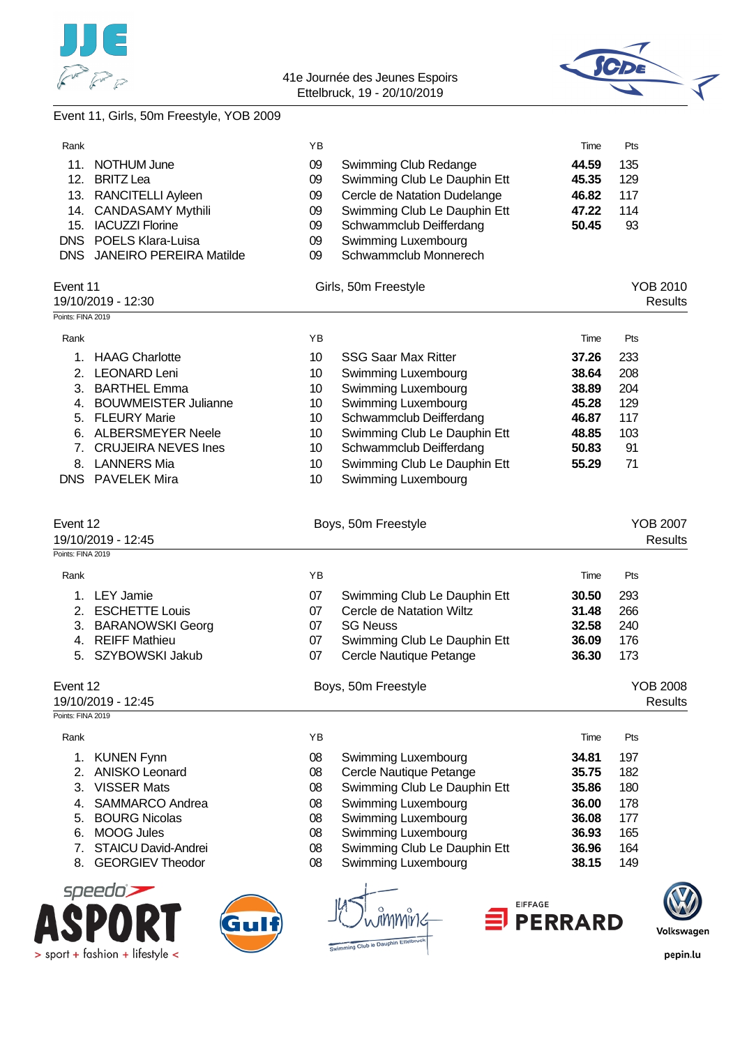Event 11, Girls, 50m Freestyle, YOB 2009

| Rank | | YB | | Time | Pts |
|---|---|---|---|---|---|
| 11. | NOTHUM June | 09 | Swimming Club Redange | **44.59** | 135 |
| 12. | BRITZ Lea | 09 | Swimming Club Le Dauphin Ett | **45.35** | 129 |
| 13. | RANCITELLI Ayleen | 09 | Cercle de Natation Dudelange | **46.82** | 117 |
| 14. | CANDASAMY Mythili | 09 | Swimming Club Le Dauphin Ett | **47.22** | 114 |
| 15. | IACUZZI Florine | 09 | Schwammclub Deifferdang | **50.45** | 93 |
| DNS | POELS Klara-Luisa | 09 | Swimming Luxembourg | | |
| DNS | JANEIRO PEREIRA Matilde | 09 | Schwammclub Monnerech | | |

## Event 11 — Girls, 50m Freestyle — YOB 2010

19/10/2019 - 12:30 — Results

Points: FINA 2019

| Rank | | YB | | Time | Pts |
|---|---|---|---|---|---|
| 1. | HAAG Charlotte | 10 | SSG Saar Max Ritter | **37.26** | 233 |
| 2. | LEONARD Leni | 10 | Swimming Luxembourg | **38.64** | 208 |
| 3. | BARTHEL Emma | 10 | Swimming Luxembourg | **38.89** | 204 |
| 4. | BOUWMEISTER Julianne | 10 | Swimming Luxembourg | **45.28** | 129 |
| 5. | FLEURY Marie | 10 | Schwammclub Deifferdang | **46.87** | 117 |
| 6. | ALBERSMEYER Neele | 10 | Swimming Club Le Dauphin Ett | **48.85** | 103 |
| 7. | CRUJEIRA NEVES Ines | 10 | Schwammclub Deifferdang | **50.83** | 91 |
| 8. | LANNERS Mia | 10 | Swimming Club Le Dauphin Ett | **55.29** | 71 |
| DNS | PAVELEK Mira | 10 | Swimming Luxembourg | | |

## Event 12 — Boys, 50m Freestyle — YOB 2007

19/10/2019 - 12:45 — Results

Points: FINA 2019

| Rank | | YB | | Time | Pts |
|---|---|---|---|---|---|
| 1. | LEY Jamie | 07 | Swimming Club Le Dauphin Ett | **30.50** | 293 |
| 2. | ESCHETTE Louis | 07 | Cercle de Natation Wiltz | **31.48** | 266 |
| 3. | BARANOWSKI Georg | 07 | SG Neuss | **32.58** | 240 |
| 4. | REIFF Mathieu | 07 | Swimming Club Le Dauphin Ett | **36.09** | 176 |
| 5. | SZYBOWSKI Jakub | 07 | Cercle Nautique Petange | **36.30** | 173 |

## Event 12 — Boys, 50m Freestyle — YOB 2008

19/10/2019 - 12:45 — Results

Points: FINA 2019

| Rank | | YB | | Time | Pts |
|---|---|---|---|---|---|
| 1. | KUNEN Fynn | 08 | Swimming Luxembourg | **34.81** | 197 |
| 2. | ANISKO Leonard | 08 | Cercle Nautique Petange | **35.75** | 182 |
| 3. | VISSER Mats | 08 | Swimming Club Le Dauphin Ett | **35.86** | 180 |
| 4. | SAMMARCO Andrea | 08 | Swimming Luxembourg | **36.00** | 178 |
| 5. | BOURG Nicolas | 08 | Swimming Luxembourg | **36.08** | 177 |
| 6. | MOOG Jules | 08 | Swimming Luxembourg | **36.93** | 165 |
| 7. | STAICU David-Andrei | 08 | Swimming Club Le Dauphin Ett | **36.96** | 164 |
| 8. | GEORGIEV Theodor | 08 | Swimming Luxembourg | **38.15** | 149 |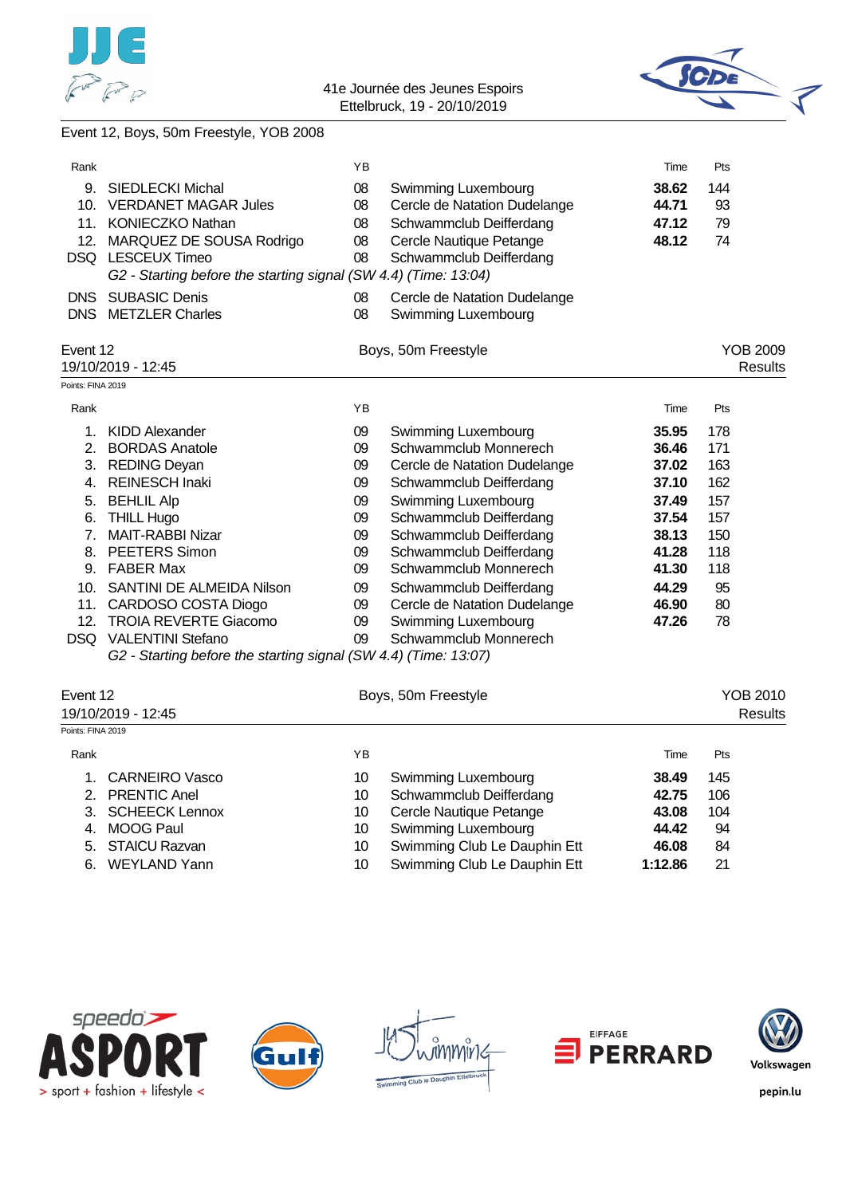Event 12, Boys, 50m Freestyle, YOB 2008

| Rank | | YB | | Time | Pts |
|---|---|---|---|---|---|
| 9. | SIEDLECKI Michal | 08 | Swimming Luxembourg | **38.62** | 144 |
| 10. | VERDANET MAGAR Jules | 08 | Cercle de Natation Dudelange | **44.71** | 93 |
| 11. | KONIECZKO Nathan | 08 | Schwammclub Deifferdang | **47.12** | 79 |
| 12. | MARQUEZ DE SOUSA Rodrigo | 08 | Cercle Nautique Petange | **48.12** | 74 |
| DSQ | LESCEUX Timeo | 08 | Schwammclub Deifferdang | | |
| | *G2 - Starting before the starting signal (SW 4.4) (Time: 13:04)* | | | | |
| DNS | SUBASIC Denis | 08 | Cercle de Natation Dudelange | | |
| DNS | METZLER Charles | 08 | Swimming Luxembourg | | |

Event 12 — Boys, 50m Freestyle — YOB 2009

19/10/2019 - 12:45 — Results

Points: FINA 2019

| Rank | | YB | | Time | Pts |
|---|---|---|---|---|---|
| 1. | KIDD Alexander | 09 | Swimming Luxembourg | **35.95** | 178 |
| 2. | BORDAS Anatole | 09 | Schwammclub Monnerech | **36.46** | 171 |
| 3. | REDING Deyan | 09 | Cercle de Natation Dudelange | **37.02** | 163 |
| 4. | REINESCH Inaki | 09 | Schwammclub Deifferdang | **37.10** | 162 |
| 5. | BEHLIL Alp | 09 | Swimming Luxembourg | **37.49** | 157 |
| 6. | THILL Hugo | 09 | Schwammclub Deifferdang | **37.54** | 157 |
| 7. | MAIT-RABBI Nizar | 09 | Schwammclub Deifferdang | **38.13** | 150 |
| 8. | PEETERS Simon | 09 | Schwammclub Deifferdang | **41.28** | 118 |
| 9. | FABER Max | 09 | Schwammclub Monnerech | **41.30** | 118 |
| 10. | SANTINI DE ALMEIDA Nilson | 09 | Schwammclub Deifferdang | **44.29** | 95 |
| 11. | CARDOSO COSTA Diogo | 09 | Cercle de Natation Dudelange | **46.90** | 80 |
| 12. | TROIA REVERTE Giacomo | 09 | Swimming Luxembourg | **47.26** | 78 |
| DSQ | VALENTINI Stefano | 09 | Schwammclub Monnerech | | |
| | *G2 - Starting before the starting signal (SW 4.4) (Time: 13:07)* | | | | |

Event 12 — Boys, 50m Freestyle — YOB 2010

19/10/2019 - 12:45 — Results

Points: FINA 2019

| Rank | | YB | | Time | Pts |
|---|---|---|---|---|---|
| 1. | CARNEIRO Vasco | 10 | Swimming Luxembourg | **38.49** | 145 |
| 2. | PRENTIC Anel | 10 | Schwammclub Deifferdang | **42.75** | 106 |
| 3. | SCHEECK Lennox | 10 | Cercle Nautique Petange | **43.08** | 104 |
| 4. | MOOG Paul | 10 | Swimming Luxembourg | **44.42** | 94 |
| 5. | STAICU Razvan | 10 | Swimming Club Le Dauphin Ett | **46.08** | 84 |
| 6. | WEYLAND Yann | 10 | Swimming Club Le Dauphin Ett | **1:12.86** | 21 |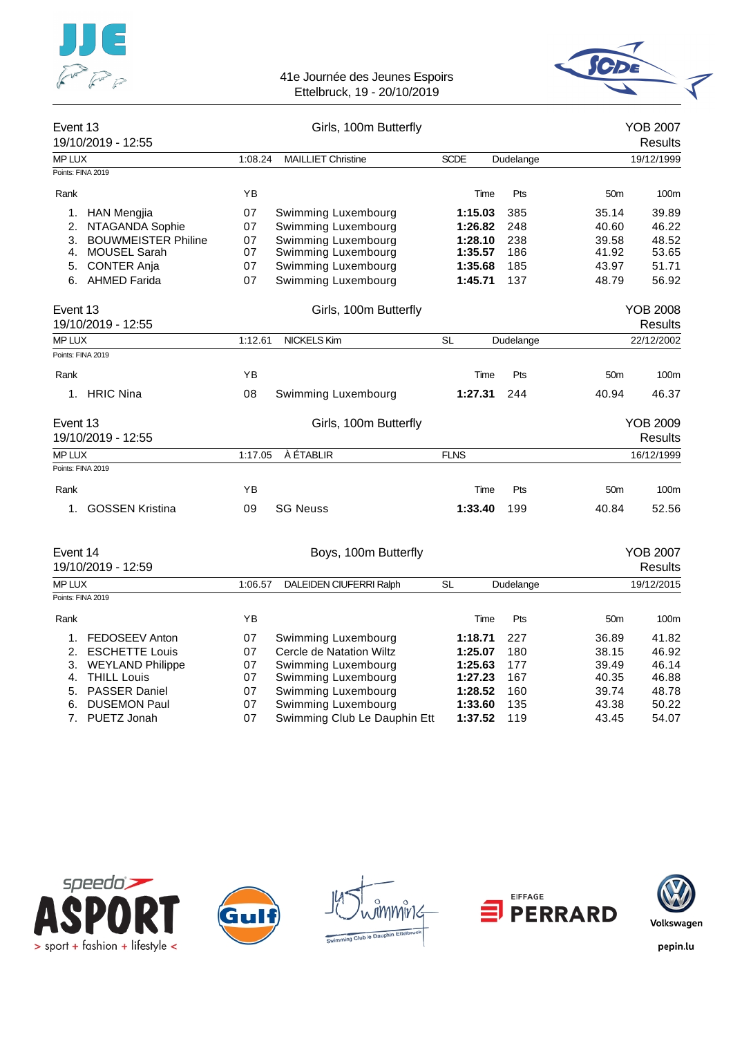## Event 13 — Girls, 100m Butterfly — YOB 2007

19/10/2019 - 12:55 — Results

| MP LUX | 1:08.24 | MAILLIET Christine | SCDE | Dudelange | 19/12/1999 |
|---|---|---|---|---|---|

Points: FINA 2019

| Rank | | YB | | Time | Pts | 50m | 100m |
|---|---|---|---|---|---|---|---|
| 1. | HAN Mengjia | 07 | Swimming Luxembourg | **1:15.03** | 385 | 35.14 | 39.89 |
| 2. | NTAGANDA Sophie | 07 | Swimming Luxembourg | **1:26.82** | 248 | 40.60 | 46.22 |
| 3. | BOUWMEISTER Philine | 07 | Swimming Luxembourg | **1:28.10** | 238 | 39.58 | 48.52 |
| 4. | MOUSEL Sarah | 07 | Swimming Luxembourg | **1:35.57** | 186 | 41.92 | 53.65 |
| 5. | CONTER Anja | 07 | Swimming Luxembourg | **1:35.68** | 185 | 43.97 | 51.71 |
| 6. | AHMED Farida | 07 | Swimming Luxembourg | **1:45.71** | 137 | 48.79 | 56.92 |

## Event 13 — Girls, 100m Butterfly — YOB 2008

19/10/2019 - 12:55 — Results

| MP LUX | 1:12.61 | NICKELS Kim | SL | Dudelange | 22/12/2002 |
|---|---|---|---|---|---|

Points: FINA 2019

| Rank | | YB | | Time | Pts | 50m | 100m |
|---|---|---|---|---|---|---|---|
| 1. | HRIC Nina | 08 | Swimming Luxembourg | **1:27.31** | 244 | 40.94 | 46.37 |

## Event 13 — Girls, 100m Butterfly — YOB 2009

19/10/2019 - 12:55 — Results

| MP LUX | 1:17.05 | À ÉTABLIR | FLNS | | 16/12/1999 |
|---|---|---|---|---|---|

Points: FINA 2019

| Rank | | YB | | Time | Pts | 50m | 100m |
|---|---|---|---|---|---|---|---|
| 1. | GOSSEN Kristina | 09 | SG Neuss | **1:33.40** | 199 | 40.84 | 52.56 |

## Event 14 — Boys, 100m Butterfly — YOB 2007

19/10/2019 - 12:59 — Results

| MP LUX | 1:06.57 | DALEIDEN CIUFERRI Ralph | SL | Dudelange | 19/12/2015 |
|---|---|---|---|---|---|

Points: FINA 2019

| Rank | | YB | | Time | Pts | 50m | 100m |
|---|---|---|---|---|---|---|---|
| 1. | FEDOSEEV Anton | 07 | Swimming Luxembourg | **1:18.71** | 227 | 36.89 | 41.82 |
| 2. | ESCHETTE Louis | 07 | Cercle de Natation Wiltz | **1:25.07** | 180 | 38.15 | 46.92 |
| 3. | WEYLAND Philippe | 07 | Swimming Luxembourg | **1:25.63** | 177 | 39.49 | 46.14 |
| 4. | THILL Louis | 07 | Swimming Luxembourg | **1:27.23** | 167 | 40.35 | 46.88 |
| 5. | PASSER Daniel | 07 | Swimming Luxembourg | **1:28.52** | 160 | 39.74 | 48.78 |
| 6. | DUSEMON Paul | 07 | Swimming Luxembourg | **1:33.60** | 135 | 43.38 | 50.22 |
| 7. | PUETZ Jonah | 07 | Swimming Club Le Dauphin Ett | **1:37.52** | 119 | 43.45 | 54.07 |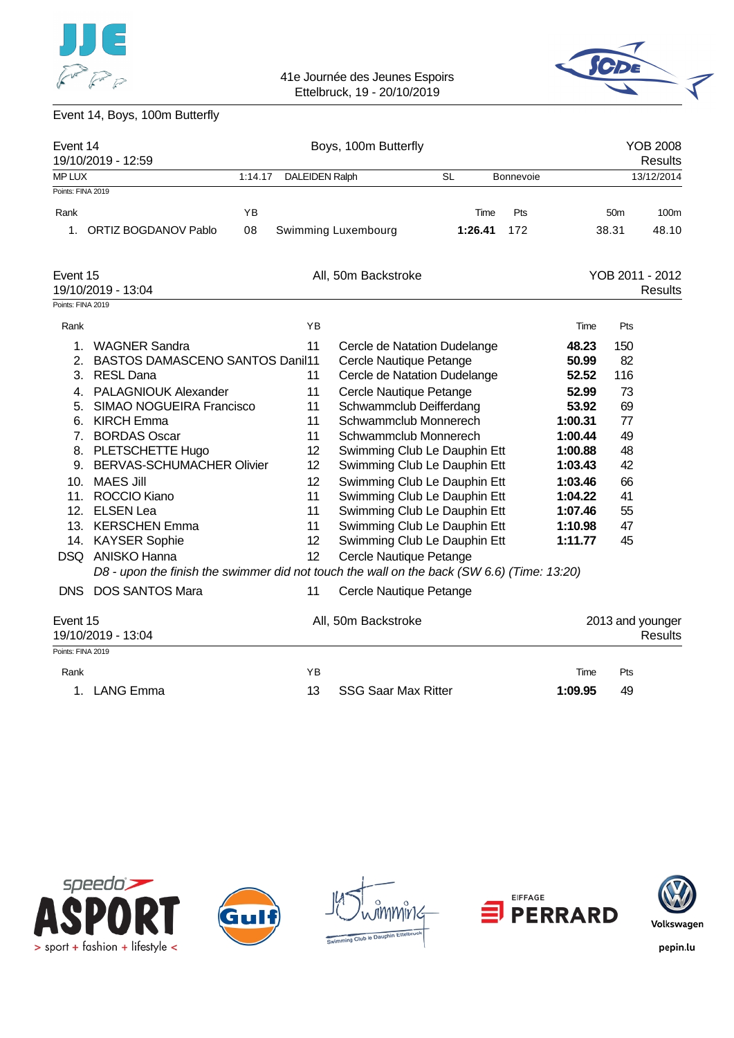Event 14, Boys, 100m Butterfly

**Event 14** — Boys, 100m Butterfly — YOB 2008
19/10/2019 - 12:59 — Results

| MP LUX | 1:14.17 | DALEIDEN Ralph | SL | Bonnevoie | 13/12/2014 |
|---|---|---|---|---|---|

Points: FINA 2019

| Rank | | YB | | Time | Pts | 50m | 100m |
|---|---|---|---|---|---|---|---|
| 1. | ORTIZ BOGDANOV Pablo | 08 | Swimming Luxembourg | **1:26.41** | 172 | 38.31 | 48.10 |

**Event 15** — All, 50m Backstroke — YOB 2011 - 2012
19/10/2019 - 13:04 — Results

Points: FINA 2019

| Rank | | YB | | Time | Pts |
|---|---|---|---|---|---|
| 1. | WAGNER Sandra | 11 | Cercle de Natation Dudelange | **48.23** | 150 |
| 2. | BASTOS DAMASCENO SANTOS Danil | 11 | Cercle Nautique Petange | **50.99** | 82 |
| 3. | RESL Dana | 11 | Cercle de Natation Dudelange | **52.52** | 116 |
| 4. | PALAGNIOUK Alexander | 11 | Cercle Nautique Petange | **52.99** | 73 |
| 5. | SIMAO NOGUEIRA Francisco | 11 | Schwammclub Deifferdang | **53.92** | 69 |
| 6. | KIRCH Emma | 11 | Schwammclub Monnerech | **1:00.31** | 77 |
| 7. | BORDAS Oscar | 11 | Schwammclub Monnerech | **1:00.44** | 49 |
| 8. | PLETSCHETTE Hugo | 12 | Swimming Club Le Dauphin Ett | **1:00.88** | 48 |
| 9. | BERVAS-SCHUMACHER Olivier | 12 | Swimming Club Le Dauphin Ett | **1:03.43** | 42 |
| 10. | MAES Jill | 12 | Swimming Club Le Dauphin Ett | **1:03.46** | 66 |
| 11. | ROCCIO Kiano | 11 | Swimming Club Le Dauphin Ett | **1:04.22** | 41 |
| 12. | ELSEN Lea | 11 | Swimming Club Le Dauphin Ett | **1:07.46** | 55 |
| 13. | KERSCHEN Emma | 11 | Swimming Club Le Dauphin Ett | **1:10.98** | 47 |
| 14. | KAYSER Sophie | 12 | Swimming Club Le Dauphin Ett | **1:11.77** | 45 |
| DSQ | ANISKO Hanna | 12 | Cercle Nautique Petange | | |
| | *D8 - upon the finish the swimmer did not touch the wall on the back (SW 6.6) (Time: 13:20)* | | | | |
| DNS | DOS SANTOS Mara | 11 | Cercle Nautique Petange | | |

**Event 15** — All, 50m Backstroke — 2013 and younger
19/10/2019 - 13:04 — Results

Points: FINA 2019

| Rank | | YB | | Time | Pts |
|---|---|---|---|---|---|
| 1. | LANG Emma | 13 | SSG Saar Max Ritter | **1:09.95** | 49 |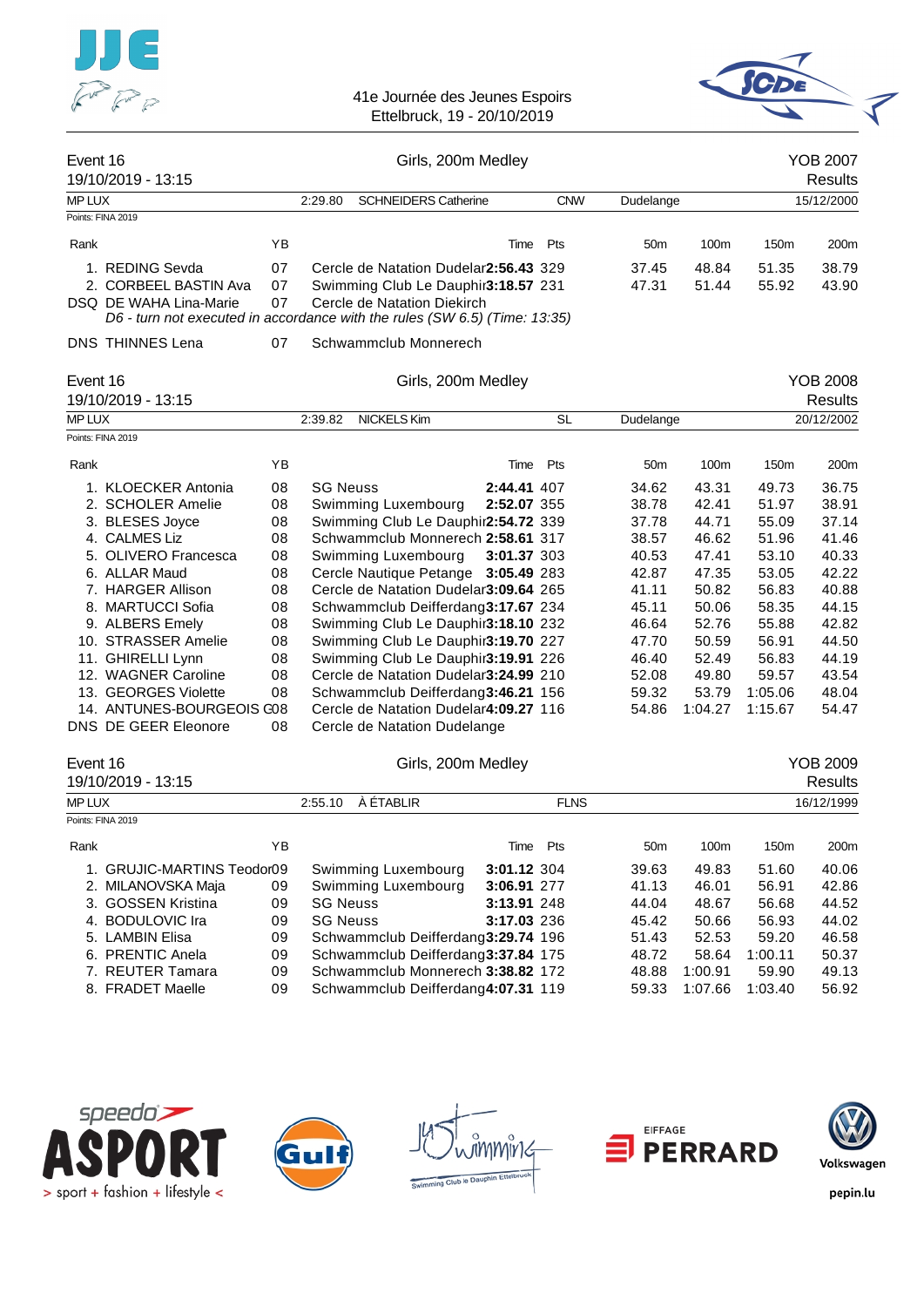41e Journée des Jeunes Espoirs
Ettelbruck, 19 - 20/10/2019

## Event 16 — Girls, 200m Medley — YOB 2007

19/10/2019 - 13:15 — Results

MP LUX — 2:29.80 — SCHNEIDERS Catherine — CNW — Dudelange — 15/12/2000

Points: FINA 2019

| Rank | | YB | | Time | Pts | 50m | 100m | 150m | 200m |
|---|---|---|---|---|---|---|---|---|---|
| 1. | REDING Sevda | 07 | Cercle de Natation Dudelar | **2:56.43** | 329 | 37.45 | 48.84 | 51.35 | 38.79 |
| 2. | CORBEEL BASTIN Ava | 07 | Swimming Club Le Dauphir | **3:18.57** | 231 | 47.31 | 51.44 | 55.92 | 43.90 |
| DSQ | DE WAHA Lina-Marie | 07 | Cercle de Natation Diekirch | | | | | | |

*D6 - turn not executed in accordance with the rules (SW 6.5) (Time: 13:35)*

| Rank | | YB | | Time | Pts |
|---|---|---|---|---|---|
| DNS | THINNES Lena | 07 | Schwammclub Monnerech | | |

## Event 16 — Girls, 200m Medley — YOB 2008

19/10/2019 - 13:15 — Results

MP LUX — 2:39.82 — NICKELS Kim — SL — Dudelange — 20/12/2002

Points: FINA 2019

| Rank | | YB | | Time | Pts | 50m | 100m | 150m | 200m |
|---|---|---|---|---|---|---|---|---|---|
| 1. | KLOECKER Antonia | 08 | SG Neuss | **2:44.41** | 407 | 34.62 | 43.31 | 49.73 | 36.75 |
| 2. | SCHOLER Amelie | 08 | Swimming Luxembourg | **2:52.07** | 355 | 38.78 | 42.41 | 51.97 | 38.91 |
| 3. | BLESES Joyce | 08 | Swimming Club Le Dauphir | **2:54.72** | 339 | 37.78 | 44.71 | 55.09 | 37.14 |
| 4. | CALMES Liz | 08 | Schwammclub Monnerech | **2:58.61** | 317 | 38.57 | 46.62 | 51.96 | 41.46 |
| 5. | OLIVERO Francesca | 08 | Swimming Luxembourg | **3:01.37** | 303 | 40.53 | 47.41 | 53.10 | 40.33 |
| 6. | ALLAR Maud | 08 | Cercle Nautique Petange | **3:05.49** | 283 | 42.87 | 47.35 | 53.05 | 42.22 |
| 7. | HARGER Allison | 08 | Cercle de Natation Dudelar | **3:09.64** | 265 | 41.11 | 50.82 | 56.83 | 40.88 |
| 8. | MARTUCCI Sofia | 08 | Schwammclub Deifferdang | **3:17.67** | 234 | 45.11 | 50.06 | 58.35 | 44.15 |
| 9. | ALBERS Emely | 08 | Swimming Club Le Dauphir | **3:18.10** | 232 | 46.64 | 52.76 | 55.88 | 42.82 |
| 10. | STRASSER Amelie | 08 | Swimming Club Le Dauphir | **3:19.70** | 227 | 47.70 | 50.59 | 56.91 | 44.50 |
| 11. | GHIRELLI Lynn | 08 | Swimming Club Le Dauphir | **3:19.91** | 226 | 46.40 | 52.49 | 56.83 | 44.19 |
| 12. | WAGNER Caroline | 08 | Cercle de Natation Dudelar | **3:24.99** | 210 | 52.08 | 49.80 | 59.57 | 43.54 |
| 13. | GEORGES Violette | 08 | Schwammclub Deifferdang | **3:46.21** | 156 | 59.32 | 53.79 | 1:05.06 | 48.04 |
| 14. | ANTUNES-BOURGEOIS C | 08 | Cercle de Natation Dudelar | **4:09.27** | 116 | 54.86 | 1:04.27 | 1:15.67 | 54.47 |
| DNS | DE GEER Eleonore | 08 | Cercle de Natation Dudelange | | | | | | |

## Event 16 — Girls, 200m Medley — YOB 2009

19/10/2019 - 13:15 — Results

MP LUX — 2:55.10 — À ÉTABLIR — FLNS — 16/12/1999

Points: FINA 2019

| Rank | | YB | | Time | Pts | 50m | 100m | 150m | 200m |
|---|---|---|---|---|---|---|---|---|---|
| 1. | GRUJIC-MARTINS Teodor | 09 | Swimming Luxembourg | **3:01.12** | 304 | 39.63 | 49.83 | 51.60 | 40.06 |
| 2. | MILANOVSKA Maja | 09 | Swimming Luxembourg | **3:06.91** | 277 | 41.13 | 46.01 | 56.91 | 42.86 |
| 3. | GOSSEN Kristina | 09 | SG Neuss | **3:13.91** | 248 | 44.04 | 48.67 | 56.68 | 44.52 |
| 4. | BODULOVIC Ira | 09 | SG Neuss | **3:17.03** | 236 | 45.42 | 50.66 | 56.93 | 44.02 |
| 5. | LAMBIN Elisa | 09 | Schwammclub Deifferdang | **3:29.74** | 196 | 51.43 | 52.53 | 59.20 | 46.58 |
| 6. | PRENTIC Anela | 09 | Schwammclub Deifferdang | **3:37.84** | 175 | 48.72 | 58.64 | 1:00.11 | 50.37 |
| 7. | REUTER Tamara | 09 | Schwammclub Monnerech | **3:38.82** | 172 | 48.88 | 1:00.91 | 59.90 | 49.13 |
| 8. | FRADET Maelle | 09 | Schwammclub Deifferdang | **4:07.31** | 119 | 59.33 | 1:07.66 | 1:03.40 | 56.92 |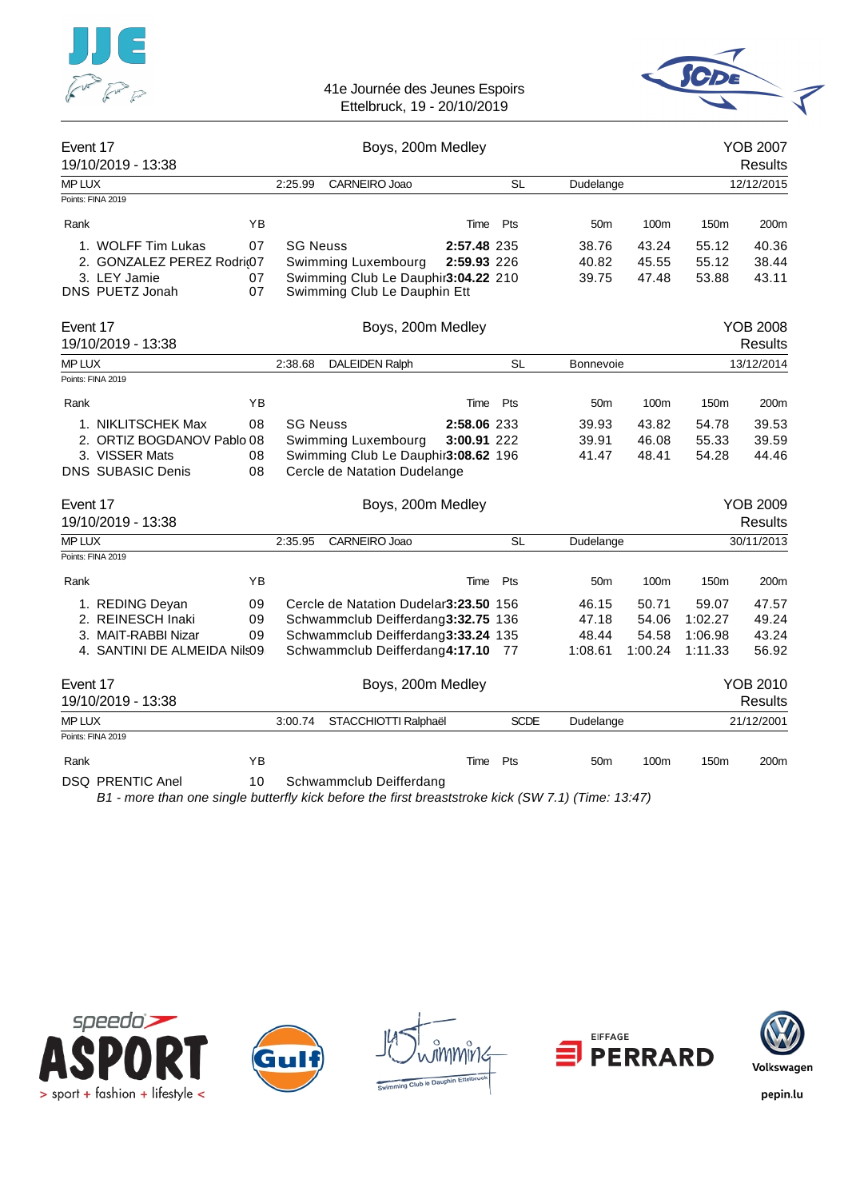41e Journée des Jeunes Espoirs
Ettelbruck, 19 - 20/10/2019

## Event 17 — Boys, 200m Medley — YOB 2007

19/10/2019 - 13:38 — Results

MP LUX — 2:25.99 — CARNEIRO Joao — SL — Dudelange — 12/12/2015

Points: FINA 2019

| Rank | Name | YB | Club | Time | Pts | 50m | 100m | 150m | 200m |
|---|---|---|---|---|---|---|---|---|---|
| 1. | WOLFF Tim Lukas | 07 | SG Neuss | **2:57.48** | 235 | 38.76 | 43.24 | 55.12 | 40.36 |
| 2. | GONZALEZ PEREZ Rodri | 07 | Swimming Luxembourg | **2:59.93** | 226 | 40.82 | 45.55 | 55.12 | 38.44 |
| 3. | LEY Jamie | 07 | Swimming Club Le Dauphin | **3:04.22** | 210 | 39.75 | 47.48 | 53.88 | 43.11 |
| DNS | PUETZ Jonah | 07 | Swimming Club Le Dauphin Ett | | | | | | |

## Event 17 — Boys, 200m Medley — YOB 2008

19/10/2019 - 13:38 — Results

MP LUX — 2:38.68 — DALEIDEN Ralph — SL — Bonnevoie — 13/12/2014

Points: FINA 2019

| Rank | Name | YB | Club | Time | Pts | 50m | 100m | 150m | 200m |
|---|---|---|---|---|---|---|---|---|---|
| 1. | NIKLITSCHEK Max | 08 | SG Neuss | **2:58.06** | 233 | 39.93 | 43.82 | 54.78 | 39.53 |
| 2. | ORTIZ BOGDANOV Pablo | 08 | Swimming Luxembourg | **3:00.91** | 222 | 39.91 | 46.08 | 55.33 | 39.59 |
| 3. | VISSER Mats | 08 | Swimming Club Le Dauphin | **3:08.62** | 196 | 41.47 | 48.41 | 54.28 | 44.46 |
| DNS | SUBASIC Denis | 08 | Cercle de Natation Dudelange | | | | | | |

## Event 17 — Boys, 200m Medley — YOB 2009

19/10/2019 - 13:38 — Results

MP LUX — 2:35.95 — CARNEIRO Joao — SL — Dudelange — 30/11/2013

Points: FINA 2019

| Rank | Name | YB | Club | Time | Pts | 50m | 100m | 150m | 200m |
|---|---|---|---|---|---|---|---|---|---|
| 1. | REDING Deyan | 09 | Cercle de Natation Dudelar | **3:23.50** | 156 | 46.15 | 50.71 | 59.07 | 47.57 |
| 2. | REINESCH Inaki | 09 | Schwammclub Deifferdang | **3:32.75** | 136 | 47.18 | 54.06 | 1:02.27 | 49.24 |
| 3. | MAIT-RABBI Nizar | 09 | Schwammclub Deifferdang | **3:33.24** | 135 | 48.44 | 54.58 | 1:06.98 | 43.24 |
| 4. | SANTINI DE ALMEIDA Nils | 09 | Schwammclub Deifferdang | **4:17.10** | 77 | 1:08.61 | 1:00.24 | 1:11.33 | 56.92 |

## Event 17 — Boys, 200m Medley — YOB 2010

19/10/2019 - 13:38 — Results

MP LUX — 3:00.74 — STACCHIOTTI Ralphaël — SCDE — Dudelange — 21/12/2001

Points: FINA 2019

| Rank | Name | YB | Club | Time | Pts | 50m | 100m | 150m | 200m |
|---|---|---|---|---|---|---|---|---|---|
| DSQ | PRENTIC Anel | 10 | Schwammclub Deifferdang | | | | | | |

*B1 - more than one single butterfly kick before the first breaststroke kick (SW 7.1) (Time: 13:47)*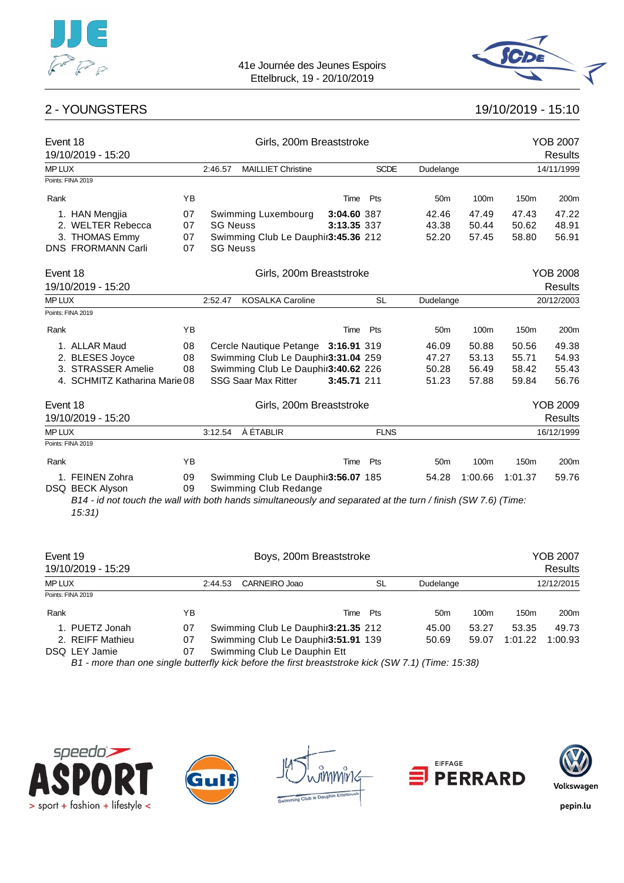41e Journée des Jeunes Espoirs
Ettelbruck, 19 - 20/10/2019

## 2 - YOUNGSTERS

19/10/2019 - 15:10

### Event 18 — Girls, 200m Breaststroke — YOB 2007

19/10/2019 - 15:20 — Results

MP LUX — 2:46.57 — MAILLIET Christine — SCDE — Dudelange — 14/11/1999

Points: FINA 2019

| Rank | | YB | | Time | Pts | 50m | 100m | 150m | 200m |
|---|---|---|---|---|---|---|---|---|---|
| 1. | HAN Mengjia | 07 | Swimming Luxembourg | **3:04.60** | 387 | 42.46 | 47.49 | 47.43 | 47.22 |
| 2. | WELTER Rebecca | 07 | SG Neuss | **3:13.35** | 337 | 43.38 | 50.44 | 50.62 | 48.91 |
| 3. | THOMAS Emmy | 07 | Swimming Club Le Dauphin | **3:45.36** | 212 | 52.20 | 57.45 | 58.80 | 56.91 |
| DNS | FRORMANN Carli | 07 | SG Neuss | | | | | | |

### Event 18 — Girls, 200m Breaststroke — YOB 2008

19/10/2019 - 15:20 — Results

MP LUX — 2:52.47 — KOSALKA Caroline — SL — Dudelange — 20/12/2003

Points: FINA 2019

| Rank | | YB | | Time | Pts | 50m | 100m | 150m | 200m |
|---|---|---|---|---|---|---|---|---|---|
| 1. | ALLAR Maud | 08 | Cercle Nautique Petange | **3:16.91** | 319 | 46.09 | 50.88 | 50.56 | 49.38 |
| 2. | BLESES Joyce | 08 | Swimming Club Le Dauphin | **3:31.04** | 259 | 47.27 | 53.13 | 55.71 | 54.93 |
| 3. | STRASSER Amelie | 08 | Swimming Club Le Dauphin | **3:40.62** | 226 | 50.28 | 56.49 | 58.42 | 55.43 |
| 4. | SCHMITZ Katharina Marie | 08 | SSG Saar Max Ritter | **3:45.71** | 211 | 51.23 | 57.88 | 59.84 | 56.76 |

### Event 18 — Girls, 200m Breaststroke — YOB 2009

19/10/2019 - 15:20 — Results

MP LUX — 3:12.54 — À ÉTABLIR — FLNS — 16/12/1999

Points: FINA 2019

| Rank | | YB | | Time | Pts | 50m | 100m | 150m | 200m |
|---|---|---|---|---|---|---|---|---|---|
| 1. | FEINEN Zohra | 09 | Swimming Club Le Dauphin | **3:56.07** | 185 | 54.28 | 1:00.66 | 1:01.37 | 59.76 |
| DSQ | BECK Alyson | 09 | Swimming Club Redange | | | | | | |

*B14 - id not touch the wall with both hands simultaneously and separated at the turn / finish (SW 7.6) (Time: 15:31)*

### Event 19 — Boys, 200m Breaststroke — YOB 2007

19/10/2019 - 15:29 — Results

MP LUX — 2:44.53 — CARNEIRO Joao — SL — Dudelange — 12/12/2015

Points: FINA 2019

| Rank | | YB | | Time | Pts | 50m | 100m | 150m | 200m |
|---|---|---|---|---|---|---|---|---|---|
| 1. | PUETZ Jonah | 07 | Swimming Club Le Dauphin | **3:21.35** | 212 | 45.00 | 53.27 | 53.35 | 49.73 |
| 2. | REIFF Mathieu | 07 | Swimming Club Le Dauphin | **3:51.91** | 139 | 50.69 | 59.07 | 1:01.22 | 1:00.93 |
| DSQ | LEY Jamie | 07 | Swimming Club Le Dauphin Ett | | | | | | |

*B1 - more than one single butterfly kick before the first breaststroke kick (SW 7.1) (Time: 15:38)*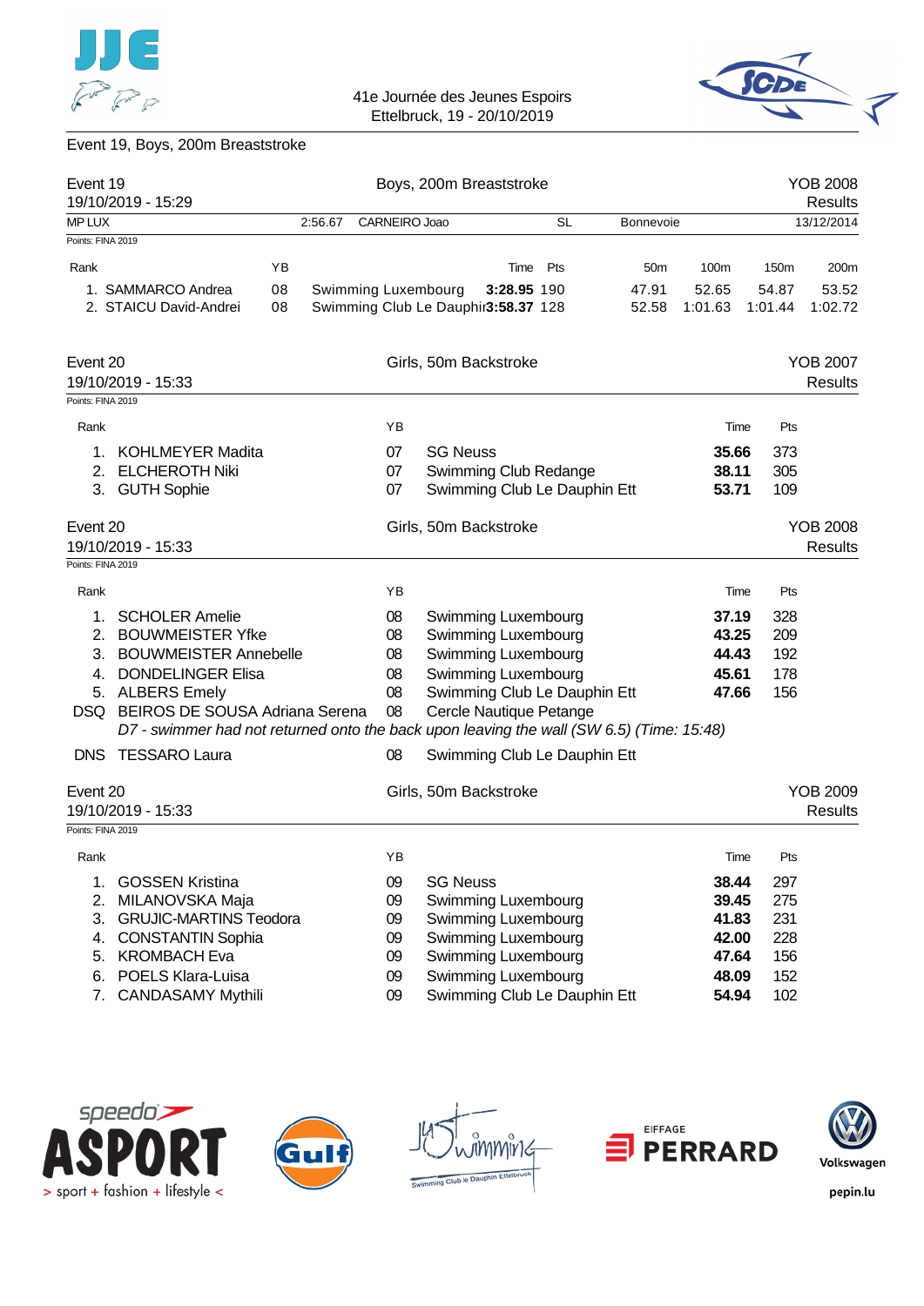41e Journée des Jeunes Espoirs
Ettelbruck, 19 - 20/10/2019

Event 19, Boys, 200m Breaststroke

## Event 19 — Boys, 200m Breaststroke — YOB 2008

19/10/2019 - 15:29 — Results

MP LUX 2:56.67 CARNEIRO Joao SL Bonnevoie 13/12/2014

Points: FINA 2019

| Rank | | YB | | Time | Pts | 50m | 100m | 150m | 200m |
|---|---|---|---|---|---|---|---|---|---|
| 1. | SAMMARCO Andrea | 08 | Swimming Luxembourg | **3:28.95** | 190 | 47.91 | 52.65 | 54.87 | 53.52 |
| 2. | STAICU David-Andrei | 08 | Swimming Club Le Dauphin | **3:58.37** | 128 | 52.58 | 1:01.63 | 1:01.44 | 1:02.72 |

## Event 20 — Girls, 50m Backstroke — YOB 2007

19/10/2019 - 15:33 — Results

Points: FINA 2019

| Rank | | YB | | Time | Pts |
|---|---|---|---|---|---|
| 1. | KOHLMEYER Madita | 07 | SG Neuss | **35.66** | 373 |
| 2. | ELCHEROTH Niki | 07 | Swimming Club Redange | **38.11** | 305 |
| 3. | GUTH Sophie | 07 | Swimming Club Le Dauphin Ett | **53.71** | 109 |

## Event 20 — Girls, 50m Backstroke — YOB 2008

19/10/2019 - 15:33 — Results

Points: FINA 2019

| Rank | | YB | | Time | Pts |
|---|---|---|---|---|---|
| 1. | SCHOLER Amelie | 08 | Swimming Luxembourg | **37.19** | 328 |
| 2. | BOUWMEISTER Yfke | 08 | Swimming Luxembourg | **43.25** | 209 |
| 3. | BOUWMEISTER Annebelle | 08 | Swimming Luxembourg | **44.43** | 192 |
| 4. | DONDELINGER Elisa | 08 | Swimming Luxembourg | **45.61** | 178 |
| 5. | ALBERS Emely | 08 | Swimming Club Le Dauphin Ett | **47.66** | 156 |
| DSQ | BEIROS DE SOUSA Adriana Serena | 08 | Cercle Nautique Petange | | |
| DNS | TESSARO Laura | 08 | Swimming Club Le Dauphin Ett | | |

*DSQ BEIROS DE SOUSA Adriana Serena: D7 - swimmer had not returned onto the back upon leaving the wall (SW 6.5) (Time: 15:48)*

## Event 20 — Girls, 50m Backstroke — YOB 2009

19/10/2019 - 15:33 — Results

Points: FINA 2019

| Rank | | YB | | Time | Pts |
|---|---|---|---|---|---|
| 1. | GOSSEN Kristina | 09 | SG Neuss | **38.44** | 297 |
| 2. | MILANOVSKA Maja | 09 | Swimming Luxembourg | **39.45** | 275 |
| 3. | GRUJIC-MARTINS Teodora | 09 | Swimming Luxembourg | **41.83** | 231 |
| 4. | CONSTANTIN Sophia | 09 | Swimming Luxembourg | **42.00** | 228 |
| 5. | KROMBACH Eva | 09 | Swimming Luxembourg | **47.64** | 156 |
| 6. | POELS Klara-Luisa | 09 | Swimming Luxembourg | **48.09** | 152 |
| 7. | CANDASAMY Mythili | 09 | Swimming Club Le Dauphin Ett | **54.94** | 102 |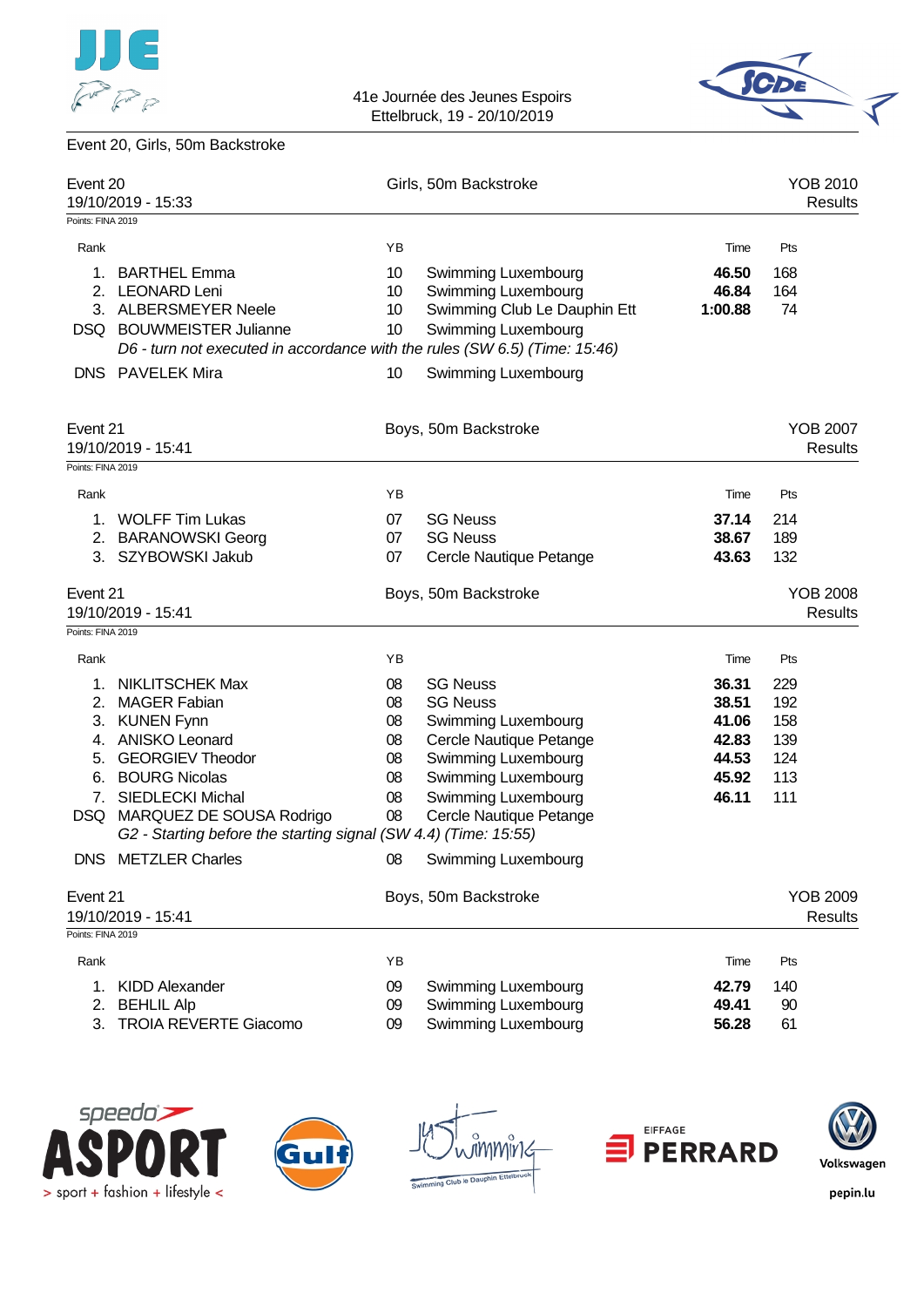Event 20, Girls, 50m Backstroke

## Event 20 — Girls, 50m Backstroke — YOB 2010

19/10/2019 - 15:33 — Results

Points: FINA 2019

| Rank | | YB | | Time | Pts |
|---|---|---|---|---|---|
| 1. | BARTHEL Emma | 10 | Swimming Luxembourg | **46.50** | 168 |
| 2. | LEONARD Leni | 10 | Swimming Luxembourg | **46.84** | 164 |
| 3. | ALBERSMEYER Neele | 10 | Swimming Club Le Dauphin Ett | **1:00.88** | 74 |
| DSQ | BOUWMEISTER Julianne | 10 | Swimming Luxembourg | | |
| | *D6 - turn not executed in accordance with the rules (SW 6.5) (Time: 15:46)* | | | | |
| DNS | PAVELEK Mira | 10 | Swimming Luxembourg | | |

## Event 21 — Boys, 50m Backstroke — YOB 2007

19/10/2019 - 15:41 — Results

Points: FINA 2019

| Rank | | YB | | Time | Pts |
|---|---|---|---|---|---|
| 1. | WOLFF Tim Lukas | 07 | SG Neuss | **37.14** | 214 |
| 2. | BARANOWSKI Georg | 07 | SG Neuss | **38.67** | 189 |
| 3. | SZYBOWSKI Jakub | 07 | Cercle Nautique Petange | **43.63** | 132 |

## Event 21 — Boys, 50m Backstroke — YOB 2008

19/10/2019 - 15:41 — Results

Points: FINA 2019

| Rank | | YB | | Time | Pts |
|---|---|---|---|---|---|
| 1. | NIKLITSCHEK Max | 08 | SG Neuss | **36.31** | 229 |
| 2. | MAGER Fabian | 08 | SG Neuss | **38.51** | 192 |
| 3. | KUNEN Fynn | 08 | Swimming Luxembourg | **41.06** | 158 |
| 4. | ANISKO Leonard | 08 | Cercle Nautique Petange | **42.83** | 139 |
| 5. | GEORGIEV Theodor | 08 | Swimming Luxembourg | **44.53** | 124 |
| 6. | BOURG Nicolas | 08 | Swimming Luxembourg | **45.92** | 113 |
| 7. | SIEDLECKI Michal | 08 | Swimming Luxembourg | **46.11** | 111 |
| DSQ | MARQUEZ DE SOUSA Rodrigo | 08 | Cercle Nautique Petange | | |
| | *G2 - Starting before the starting signal (SW 4.4) (Time: 15:55)* | | | | |
| DNS | METZLER Charles | 08 | Swimming Luxembourg | | |

## Event 21 — Boys, 50m Backstroke — YOB 2009

19/10/2019 - 15:41 — Results

Points: FINA 2019

| Rank | | YB | | Time | Pts |
|---|---|---|---|---|---|
| 1. | KIDD Alexander | 09 | Swimming Luxembourg | **42.79** | 140 |
| 2. | BEHLIL Alp | 09 | Swimming Luxembourg | **49.41** | 90 |
| 3. | TROIA REVERTE Giacomo | 09 | Swimming Luxembourg | **56.28** | 61 |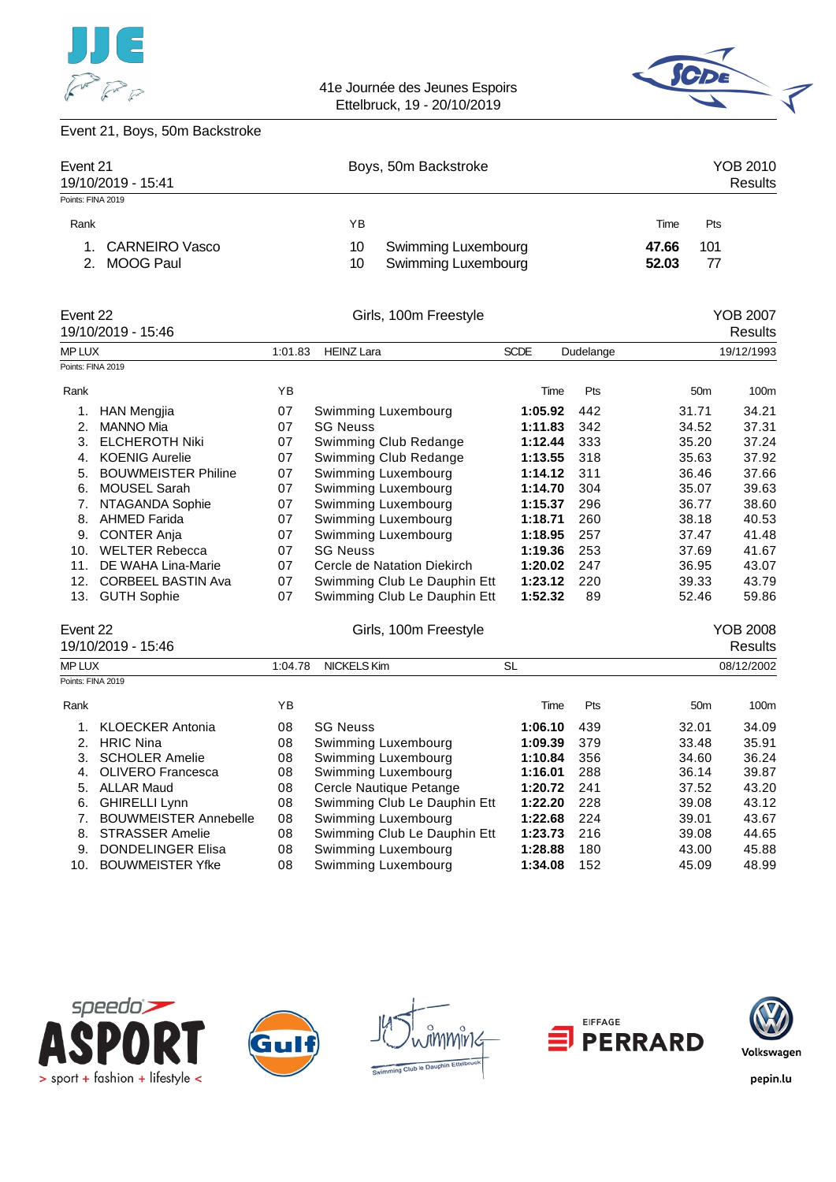41e Journée des Jeunes Espoirs
Ettelbruck, 19 - 20/10/2019

## Event 21, Boys, 50m Backstroke

### Event 21 — Boys, 50m Backstroke — YOB 2010

19/10/2019 - 15:41 — Results

Points: FINA 2019

| Rank | | YB | | Time | Pts |
|---|---|---|---|---|---|
| 1. | CARNEIRO Vasco | 10 | Swimming Luxembourg | **47.66** | 101 |
| 2. | MOOG Paul | 10 | Swimming Luxembourg | **52.03** | 77 |

### Event 22 — Girls, 100m Freestyle — YOB 2007

19/10/2019 - 15:46 — Results

MP LUX 1:01.83 HEINZ Lara SCDE Dudelange 19/12/1993

Points: FINA 2019

| Rank | | YB | | Time | Pts | 50m | 100m |
|---|---|---|---|---|---|---|---|
| 1. | HAN Mengjia | 07 | Swimming Luxembourg | **1:05.92** | 442 | 31.71 | 34.21 |
| 2. | MANNO Mia | 07 | SG Neuss | **1:11.83** | 342 | 34.52 | 37.31 |
| 3. | ELCHEROTH Niki | 07 | Swimming Club Redange | **1:12.44** | 333 | 35.20 | 37.24 |
| 4. | KOENIG Aurelie | 07 | Swimming Club Redange | **1:13.55** | 318 | 35.63 | 37.92 |
| 5. | BOUWMEISTER Philine | 07 | Swimming Luxembourg | **1:14.12** | 311 | 36.46 | 37.66 |
| 6. | MOUSEL Sarah | 07 | Swimming Luxembourg | **1:14.70** | 304 | 35.07 | 39.63 |
| 7. | NTAGANDA Sophie | 07 | Swimming Luxembourg | **1:15.37** | 296 | 36.77 | 38.60 |
| 8. | AHMED Farida | 07 | Swimming Luxembourg | **1:18.71** | 260 | 38.18 | 40.53 |
| 9. | CONTER Anja | 07 | Swimming Luxembourg | **1:18.95** | 257 | 37.47 | 41.48 |
| 10. | WELTER Rebecca | 07 | SG Neuss | **1:19.36** | 253 | 37.69 | 41.67 |
| 11. | DE WAHA Lina-Marie | 07 | Cercle de Natation Diekirch | **1:20.02** | 247 | 36.95 | 43.07 |
| 12. | CORBEEL BASTIN Ava | 07 | Swimming Club Le Dauphin Ett | **1:23.12** | 220 | 39.33 | 43.79 |
| 13. | GUTH Sophie | 07 | Swimming Club Le Dauphin Ett | **1:52.32** | 89 | 52.46 | 59.86 |

### Event 22 — Girls, 100m Freestyle — YOB 2008

19/10/2019 - 15:46 — Results

MP LUX 1:04.78 NICKELS Kim SL 08/12/2002

Points: FINA 2019

| Rank | | YB | | Time | Pts | 50m | 100m |
|---|---|---|---|---|---|---|---|
| 1. | KLOECKER Antonia | 08 | SG Neuss | **1:06.10** | 439 | 32.01 | 34.09 |
| 2. | HRIC Nina | 08 | Swimming Luxembourg | **1:09.39** | 379 | 33.48 | 35.91 |
| 3. | SCHOLER Amelie | 08 | Swimming Luxembourg | **1:10.84** | 356 | 34.60 | 36.24 |
| 4. | OLIVERO Francesca | 08 | Swimming Luxembourg | **1:16.01** | 288 | 36.14 | 39.87 |
| 5. | ALLAR Maud | 08 | Cercle Nautique Petange | **1:20.72** | 241 | 37.52 | 43.20 |
| 6. | GHIRELLI Lynn | 08 | Swimming Club Le Dauphin Ett | **1:22.20** | 228 | 39.08 | 43.12 |
| 7. | BOUWMEISTER Annebelle | 08 | Swimming Luxembourg | **1:22.68** | 224 | 39.01 | 43.67 |
| 8. | STRASSER Amelie | 08 | Swimming Club Le Dauphin Ett | **1:23.73** | 216 | 39.08 | 44.65 |
| 9. | DONDELINGER Elisa | 08 | Swimming Luxembourg | **1:28.88** | 180 | 43.00 | 45.88 |
| 10. | BOUWMEISTER Yfke | 08 | Swimming Luxembourg | **1:34.08** | 152 | 45.09 | 48.99 |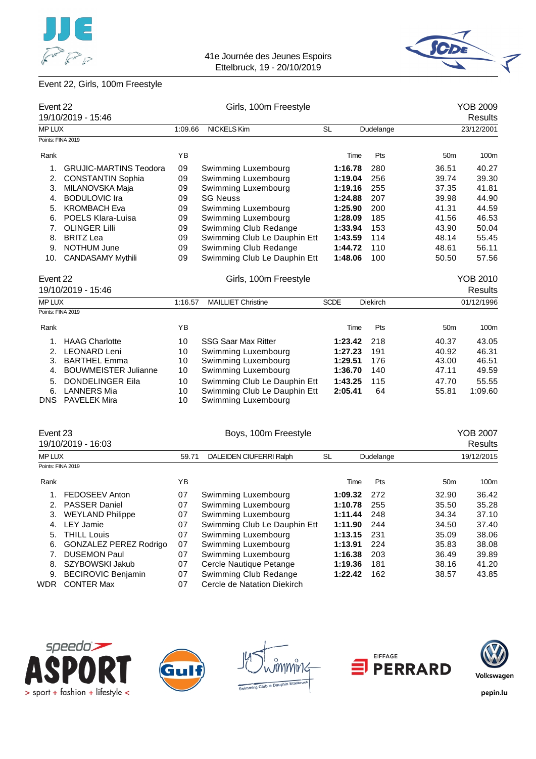41e Journée des Jeunes Espoirs
Ettelbruck, 19 - 20/10/2019

Event 22, Girls, 100m Freestyle

## Event 22 — Girls, 100m Freestyle — YOB 2009

19/10/2019 - 15:46 — Results

MP LUX | 1:09.66 | NICKELS Kim | SL | Dudelange | 23/12/2001

Points: FINA 2019

| Rank | Name | YB | Club | Time | Pts | 50m | 100m |
|---|---|---|---|---|---|---|---|
| 1. | GRUJIC-MARTINS Teodora | 09 | Swimming Luxembourg | **1:16.78** | 280 | 36.51 | 40.27 |
| 2. | CONSTANTIN Sophia | 09 | Swimming Luxembourg | **1:19.04** | 256 | 39.74 | 39.30 |
| 3. | MILANOVSKA Maja | 09 | Swimming Luxembourg | **1:19.16** | 255 | 37.35 | 41.81 |
| 4. | BODULOVIC Ira | 09 | SG Neuss | **1:24.88** | 207 | 39.98 | 44.90 |
| 5. | KROMBACH Eva | 09 | Swimming Luxembourg | **1:25.90** | 200 | 41.31 | 44.59 |
| 6. | POELS Klara-Luisa | 09 | Swimming Luxembourg | **1:28.09** | 185 | 41.56 | 46.53 |
| 7. | OLINGER Lilli | 09 | Swimming Club Redange | **1:33.94** | 153 | 43.90 | 50.04 |
| 8. | BRITZ Lea | 09 | Swimming Club Le Dauphin Ett | **1:43.59** | 114 | 48.14 | 55.45 |
| 9. | NOTHUM June | 09 | Swimming Club Redange | **1:44.72** | 110 | 48.61 | 56.11 |
| 10. | CANDASAMY Mythili | 09 | Swimming Club Le Dauphin Ett | **1:48.06** | 100 | 50.50 | 57.56 |

## Event 22 — Girls, 100m Freestyle — YOB 2010

19/10/2019 - 15:46 — Results

MP LUX | 1:16.57 | MAILLIET Christine | SCDE | Diekirch | 01/12/1996

Points: FINA 2019

| Rank | Name | YB | Club | Time | Pts | 50m | 100m |
|---|---|---|---|---|---|---|---|
| 1. | HAAG Charlotte | 10 | SSG Saar Max Ritter | **1:23.42** | 218 | 40.37 | 43.05 |
| 2. | LEONARD Leni | 10 | Swimming Luxembourg | **1:27.23** | 191 | 40.92 | 46.31 |
| 3. | BARTHEL Emma | 10 | Swimming Luxembourg | **1:29.51** | 176 | 43.00 | 46.51 |
| 4. | BOUWMEISTER Julianne | 10 | Swimming Luxembourg | **1:36.70** | 140 | 47.11 | 49.59 |
| 5. | DONDELINGER Eila | 10 | Swimming Club Le Dauphin Ett | **1:43.25** | 115 | 47.70 | 55.55 |
| 6. | LANNERS Mia | 10 | Swimming Club Le Dauphin Ett | **2:05.41** | 64 | 55.81 | 1:09.60 |
| DNS | PAVELEK Mira | 10 | Swimming Luxembourg | | | | |

## Event 23 — Boys, 100m Freestyle — YOB 2007

19/10/2019 - 16:03 — Results

MP LUX | 59.71 | DALEIDEN CIUFERRI Ralph | SL | Dudelange | 19/12/2015

Points: FINA 2019

| Rank | Name | YB | Club | Time | Pts | 50m | 100m |
|---|---|---|---|---|---|---|---|
| 1. | FEDOSEEV Anton | 07 | Swimming Luxembourg | **1:09.32** | 272 | 32.90 | 36.42 |
| 2. | PASSER Daniel | 07 | Swimming Luxembourg | **1:10.78** | 255 | 35.50 | 35.28 |
| 3. | WEYLAND Philippe | 07 | Swimming Luxembourg | **1:11.44** | 248 | 34.34 | 37.10 |
| 4. | LEY Jamie | 07 | Swimming Club Le Dauphin Ett | **1:11.90** | 244 | 34.50 | 37.40 |
| 5. | THILL Louis | 07 | Swimming Luxembourg | **1:13.15** | 231 | 35.09 | 38.06 |
| 6. | GONZALEZ PEREZ Rodrigo | 07 | Swimming Luxembourg | **1:13.91** | 224 | 35.83 | 38.08 |
| 7. | DUSEMON Paul | 07 | Swimming Luxembourg | **1:16.38** | 203 | 36.49 | 39.89 |
| 8. | SZYBOWSKI Jakub | 07 | Cercle Nautique Petange | **1:19.36** | 181 | 38.16 | 41.20 |
| 9. | BECIROVIC Benjamin | 07 | Swimming Club Redange | **1:22.42** | 162 | 38.57 | 43.85 |
| WDR | CONTER Max | 07 | Cercle de Natation Diekirch | | | | |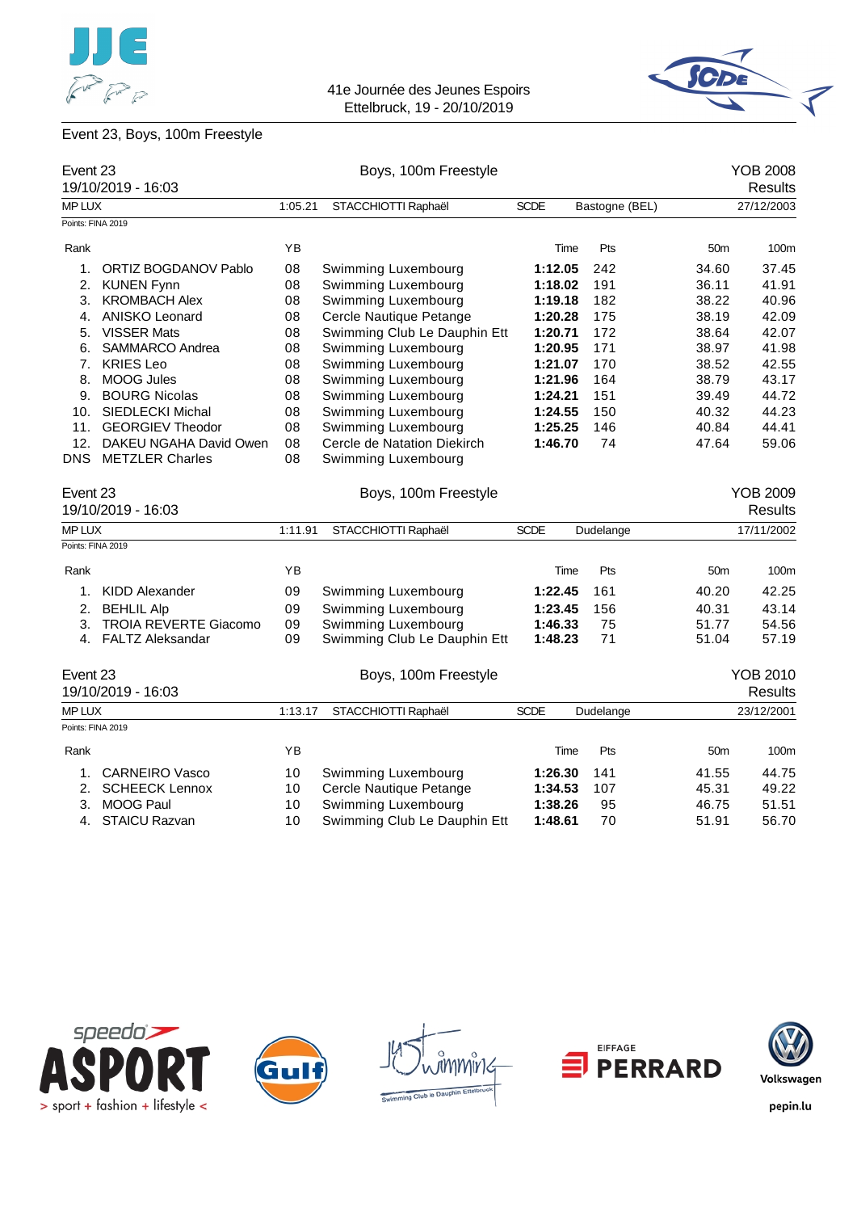41e Journée des Jeunes Espoirs
Ettelbruck, 19 - 20/10/2019

## Event 23, Boys, 100m Freestyle

### Event 23 — Boys, 100m Freestyle — YOB 2008 Results

19/10/2019 - 16:03

MP LUX | 1:05.21 | STACCHIOTTI Raphaël | SCDE | Bastogne (BEL) | 27/12/2003

Points: FINA 2019

| Rank | | YB | | Time | Pts | 50m | 100m |
|---|---|---|---|---|---|---|---|
| 1. | ORTIZ BOGDANOV Pablo | 08 | Swimming Luxembourg | **1:12.05** | 242 | 34.60 | 37.45 |
| 2. | KUNEN Fynn | 08 | Swimming Luxembourg | **1:18.02** | 191 | 36.11 | 41.91 |
| 3. | KROMBACH Alex | 08 | Swimming Luxembourg | **1:19.18** | 182 | 38.22 | 40.96 |
| 4. | ANISKO Leonard | 08 | Cercle Nautique Petange | **1:20.28** | 175 | 38.19 | 42.09 |
| 5. | VISSER Mats | 08 | Swimming Club Le Dauphin Ett | **1:20.71** | 172 | 38.64 | 42.07 |
| 6. | SAMMARCO Andrea | 08 | Swimming Luxembourg | **1:20.95** | 171 | 38.97 | 41.98 |
| 7. | KRIES Leo | 08 | Swimming Luxembourg | **1:21.07** | 170 | 38.52 | 42.55 |
| 8. | MOOG Jules | 08 | Swimming Luxembourg | **1:21.96** | 164 | 38.79 | 43.17 |
| 9. | BOURG Nicolas | 08 | Swimming Luxembourg | **1:24.21** | 151 | 39.49 | 44.72 |
| 10. | SIEDLECKI Michal | 08 | Swimming Luxembourg | **1:24.55** | 150 | 40.32 | 44.23 |
| 11. | GEORGIEV Theodor | 08 | Swimming Luxembourg | **1:25.25** | 146 | 40.84 | 44.41 |
| 12. | DAKEU NGAHA David Owen | 08 | Cercle de Natation Diekirch | **1:46.70** | 74 | 47.64 | 59.06 |
| DNS | METZLER Charles | 08 | Swimming Luxembourg | | | | |

### Event 23 — Boys, 100m Freestyle — YOB 2009 Results

19/10/2019 - 16:03

MP LUX | 1:11.91 | STACCHIOTTI Raphaël | SCDE | Dudelange | 17/11/2002

Points: FINA 2019

| Rank | | YB | | Time | Pts | 50m | 100m |
|---|---|---|---|---|---|---|---|
| 1. | KIDD Alexander | 09 | Swimming Luxembourg | **1:22.45** | 161 | 40.20 | 42.25 |
| 2. | BEHLIL Alp | 09 | Swimming Luxembourg | **1:23.45** | 156 | 40.31 | 43.14 |
| 3. | TROIA REVERTE Giacomo | 09 | Swimming Luxembourg | **1:46.33** | 75 | 51.77 | 54.56 |
| 4. | FALTZ Aleksandar | 09 | Swimming Club Le Dauphin Ett | **1:48.23** | 71 | 51.04 | 57.19 |

### Event 23 — Boys, 100m Freestyle — YOB 2010 Results

19/10/2019 - 16:03

MP LUX | 1:13.17 | STACCHIOTTI Raphaël | SCDE | Dudelange | 23/12/2001

Points: FINA 2019

| Rank | | YB | | Time | Pts | 50m | 100m |
|---|---|---|---|---|---|---|---|
| 1. | CARNEIRO Vasco | 10 | Swimming Luxembourg | **1:26.30** | 141 | 41.55 | 44.75 |
| 2. | SCHEECK Lennox | 10 | Cercle Nautique Petange | **1:34.53** | 107 | 45.31 | 49.22 |
| 3. | MOOG Paul | 10 | Swimming Luxembourg | **1:38.26** | 95 | 46.75 | 51.51 |
| 4. | STAICU Razvan | 10 | Swimming Club Le Dauphin Ett | **1:48.61** | 70 | 51.91 | 56.70 |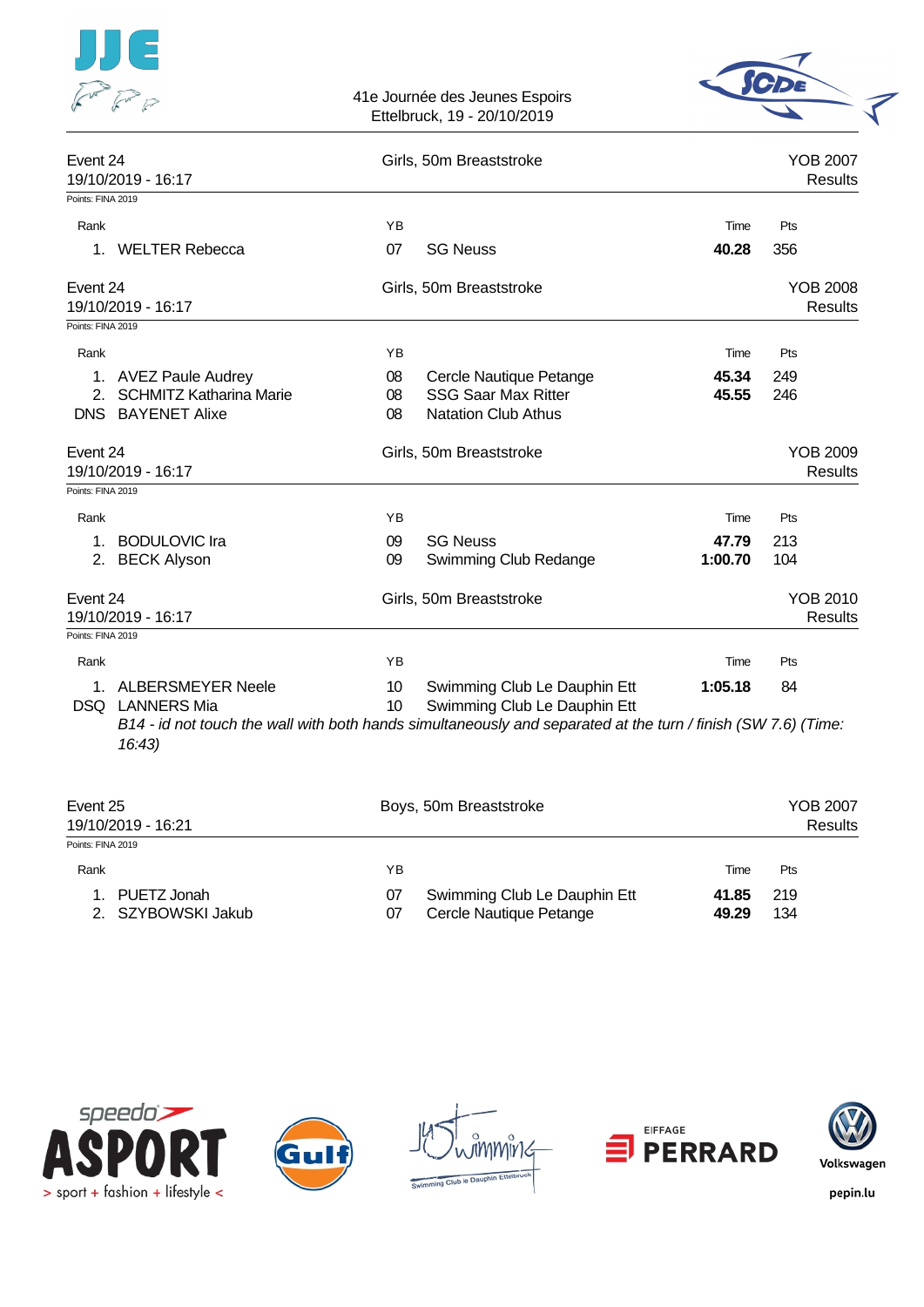41e Journée des Jeunes Espoirs
Ettelbruck, 19 - 20/10/2019

## Event 24 — Girls, 50m Breaststroke — YOB 2007

19/10/2019 - 16:17 — Results

Points: FINA 2019

| Rank | | YB | | Time | Pts |
|---|---|---|---|---|---|
| 1. | WELTER Rebecca | 07 | SG Neuss | **40.28** | 356 |

## Event 24 — Girls, 50m Breaststroke — YOB 2008

19/10/2019 - 16:17 — Results

Points: FINA 2019

| Rank | | YB | | Time | Pts |
|---|---|---|---|---|---|
| 1. | AVEZ Paule Audrey | 08 | Cercle Nautique Petange | **45.34** | 249 |
| 2. | SCHMITZ Katharina Marie | 08 | SSG Saar Max Ritter | **45.55** | 246 |
| DNS | BAYENET Alixe | 08 | Natation Club Athus | | |

## Event 24 — Girls, 50m Breaststroke — YOB 2009

19/10/2019 - 16:17 — Results

Points: FINA 2019

| Rank | | YB | | Time | Pts |
|---|---|---|---|---|---|
| 1. | BODULOVIC Ira | 09 | SG Neuss | **47.79** | 213 |
| 2. | BECK Alyson | 09 | Swimming Club Redange | **1:00.70** | 104 |

## Event 24 — Girls, 50m Breaststroke — YOB 2010

19/10/2019 - 16:17 — Results

Points: FINA 2019

| Rank | | YB | | Time | Pts |
|---|---|---|---|---|---|
| 1. | ALBERSMEYER Neele | 10 | Swimming Club Le Dauphin Ett | **1:05.18** | 84 |
| DSQ | LANNERS Mia | 10 | Swimming Club Le Dauphin Ett | | |

*B14 - id not touch the wall with both hands simultaneously and separated at the turn / finish (SW 7.6) (Time: 16:43)*

## Event 25 — Boys, 50m Breaststroke — YOB 2007

19/10/2019 - 16:21 — Results

Points: FINA 2019

| Rank | | YB | | Time | Pts |
|---|---|---|---|---|---|
| 1. | PUETZ Jonah | 07 | Swimming Club Le Dauphin Ett | **41.85** | 219 |
| 2. | SZYBOWSKI Jakub | 07 | Cercle Nautique Petange | **49.29** | 134 |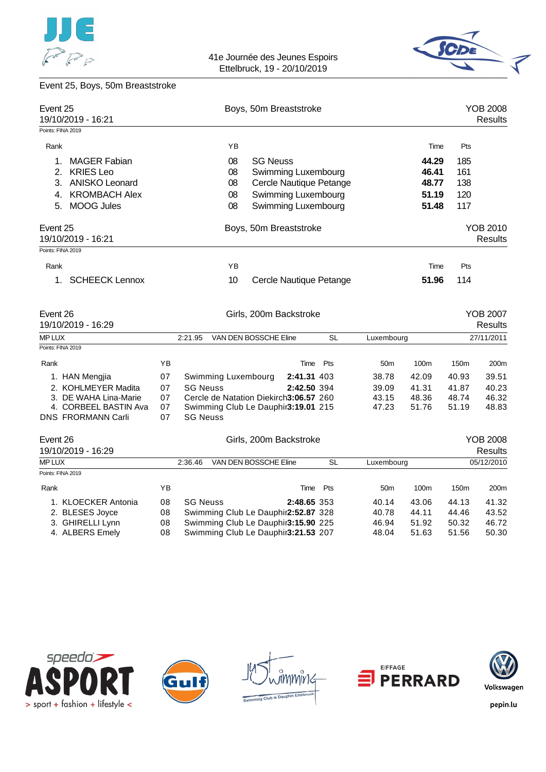41e Journée des Jeunes Espoirs
Ettelbruck, 19 - 20/10/2019

## Event 25, Boys, 50m Breaststroke

### Event 25 — Boys, 50m Breaststroke — YOB 2008

19/10/2019 - 16:21 — Results

Points: FINA 2019

| Rank | Name | YB | Club | Time | Pts |
|---|---|---|---|---|---|
| 1. | MAGER Fabian | 08 | SG Neuss | **44.29** | 185 |
| 2. | KRIES Leo | 08 | Swimming Luxembourg | **46.41** | 161 |
| 3. | ANISKO Leonard | 08 | Cercle Nautique Petange | **48.77** | 138 |
| 4. | KROMBACH Alex | 08 | Swimming Luxembourg | **51.19** | 120 |
| 5. | MOOG Jules | 08 | Swimming Luxembourg | **51.48** | 117 |

### Event 25 — Boys, 50m Breaststroke — YOB 2010

19/10/2019 - 16:21 — Results

Points: FINA 2019

| Rank | Name | YB | Club | Time | Pts |
|---|---|---|---|---|---|
| 1. | SCHEECK Lennox | 10 | Cercle Nautique Petange | **51.96** | 114 |

### Event 26 — Girls, 200m Backstroke — YOB 2007

19/10/2019 - 16:29 — Results

MP LUX — 2:21.95 — VAN DEN BOSSCHE Eline — SL — Luxembourg — 27/11/2011

Points: FINA 2019

| Rank | Name | YB | Club | Time | Pts | 50m | 100m | 150m | 200m |
|---|---|---|---|---|---|---|---|---|---|
| 1. | HAN Mengjia | 07 | Swimming Luxembourg | **2:41.31** | 403 | 38.78 | 42.09 | 40.93 | 39.51 |
| 2. | KOHLMEYER Madita | 07 | SG Neuss | **2:42.50** | 394 | 39.09 | 41.31 | 41.87 | 40.23 |
| 3. | DE WAHA Lina-Marie | 07 | Cercle de Natation Diekirch | **3:06.57** | 260 | 43.15 | 48.36 | 48.74 | 46.32 |
| 4. | CORBEEL BASTIN Ava | 07 | Swimming Club Le Dauphin | **3:19.01** | 215 | 47.23 | 51.76 | 51.19 | 48.83 |
| DNS | FRORMANN Carli | 07 | SG Neuss | | | | | | |

### Event 26 — Girls, 200m Backstroke — YOB 2008

19/10/2019 - 16:29 — Results

MP LUX — 2:36.46 — VAN DEN BOSSCHE Eline — SL — Luxembourg — 05/12/2010

Points: FINA 2019

| Rank | Name | YB | Club | Time | Pts | 50m | 100m | 150m | 200m |
|---|---|---|---|---|---|---|---|---|---|
| 1. | KLOECKER Antonia | 08 | SG Neuss | **2:48.65** | 353 | 40.14 | 43.06 | 44.13 | 41.32 |
| 2. | BLESES Joyce | 08 | Swimming Club Le Dauphin | **2:52.87** | 328 | 40.78 | 44.11 | 44.46 | 43.52 |
| 3. | GHIRELLI Lynn | 08 | Swimming Club Le Dauphin | **3:15.90** | 225 | 46.94 | 51.92 | 50.32 | 46.72 |
| 4. | ALBERS Emely | 08 | Swimming Club Le Dauphin | **3:21.53** | 207 | 48.04 | 51.63 | 51.56 | 50.30 |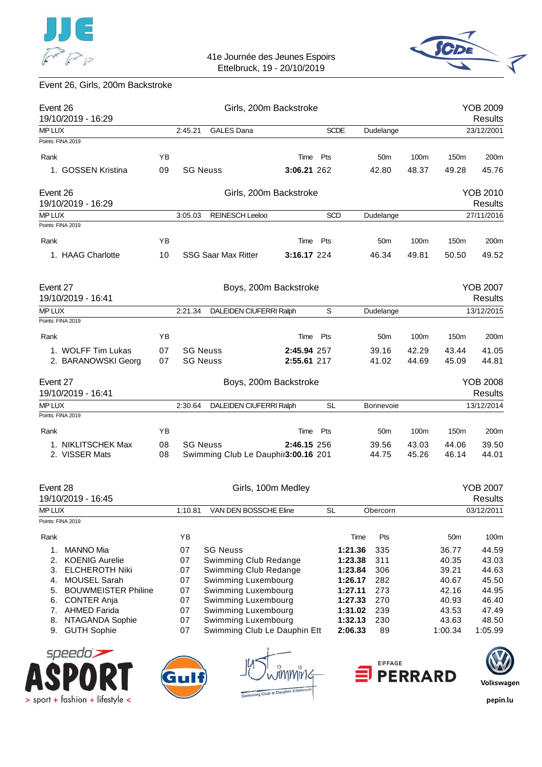41e Journée des Jeunes Espoirs
Ettelbruck, 19 - 20/10/2019

Event 26, Girls, 200m Backstroke

## Event 26 — Girls, 200m Backstroke — YOB 2009

19/10/2019 - 16:29 — Results

MP LUX | 2:45.21 | GALES Dana | SCDE | Dudelange | 23/12/2001

Points: FINA 2019

| Rank | YB | | Time | Pts | 50m | 100m | 150m | 200m |
|---|---|---|---|---|---|---|---|---|
| 1. GOSSEN Kristina | 09 | SG Neuss | **3:06.21** | 262 | 42.80 | 48.37 | 49.28 | 45.76 |

## Event 26 — Girls, 200m Backstroke — YOB 2010

19/10/2019 - 16:29 — Results

MP LUX | 3:05.03 | REINESCH Leeloo | SCD | Dudelange | 27/11/2016

Points: FINA 2019

| Rank | YB | | Time | Pts | 50m | 100m | 150m | 200m |
|---|---|---|---|---|---|---|---|---|
| 1. HAAG Charlotte | 10 | SSG Saar Max Ritter | **3:16.17** | 224 | 46.34 | 49.81 | 50.50 | 49.52 |

## Event 27 — Boys, 200m Backstroke — YOB 2007

19/10/2019 - 16:41 — Results

MP LUX | 2:21.34 | DALEIDEN CIUFERRI Ralph | S | Dudelange | 13/12/2015

Points: FINA 2019

| Rank | YB | | Time | Pts | 50m | 100m | 150m | 200m |
|---|---|---|---|---|---|---|---|---|
| 1. WOLFF Tim Lukas | 07 | SG Neuss | **2:45.94** | 257 | 39.16 | 42.29 | 43.44 | 41.05 |
| 2. BARANOWSKI Georg | 07 | SG Neuss | **2:55.61** | 217 | 41.02 | 44.69 | 45.09 | 44.81 |

## Event 27 — Boys, 200m Backstroke — YOB 2008

19/10/2019 - 16:41 — Results

MP LUX | 2:30.64 | DALEIDEN CIUFERRI Ralph | SL | Bonnevoie | 13/12/2014

Points: FINA 2019

| Rank | YB | | Time | Pts | 50m | 100m | 150m | 200m |
|---|---|---|---|---|---|---|---|---|
| 1. NIKLITSCHEK Max | 08 | SG Neuss | **2:46.15** | 256 | 39.56 | 43.03 | 44.06 | 39.50 |
| 2. VISSER Mats | 08 | Swimming Club Le Dauphin | **3:00.16** | 201 | 44.75 | 45.26 | 46.14 | 44.01 |

## Event 28 — Girls, 100m Medley — YOB 2007

19/10/2019 - 16:45 — Results

MP LUX | 1:10.81 | VAN DEN BOSSCHE Eline | SL | Obercorn | 03/12/2011

Points: FINA 2019

| Rank | | YB | | Time | Pts | 50m | 100m |
|---|---|---|---|---|---|---|---|
| 1. | MANNO Mia | 07 | SG Neuss | **1:21.36** | 335 | 36.77 | 44.59 |
| 2. | KOENIG Aurelie | 07 | Swimming Club Redange | **1:23.38** | 311 | 40.35 | 43.03 |
| 3. | ELCHEROTH Niki | 07 | Swimming Club Redange | **1:23.84** | 306 | 39.21 | 44.63 |
| 4. | MOUSEL Sarah | 07 | Swimming Luxembourg | **1:26.17** | 282 | 40.67 | 45.50 |
| 5. | BOUWMEISTER Philine | 07 | Swimming Luxembourg | **1:27.11** | 273 | 42.16 | 44.95 |
| 6. | CONTER Anja | 07 | Swimming Luxembourg | **1:27.33** | 270 | 40.93 | 46.40 |
| 7. | AHMED Farida | 07 | Swimming Luxembourg | **1:31.02** | 239 | 43.53 | 47.49 |
| 8. | NTAGANDA Sophie | 07 | Swimming Luxembourg | **1:32.13** | 230 | 43.63 | 48.50 |
| 9. | GUTH Sophie | 07 | Swimming Club Le Dauphin Ett | **2:06.33** | 89 | 1:00.34 | 1:05.99 |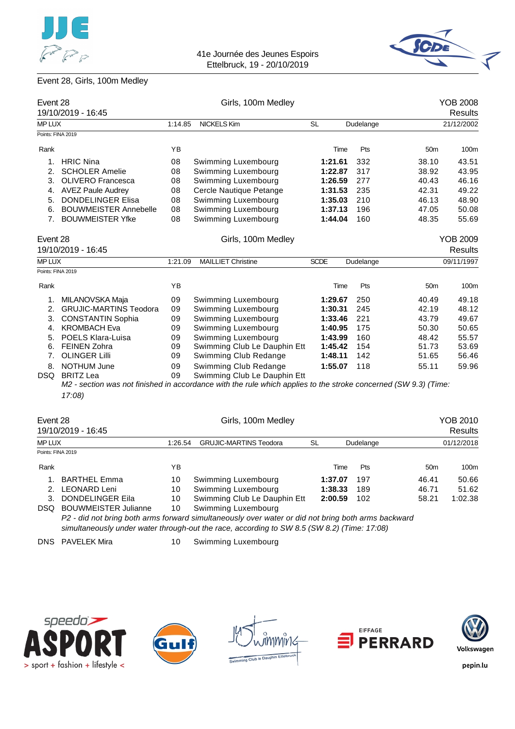41e Journée des Jeunes Espoirs
Ettelbruck, 19 - 20/10/2019

## Event 28, Girls, 100m Medley

### Event 28 — Girls, 100m Medley — YOB 2008 Results

19/10/2019 - 16:45

| MP LUX | 1:14.85 | NICKELS Kim | SL | Dudelange | 21/12/2002 |
|---|---|---|---|---|---|

Points: FINA 2019

| Rank | | YB | | Time | Pts | 50m | 100m |
|---|---|---|---|---|---|---|---|
| 1. | HRIC Nina | 08 | Swimming Luxembourg | **1:21.61** | 332 | 38.10 | 43.51 |
| 2. | SCHOLER Amelie | 08 | Swimming Luxembourg | **1:22.87** | 317 | 38.92 | 43.95 |
| 3. | OLIVERO Francesca | 08 | Swimming Luxembourg | **1:26.59** | 277 | 40.43 | 46.16 |
| 4. | AVEZ Paule Audrey | 08 | Cercle Nautique Petange | **1:31.53** | 235 | 42.31 | 49.22 |
| 5. | DONDELINGER Elisa | 08 | Swimming Luxembourg | **1:35.03** | 210 | 46.13 | 48.90 |
| 6. | BOUWMEISTER Annebelle | 08 | Swimming Luxembourg | **1:37.13** | 196 | 47.05 | 50.08 |
| 7. | BOUWMEISTER Yfke | 08 | Swimming Luxembourg | **1:44.04** | 160 | 48.35 | 55.69 |

### Event 28 — Girls, 100m Medley — YOB 2009 Results

19/10/2019 - 16:45

| MP LUX | 1:21.09 | MAILLIET Christine | SCDE | Dudelange | 09/11/1997 |
|---|---|---|---|---|---|

Points: FINA 2019

| Rank | | YB | | Time | Pts | 50m | 100m |
|---|---|---|---|---|---|---|---|
| 1. | MILANOVSKA Maja | 09 | Swimming Luxembourg | **1:29.67** | 250 | 40.49 | 49.18 |
| 2. | GRUJIC-MARTINS Teodora | 09 | Swimming Luxembourg | **1:30.31** | 245 | 42.19 | 48.12 |
| 3. | CONSTANTIN Sophia | 09 | Swimming Luxembourg | **1:33.46** | 221 | 43.79 | 49.67 |
| 4. | KROMBACH Eva | 09 | Swimming Luxembourg | **1:40.95** | 175 | 50.30 | 50.65 |
| 5. | POELS Klara-Luisa | 09 | Swimming Luxembourg | **1:43.99** | 160 | 48.42 | 55.57 |
| 6. | FEINEN Zohra | 09 | Swimming Club Le Dauphin Ett | **1:45.42** | 154 | 51.73 | 53.69 |
| 7. | OLINGER Lilli | 09 | Swimming Club Redange | **1:48.11** | 142 | 51.65 | 56.46 |
| 8. | NOTHUM June | 09 | Swimming Club Redange | **1:55.07** | 118 | 55.11 | 59.96 |
| DSQ | BRITZ Lea | 09 | Swimming Club Le Dauphin Ett | | | | |

*M2 - section was not finished in accordance with the rule which applies to the stroke concerned (SW 9.3) (Time: 17:08)*

### Event 28 — Girls, 100m Medley — YOB 2010 Results

19/10/2019 - 16:45

| MP LUX | 1:26.54 | GRUJIC-MARTINS Teodora | SL | Dudelange | 01/12/2018 |
|---|---|---|---|---|---|

Points: FINA 2019

| Rank | | YB | | Time | Pts | 50m | 100m |
|---|---|---|---|---|---|---|---|
| 1. | BARTHEL Emma | 10 | Swimming Luxembourg | **1:37.07** | 197 | 46.41 | 50.66 |
| 2. | LEONARD Leni | 10 | Swimming Luxembourg | **1:38.33** | 189 | 46.71 | 51.62 |
| 3. | DONDELINGER Eila | 10 | Swimming Club Le Dauphin Ett | **2:00.59** | 102 | 58.21 | 1:02.38 |
| DSQ | BOUWMEISTER Julianne | 10 | Swimming Luxembourg | | | | |
| DNS | PAVELEK Mira | 10 | Swimming Luxembourg | | | | |

*P2 - did not bring both arms forward simultaneously over water or did not bring both arms backward simultaneously under water through-out the race, according to SW 8.5 (SW 8.2) (Time: 17:08)* (BOUWMEISTER Julianne)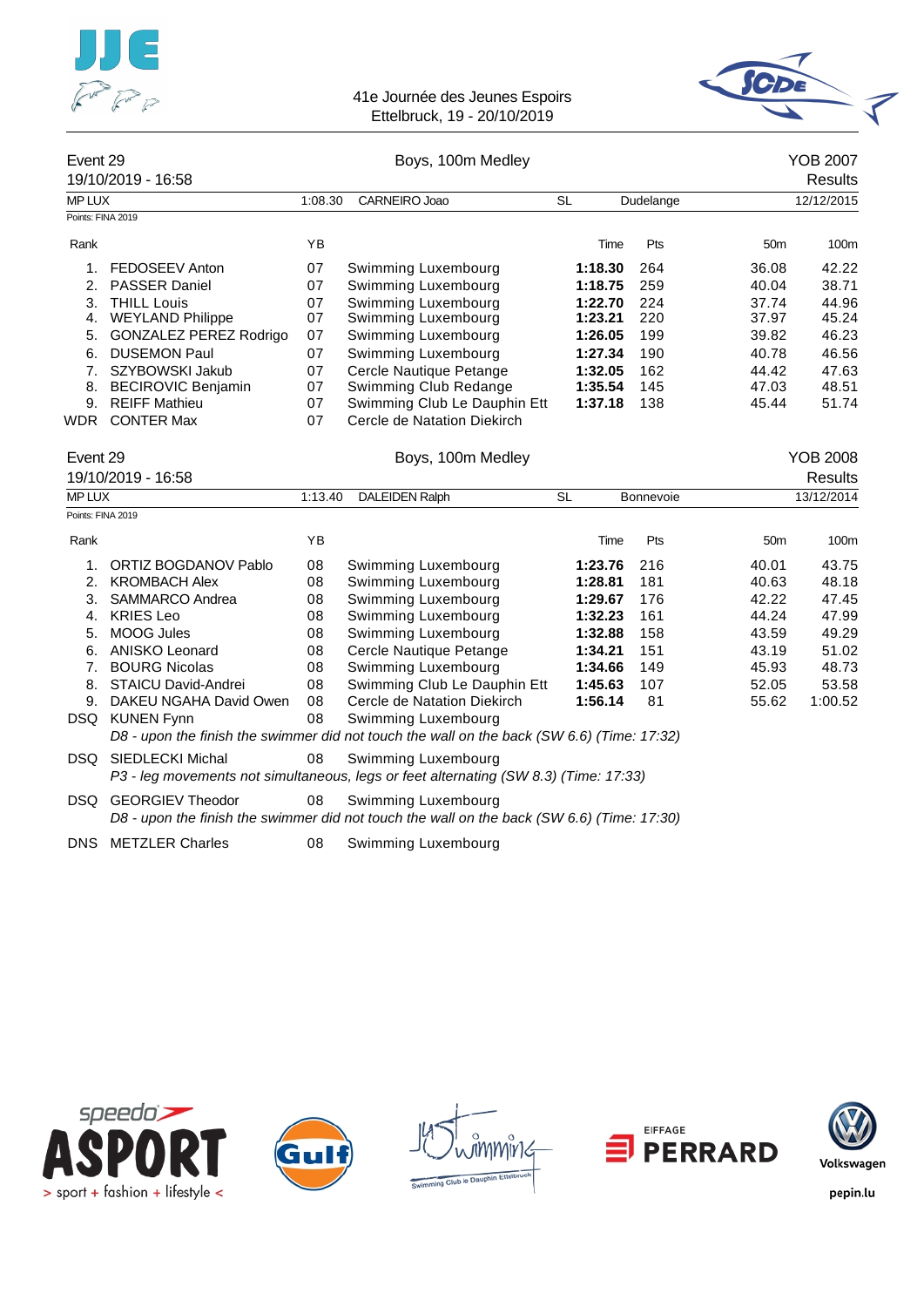41e Journée des Jeunes Espoirs
Ettelbruck, 19 - 20/10/2019

## Event 29 — Boys, 100m Medley — YOB 2007

19/10/2019 - 16:58 — Results

| MP LUX | 1:08.30 | CARNEIRO Joao | SL | Dudelange | 12/12/2015 |
|---|---|---|---|---|---|

Points: FINA 2019

| Rank | Name | YB | Club | Time | Pts | 50m | 100m |
|---|---|---|---|---|---|---|---|
| 1. | FEDOSEEV Anton | 07 | Swimming Luxembourg | **1:18.30** | 264 | 36.08 | 42.22 |
| 2. | PASSER Daniel | 07 | Swimming Luxembourg | **1:18.75** | 259 | 40.04 | 38.71 |
| 3. | THILL Louis | 07 | Swimming Luxembourg | **1:22.70** | 224 | 37.74 | 44.96 |
| 4. | WEYLAND Philippe | 07 | Swimming Luxembourg | **1:23.21** | 220 | 37.97 | 45.24 |
| 5. | GONZALEZ PEREZ Rodrigo | 07 | Swimming Luxembourg | **1:26.05** | 199 | 39.82 | 46.23 |
| 6. | DUSEMON Paul | 07 | Swimming Luxembourg | **1:27.34** | 190 | 40.78 | 46.56 |
| 7. | SZYBOWSKI Jakub | 07 | Cercle Nautique Petange | **1:32.05** | 162 | 44.42 | 47.63 |
| 8. | BECIROVIC Benjamin | 07 | Swimming Club Redange | **1:35.54** | 145 | 47.03 | 48.51 |
| 9. | REIFF Mathieu | 07 | Swimming Club Le Dauphin Ett | **1:37.18** | 138 | 45.44 | 51.74 |
| WDR | CONTER Max | 07 | Cercle de Natation Diekirch | | | | |

## Event 29 — Boys, 100m Medley — YOB 2008

19/10/2019 - 16:58 — Results

| MP LUX | 1:13.40 | DALEIDEN Ralph | SL | Bonnevoie | 13/12/2014 |
|---|---|---|---|---|---|

Points: FINA 2019

| Rank | Name | YB | Club | Time | Pts | 50m | 100m |
|---|---|---|---|---|---|---|---|
| 1. | ORTIZ BOGDANOV Pablo | 08 | Swimming Luxembourg | **1:23.76** | 216 | 40.01 | 43.75 |
| 2. | KROMBACH Alex | 08 | Swimming Luxembourg | **1:28.81** | 181 | 40.63 | 48.18 |
| 3. | SAMMARCO Andrea | 08 | Swimming Luxembourg | **1:29.67** | 176 | 42.22 | 47.45 |
| 4. | KRIES Leo | 08 | Swimming Luxembourg | **1:32.23** | 161 | 44.24 | 47.99 |
| 5. | MOOG Jules | 08 | Swimming Luxembourg | **1:32.88** | 158 | 43.59 | 49.29 |
| 6. | ANISKO Leonard | 08 | Cercle Nautique Petange | **1:34.21** | 151 | 43.19 | 51.02 |
| 7. | BOURG Nicolas | 08 | Swimming Luxembourg | **1:34.66** | 149 | 45.93 | 48.73 |
| 8. | STAICU David-Andrei | 08 | Swimming Club Le Dauphin Ett | **1:45.63** | 107 | 52.05 | 53.58 |
| 9. | DAKEU NGAHA David Owen | 08 | Cercle de Natation Diekirch | **1:56.14** | 81 | 55.62 | 1:00.52 |
| DSQ | KUNEN Fynn | 08 | Swimming Luxembourg | | | | |
| | *D8 - upon the finish the swimmer did not touch the wall on the back (SW 6.6) (Time: 17:32)* | | | | | | |
| DSQ | SIEDLECKI Michal | 08 | Swimming Luxembourg | | | | |
| | *P3 - leg movements not simultaneous, legs or feet alternating (SW 8.3) (Time: 17:33)* | | | | | | |
| DSQ | GEORGIEV Theodor | 08 | Swimming Luxembourg | | | | |
| | *D8 - upon the finish the swimmer did not touch the wall on the back (SW 6.6) (Time: 17:30)* | | | | | | |
| DNS | METZLER Charles | 08 | Swimming Luxembourg | | | | |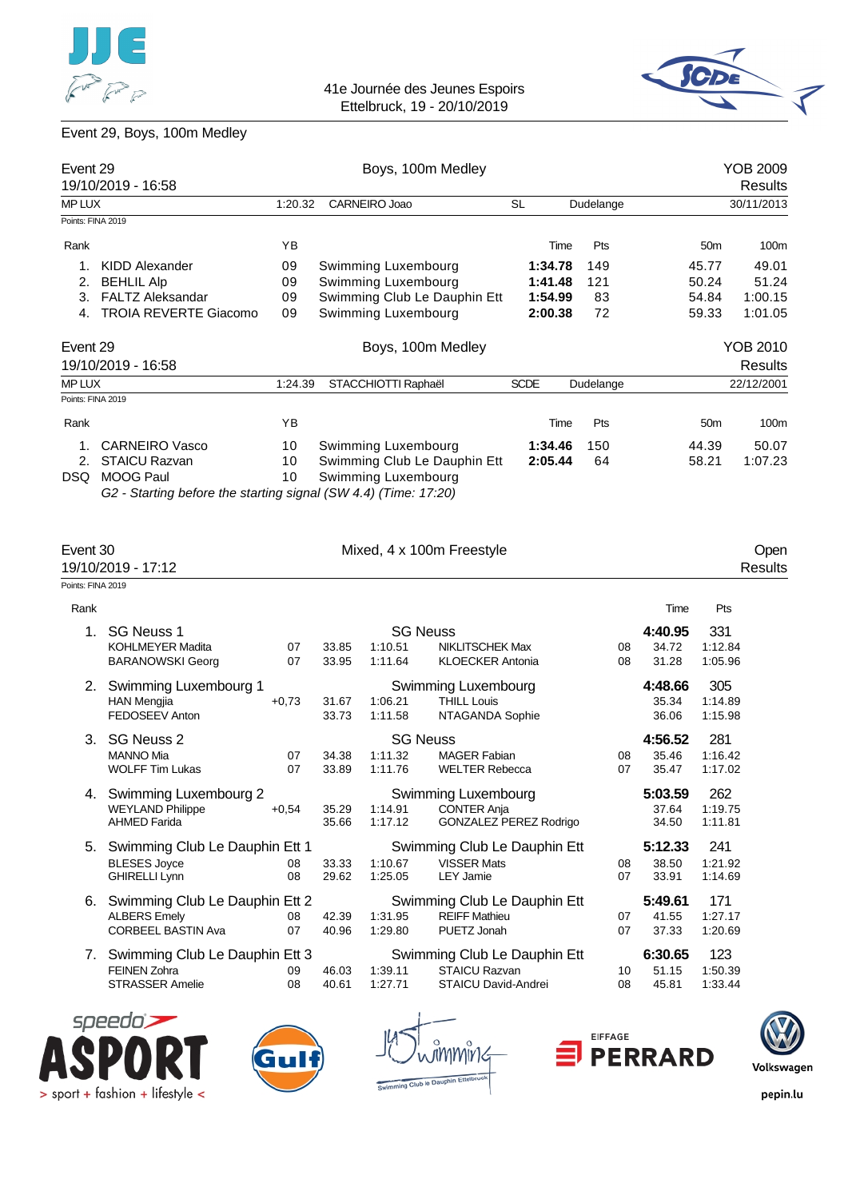Event 29, Boys, 100m Medley

## Event 29 — Boys, 100m Medley — YOB 2009

19/10/2019 - 16:58 — Results

MP LUX 1:20.32 CARNEIRO Joao SL Dudelange 30/11/2013

Points: FINA 2019

| Rank | | YB | | Time | Pts | 50m | 100m |
|---|---|---|---|---|---|---|---|
| 1. | KIDD Alexander | 09 | Swimming Luxembourg | **1:34.78** | 149 | 45.77 | 49.01 |
| 2. | BEHLIL Alp | 09 | Swimming Luxembourg | **1:41.48** | 121 | 50.24 | 51.24 |
| 3. | FALTZ Aleksandar | 09 | Swimming Club Le Dauphin Ett | **1:54.99** | 83 | 54.84 | 1:00.15 |
| 4. | TROIA REVERTE Giacomo | 09 | Swimming Luxembourg | **2:00.38** | 72 | 59.33 | 1:01.05 |

## Event 29 — Boys, 100m Medley — YOB 2010

19/10/2019 - 16:58 — Results

MP LUX 1:24.39 STACCHIOTTI Raphaël SCDE Dudelange 22/12/2001

Points: FINA 2019

| Rank | | YB | | Time | Pts | 50m | 100m |
|---|---|---|---|---|---|---|---|
| 1. | CARNEIRO Vasco | 10 | Swimming Luxembourg | **1:34.46** | 150 | 44.39 | 50.07 |
| 2. | STAICU Razvan | 10 | Swimming Club Le Dauphin Ett | **2:05.44** | 64 | 58.21 | 1:07.23 |
| DSQ | MOOG Paul | 10 | Swimming Luxembourg | | | | |

*G2 - Starting before the starting signal (SW 4.4) (Time: 17:20)*

## Event 30 — Mixed, 4 x 100m Freestyle — Open

19/10/2019 - 17:12 — Results

Points: FINA 2019

| Rank | Team / Swimmer | YB | 50m | 100m | Swimmer | YB | 50m / Time | 100m / Pts |
|---|---|---|---|---|---|---|---|---|
| 1. | SG Neuss 1 | | | | SG Neuss | | **4:40.95** | 331 |
| | KOHLMEYER Madita | 07 | 33.85 | 1:10.51 | NIKLITSCHEK Max | 08 | 34.72 | 1:12.84 |
| | BARANOWSKI Georg | 07 | 33.95 | 1:11.64 | KLOECKER Antonia | 08 | 31.28 | 1:05.96 |
| 2. | Swimming Luxembourg 1 | | | | Swimming Luxembourg | | **4:48.66** | 305 |
| | HAN Mengjia | +0,73 | 31.67 | 1:06.21 | THILL Louis | | 35.34 | 1:14.89 |
| | FEDOSEEV Anton | | 33.73 | 1:11.58 | NTAGANDA Sophie | | 36.06 | 1:15.98 |
| 3. | SG Neuss 2 | | | | SG Neuss | | **4:56.52** | 281 |
| | MANNO Mia | 07 | 34.38 | 1:11.32 | MAGER Fabian | 08 | 35.46 | 1:16.42 |
| | WOLFF Tim Lukas | 07 | 33.89 | 1:11.76 | WELTER Rebecca | 07 | 35.47 | 1:17.02 |
| 4. | Swimming Luxembourg 2 | | | | Swimming Luxembourg | | **5:03.59** | 262 |
| | WEYLAND Philippe | +0,54 | 35.29 | 1:14.91 | CONTER Anja | | 37.64 | 1:19.75 |
| | AHMED Farida | | 35.66 | 1:17.12 | GONZALEZ PEREZ Rodrigo | | 34.50 | 1:11.81 |
| 5. | Swimming Club Le Dauphin Ett 1 | | | | Swimming Club Le Dauphin Ett | | **5:12.33** | 241 |
| | BLESES Joyce | 08 | 33.33 | 1:10.67 | VISSER Mats | 08 | 38.50 | 1:21.92 |
| | GHIRELLI Lynn | 08 | 29.62 | 1:25.05 | LEY Jamie | 07 | 33.91 | 1:14.69 |
| 6. | Swimming Club Le Dauphin Ett 2 | | | | Swimming Club Le Dauphin Ett | | **5:49.61** | 171 |
| | ALBERS Emely | 08 | 42.39 | 1:31.95 | REIFF Mathieu | 07 | 41.55 | 1:27.17 |
| | CORBEEL BASTIN Ava | 07 | 40.96 | 1:29.80 | PUETZ Jonah | 07 | 37.33 | 1:20.69 |
| 7. | Swimming Club Le Dauphin Ett 3 | | | | Swimming Club Le Dauphin Ett | | **6:30.65** | 123 |
| | FEINEN Zohra | 09 | 46.03 | 1:39.11 | STAICU Razvan | 10 | 51.15 | 1:50.39 |
| | STRASSER Amelie | 08 | 40.61 | 1:27.71 | STAICU David-Andrei | 08 | 45.81 | 1:33.44 |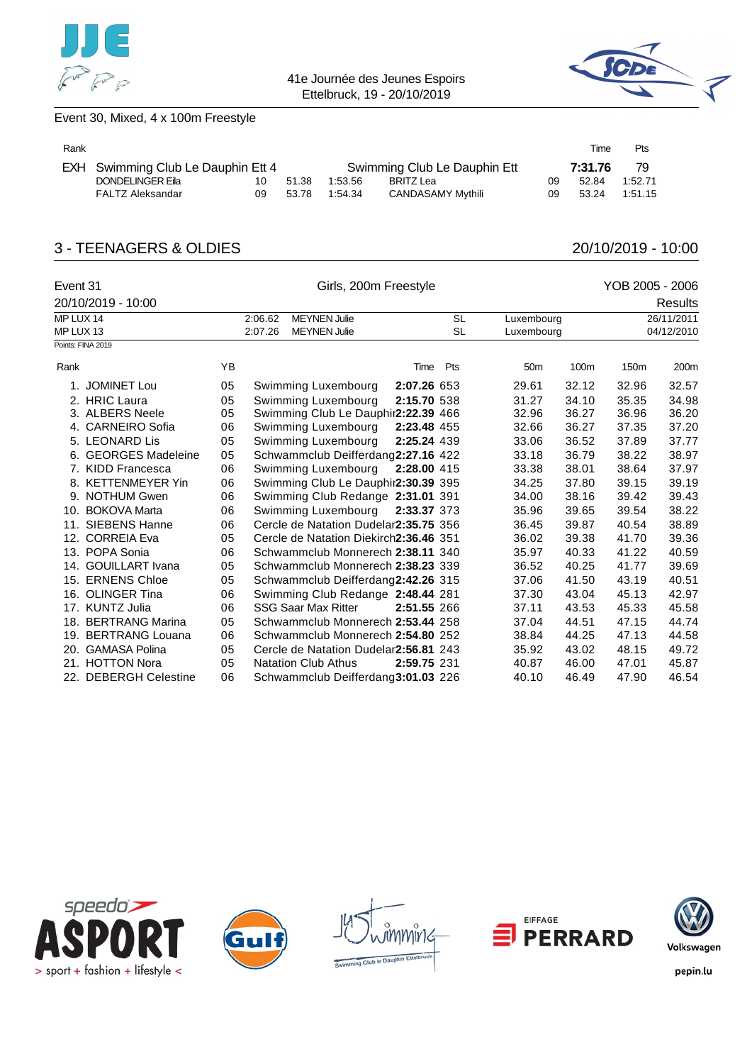41e Journée des Jeunes Espoirs
Ettelbruck, 19 - 20/10/2019

Event 30, Mixed, 4 x 100m Freestyle

| Rank | | | | | | | | Time | Pts |
|---|---|---|---|---|---|---|---|---|---|
| EXH | Swimming Club Le Dauphin Ett 4 | | | Swimming Club Le Dauphin Ett | | | | **7:31.76** | 79 |
| | DONDELINGER Eila | 10 | 51.38 | 1:53.56 | BRITZ Lea | 09 | 52.84 | 1:52.71 | |
| | FALTZ Aleksandar | 09 | 53.78 | 1:54.34 | CANDASAMY Mythili | 09 | 53.24 | 1:51.15 | |

## 3 - TEENAGERS & OLDIES

20/10/2019 - 10:00

Event 31 — Girls, 200m Freestyle — YOB 2005 - 2006

20/10/2019 - 10:00 — Results

| | | | | | |
|---|---|---|---|---|---|
| MP LUX 14 | 2:06.62 | MEYNEN Julie | SL | Luxembourg | 26/11/2011 |
| MP LUX 13 | 2:07.26 | MEYNEN Julie | SL | Luxembourg | 04/12/2010 |

Points: FINA 2019

| Rank | | YB | | Time | Pts | 50m | 100m | 150m | 200m |
|---|---|---|---|---|---|---|---|---|---|
| 1. | JOMINET Lou | 05 | Swimming Luxembourg | **2:07.26** | 653 | 29.61 | 32.12 | 32.96 | 32.57 |
| 2. | HRIC Laura | 05 | Swimming Luxembourg | **2:15.70** | 538 | 31.27 | 34.10 | 35.35 | 34.98 |
| 3. | ALBERS Neele | 05 | Swimming Club Le Dauphin | **2:22.39** | 466 | 32.96 | 36.27 | 36.96 | 36.20 |
| 4. | CARNEIRO Sofia | 06 | Swimming Luxembourg | **2:23.48** | 455 | 32.66 | 36.27 | 37.35 | 37.20 |
| 5. | LEONARD Lis | 05 | Swimming Luxembourg | **2:25.24** | 439 | 33.06 | 36.52 | 37.89 | 37.77 |
| 6. | GEORGES Madeleine | 05 | Schwammclub Deifferdang | **2:27.16** | 422 | 33.18 | 36.79 | 38.22 | 38.97 |
| 7. | KIDD Francesca | 06 | Swimming Luxembourg | **2:28.00** | 415 | 33.38 | 38.01 | 38.64 | 37.97 |
| 8. | KETTENMEYER Yin | 06 | Swimming Club Le Dauphin | **2:30.39** | 395 | 34.25 | 37.80 | 39.15 | 39.19 |
| 9. | NOTHUM Gwen | 06 | Swimming Club Redange | **2:31.01** | 391 | 34.00 | 38.16 | 39.42 | 39.43 |
| 10. | BOKOVA Marta | 06 | Swimming Luxembourg | **2:33.37** | 373 | 35.96 | 39.65 | 39.54 | 38.22 |
| 11. | SIEBENS Hanne | 06 | Cercle de Natation Dudelar | **2:35.75** | 356 | 36.45 | 39.87 | 40.54 | 38.89 |
| 12. | CORREIA Eva | 05 | Cercle de Natation Diekirch | **2:36.46** | 351 | 36.02 | 39.38 | 41.70 | 39.36 |
| 13. | POPA Sonia | 06 | Schwammclub Monnerech | **2:38.11** | 340 | 35.97 | 40.33 | 41.22 | 40.59 |
| 14. | GOUILLART Ivana | 05 | Schwammclub Monnerech | **2:38.23** | 339 | 36.52 | 40.25 | 41.77 | 39.69 |
| 15. | ERNENS Chloe | 05 | Schwammclub Deifferdang | **2:42.26** | 315 | 37.06 | 41.50 | 43.19 | 40.51 |
| 16. | OLINGER Tina | 06 | Swimming Club Redange | **2:48.44** | 281 | 37.30 | 43.04 | 45.13 | 42.97 |
| 17. | KUNTZ Julia | 06 | SSG Saar Max Ritter | **2:51.55** | 266 | 37.11 | 43.53 | 45.33 | 45.58 |
| 18. | BERTRANG Marina | 05 | Schwammclub Monnerech | **2:53.44** | 258 | 37.04 | 44.51 | 47.15 | 44.74 |
| 19. | BERTRANG Louana | 06 | Schwammclub Monnerech | **2:54.80** | 252 | 38.84 | 44.25 | 47.13 | 44.58 |
| 20. | GAMASA Polina | 05 | Cercle de Natation Dudelar | **2:56.81** | 243 | 35.92 | 43.02 | 48.15 | 49.72 |
| 21. | HOTTON Nora | 05 | Natation Club Athus | **2:59.75** | 231 | 40.87 | 46.00 | 47.01 | 45.87 |
| 22. | DEBERGH Celestine | 06 | Schwammclub Deifferdang | **3:01.03** | 226 | 40.10 | 46.49 | 47.90 | 46.54 |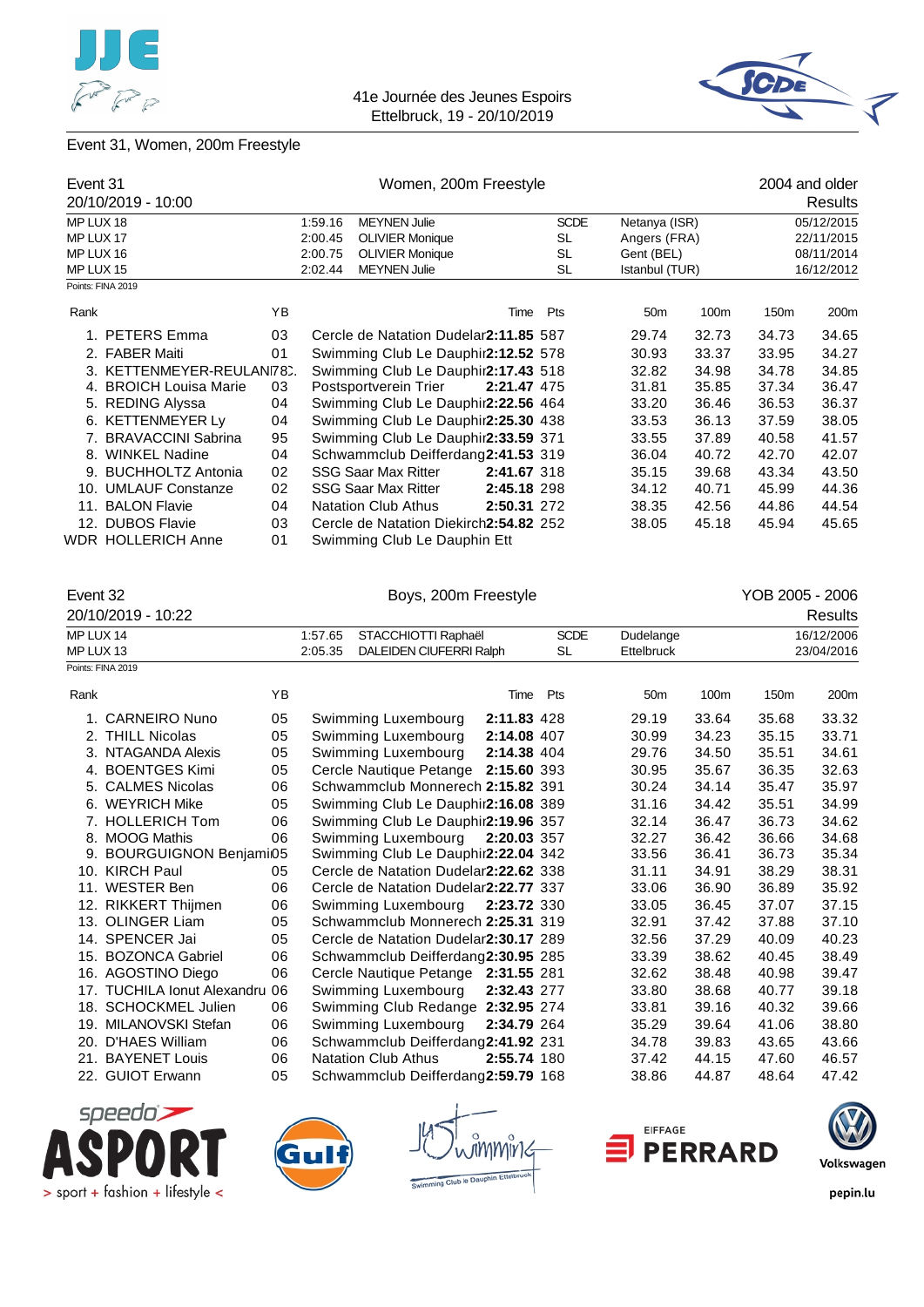41e Journée des Jeunes Espoirs
Ettelbruck, 19 - 20/10/2019

## Event 31, Women, 200m Freestyle

**Event 31** — Women, 200m Freestyle — 2004 and older
20/10/2019 - 10:00 — Results

| | | | | | |
|---|---|---|---|---|---|
| MP LUX 18 | 1:59.16 | MEYNEN Julie | SCDE | Netanya (ISR) | 05/12/2015 |
| MP LUX 17 | 2:00.45 | OLIVIER Monique | SL | Angers (FRA) | 22/11/2015 |
| MP LUX 16 | 2:00.75 | OLIVIER Monique | SL | Gent (BEL) | 08/11/2014 |
| MP LUX 15 | 2:02.44 | MEYNEN Julie | SL | Istanbul (TUR) | 16/12/2012 |

Points: FINA 2019

| Rank | Name | YB | Club | Time | Pts | 50m | 100m | 150m | 200m |
|---|---|---|---|---|---|---|---|---|---|
| 1. | PETERS Emma | 03 | Cercle de Natation Dudelange | 2:11.85 | 587 | 29.74 | 32.73 | 34.73 | 34.65 |
| 2. | FABER Maiti | 01 | Swimming Club Le Dauphin | 2:12.52 | 578 | 30.93 | 33.37 | 33.95 | 34.27 |
| 3. | KETTENMEYER-REULAND | 03 | Swimming Club Le Dauphin | 2:17.43 | 518 | 32.82 | 34.98 | 34.78 | 34.85 |
| 4. | BROICH Louisa Marie | 03 | Postsportverein Trier | 2:21.47 | 475 | 31.81 | 35.85 | 37.34 | 36.47 |
| 5. | REDING Alyssa | 04 | Swimming Club Le Dauphin | 2:22.56 | 464 | 33.20 | 36.46 | 36.53 | 36.37 |
| 6. | KETTENMEYER Ly | 04 | Swimming Club Le Dauphin | 2:25.30 | 438 | 33.53 | 36.13 | 37.59 | 38.05 |
| 7. | BRAVACCINI Sabrina | 95 | Swimming Club Le Dauphin | 2:33.59 | 371 | 33.55 | 37.89 | 40.58 | 41.57 |
| 8. | WINKEL Nadine | 04 | Schwammclub Deifferdang | 2:41.53 | 319 | 36.04 | 40.72 | 42.70 | 42.07 |
| 9. | BUCHHOLTZ Antonia | 02 | SSG Saar Max Ritter | 2:41.67 | 318 | 35.15 | 39.68 | 43.34 | 43.50 |
| 10. | UMLAUF Constanze | 02 | SSG Saar Max Ritter | 2:45.18 | 298 | 34.12 | 40.71 | 45.99 | 44.36 |
| 11. | BALON Flavie | 04 | Natation Club Athus | 2:50.31 | 272 | 38.35 | 42.56 | 44.86 | 44.54 |
| 12. | DUBOS Flavie | 03 | Cercle de Natation Diekirch | 2:54.82 | 252 | 38.05 | 45.18 | 45.94 | 45.65 |
| WDR | HOLLERICH Anne | 01 | Swimming Club Le Dauphin Ett | | | | | | |

**Event 32** — Boys, 200m Freestyle — YOB 2005 - 2006
20/10/2019 - 10:22 — Results

| | | | | | |
|---|---|---|---|---|---|
| MP LUX 14 | 1:57.65 | STACCHIOTTI Raphaël | SCDE | Dudelange | 16/12/2006 |
| MP LUX 13 | 2:05.35 | DALEIDEN CIUFERRI Ralph | SL | Ettelbruck | 23/04/2016 |

Points: FINA 2019

| Rank | Name | YB | Club | Time | Pts | 50m | 100m | 150m | 200m |
|---|---|---|---|---|---|---|---|---|---|
| 1. | CARNEIRO Nuno | 05 | Swimming Luxembourg | 2:11.83 | 428 | 29.19 | 33.64 | 35.68 | 33.32 |
| 2. | THILL Nicolas | 05 | Swimming Luxembourg | 2:14.08 | 407 | 30.99 | 34.23 | 35.15 | 33.71 |
| 3. | NTAGANDA Alexis | 05 | Swimming Luxembourg | 2:14.38 | 404 | 29.76 | 34.50 | 35.51 | 34.61 |
| 4. | BOENTGES Kimi | 05 | Cercle Nautique Petange | 2:15.60 | 393 | 30.95 | 35.67 | 36.35 | 32.63 |
| 5. | CALMES Nicolas | 06 | Schwammclub Monnerech | 2:15.82 | 391 | 30.24 | 34.14 | 35.47 | 35.97 |
| 6. | WEYRICH Mike | 05 | Swimming Club Le Dauphin | 2:16.08 | 389 | 31.16 | 34.42 | 35.51 | 34.99 |
| 7. | HOLLERICH Tom | 06 | Swimming Club Le Dauphin | 2:19.96 | 357 | 32.14 | 36.47 | 36.73 | 34.62 |
| 8. | MOOG Mathis | 06 | Swimming Luxembourg | 2:20.03 | 357 | 32.27 | 36.42 | 36.66 | 34.68 |
| 9. | BOURGUIGNON Benjamin | 05 | Swimming Club Le Dauphin | 2:22.04 | 342 | 33.56 | 36.41 | 36.73 | 35.34 |
| 10. | KIRCH Paul | 05 | Cercle de Natation Dudelange | 2:22.62 | 338 | 31.11 | 34.91 | 38.29 | 38.31 |
| 11. | WESTER Ben | 06 | Cercle de Natation Dudelange | 2:22.77 | 337 | 33.06 | 36.90 | 36.89 | 35.92 |
| 12. | RIKKERT Thijmen | 06 | Swimming Luxembourg | 2:23.72 | 330 | 33.05 | 36.45 | 37.07 | 37.15 |
| 13. | OLINGER Liam | 05 | Schwammclub Monnerech | 2:25.31 | 319 | 32.91 | 37.42 | 37.88 | 37.10 |
| 14. | SPENCER Jai | 05 | Cercle de Natation Dudelange | 2:30.17 | 289 | 32.56 | 37.29 | 40.09 | 40.23 |
| 15. | BOZONCA Gabriel | 06 | Schwammclub Deifferdang | 2:30.95 | 285 | 33.39 | 38.62 | 40.45 | 38.49 |
| 16. | AGOSTINO Diego | 06 | Cercle Nautique Petange | 2:31.55 | 281 | 32.62 | 38.48 | 40.98 | 39.47 |
| 17. | TUCHILA Ionut Alexandru | 06 | Swimming Luxembourg | 2:32.43 | 277 | 33.80 | 38.68 | 40.77 | 39.18 |
| 18. | SCHOCKMEL Julien | 06 | Swimming Club Redange | 2:32.95 | 274 | 33.81 | 39.16 | 40.32 | 39.66 |
| 19. | MILANOVSKI Stefan | 06 | Swimming Luxembourg | 2:34.79 | 264 | 35.29 | 39.64 | 41.06 | 38.80 |
| 20. | D'HAES William | 06 | Schwammclub Deifferdang | 2:41.92 | 231 | 34.78 | 39.83 | 43.65 | 43.66 |
| 21. | BAYENET Louis | 06 | Natation Club Athus | 2:55.74 | 180 | 37.42 | 44.15 | 47.60 | 46.57 |
| 22. | GUIOT Erwann | 05 | Schwammclub Deifferdang | 2:59.79 | 168 | 38.86 | 44.87 | 48.64 | 47.42 |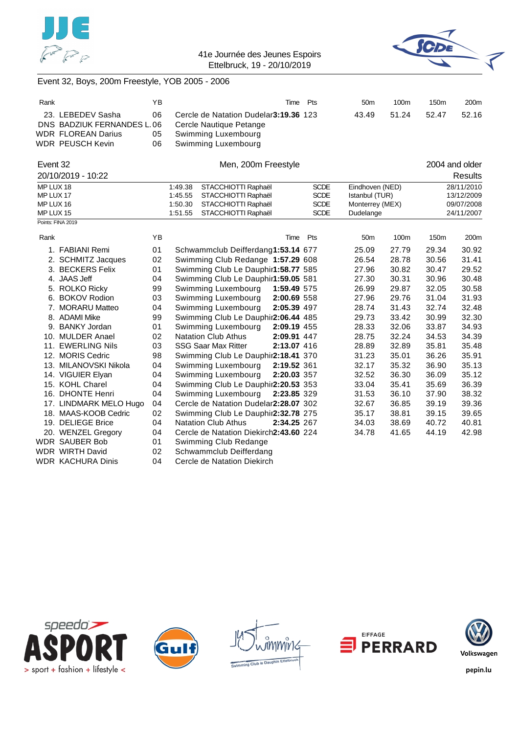41e Journée des Jeunes Espoirs
Ettelbruck, 19 - 20/10/2019

## Event 32, Boys, 200m Freestyle, YOB 2005 - 2006

| Rank | | YB | | Time | Pts | 50m | 100m | 150m | 200m |
|---|---|---|---|---|---|---|---|---|---|
| 23. | LEBEDEV Sasha | 06 | Cercle de Natation Dudelange | 3:19.36 | 123 | 43.49 | 51.24 | 52.47 | 52.16 |
| DNS | BADZIUK FERNANDES L. | 06 | Cercle Nautique Petange | | | | | | |
| WDR | FLOREAN Darius | 05 | Swimming Luxembourg | | | | | | |
| WDR | PEUSCH Kevin | 06 | Swimming Luxembourg | | | | | | |

## Event 32 — Men, 200m Freestyle — 2004 and older

20/10/2019 - 10:22 — Results

| | | | | | |
|---|---|---|---|---|---|
| MP LUX 18 | 1:49.38 | STACCHIOTTI Raphaël | SCDE | Eindhoven (NED) | 28/11/2010 |
| MP LUX 17 | 1:45.55 | STACCHIOTTI Raphaël | SCDE | Istanbul (TUR) | 13/12/2009 |
| MP LUX 16 | 1:50.30 | STACCHIOTTI Raphaël | SCDE | Monterrey (MEX) | 09/07/2008 |
| MP LUX 15 | 1:51.55 | STACCHIOTTI Raphaël | SCDE | Dudelange | 24/11/2007 |

Points: FINA 2019

| Rank | | YB | | Time | Pts | 50m | 100m | 150m | 200m |
|---|---|---|---|---|---|---|---|---|---|
| 1. | FABIANI Remi | 01 | Schwammclub Deifferdange | 1:53.14 | 677 | 25.09 | 27.79 | 29.34 | 30.92 |
| 2. | SCHMITZ Jacques | 02 | Swimming Club Redange | 1:57.29 | 608 | 26.54 | 28.78 | 30.56 | 31.41 |
| 3. | BECKERS Felix | 01 | Swimming Club Le Dauphin | 1:58.77 | 585 | 27.96 | 30.82 | 30.47 | 29.52 |
| 4. | JAAS Jeff | 04 | Swimming Club Le Dauphin | 1:59.05 | 581 | 27.30 | 30.31 | 30.96 | 30.48 |
| 5. | ROLKO Ricky | 99 | Swimming Luxembourg | 1:59.49 | 575 | 26.99 | 29.87 | 32.05 | 30.58 |
| 6. | BOKOV Rodion | 03 | Swimming Luxembourg | 2:00.69 | 558 | 27.96 | 29.76 | 31.04 | 31.93 |
| 7. | MORARU Matteo | 04 | Swimming Luxembourg | 2:05.39 | 497 | 28.74 | 31.43 | 32.74 | 32.48 |
| 8. | ADAMI Mike | 99 | Swimming Club Le Dauphin | 2:06.44 | 485 | 29.73 | 33.42 | 30.99 | 32.30 |
| 9. | BANKY Jordan | 01 | Swimming Luxembourg | 2:09.19 | 455 | 28.33 | 32.06 | 33.87 | 34.93 |
| 10. | MULDER Anael | 02 | Natation Club Athus | 2:09.91 | 447 | 28.75 | 32.24 | 34.53 | 34.39 |
| 11. | EWERLING Nils | 03 | SSG Saar Max Ritter | 2:13.07 | 416 | 28.89 | 32.89 | 35.81 | 35.48 |
| 12. | MORIS Cedric | 98 | Swimming Club Le Dauphin | 2:18.41 | 370 | 31.23 | 35.01 | 36.26 | 35.91 |
| 13. | MILANOVSKI Nikola | 04 | Swimming Luxembourg | 2:19.52 | 361 | 32.17 | 35.32 | 36.90 | 35.13 |
| 14. | VIGUIER Elyan | 04 | Swimming Luxembourg | 2:20.03 | 357 | 32.52 | 36.30 | 36.09 | 35.12 |
| 15. | KOHL Charel | 04 | Swimming Club Le Dauphin | 2:20.53 | 353 | 33.04 | 35.41 | 35.69 | 36.39 |
| 16. | DHONTE Henri | 04 | Swimming Luxembourg | 2:23.85 | 329 | 31.53 | 36.10 | 37.90 | 38.32 |
| 17. | LINDMARK MELO Hugo | 04 | Cercle de Natation Dudelange | 2:28.07 | 302 | 32.67 | 36.85 | 39.19 | 39.36 |
| 18. | MAAS-KOOB Cedric | 02 | Swimming Club Le Dauphin | 2:32.78 | 275 | 35.17 | 38.81 | 39.15 | 39.65 |
| 19. | DELIEGE Brice | 04 | Natation Club Athus | 2:34.25 | 267 | 34.03 | 38.69 | 40.72 | 40.81 |
| 20. | WENZEL Gregory | 04 | Cercle de Natation Diekirch | 2:43.60 | 224 | 34.78 | 41.65 | 44.19 | 42.98 |
| WDR | SAUBER Bob | 01 | Swimming Club Redange | | | | | | |
| WDR | WIRTH David | 02 | Schwammclub Deifferdang | | | | | | |
| WDR | KACHURA Dinis | 04 | Cercle de Natation Diekirch | | | | | | |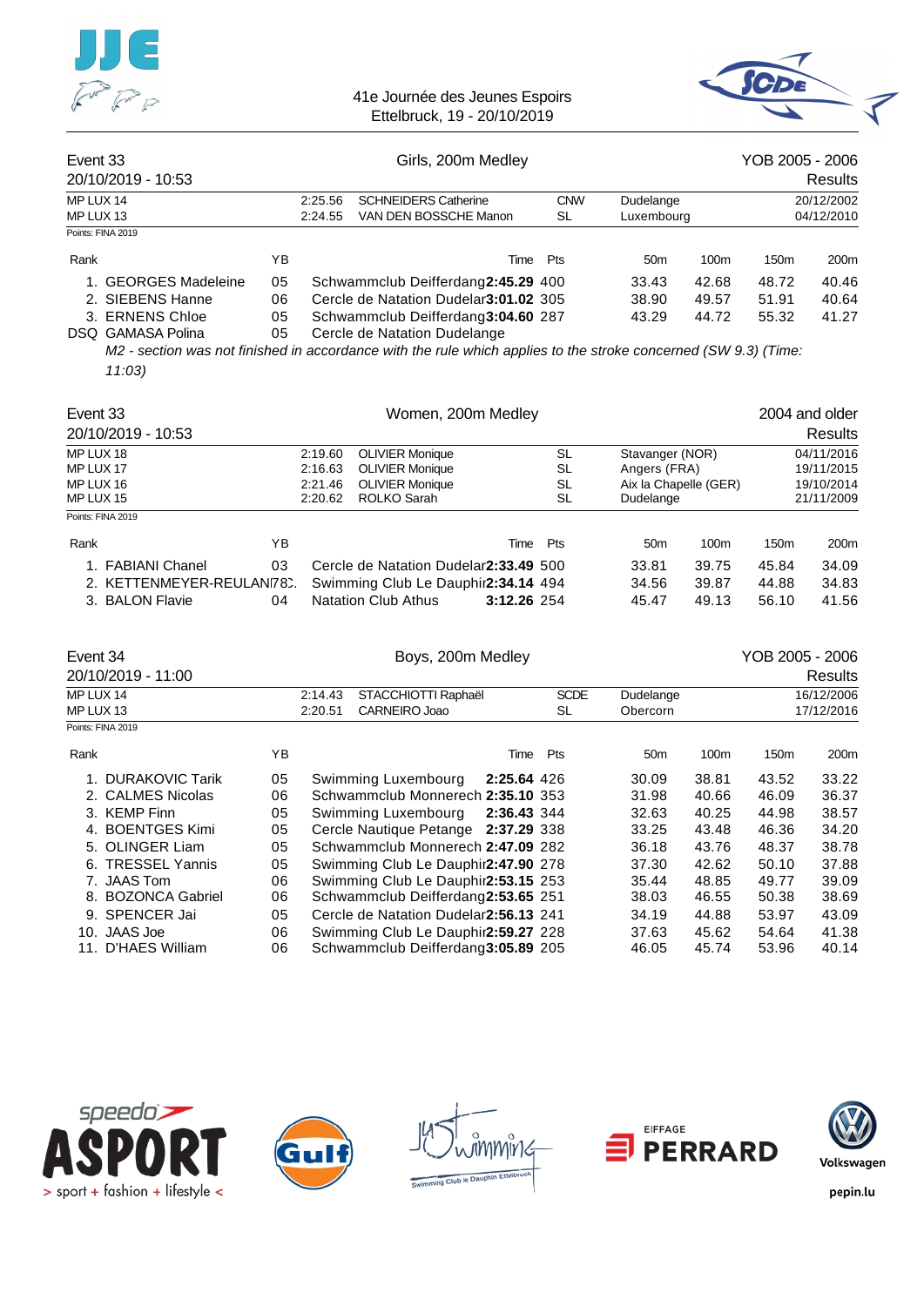41e Journée des Jeunes Espoirs
Ettelbruck, 19 - 20/10/2019

## Event 33 — Girls, 200m Medley — YOB 2005 - 2006

20/10/2019 - 10:53 — Results

| | | | | | |
|---|---|---|---|---|---|
| MP LUX 14 | 2:25.56 | SCHNEIDERS Catherine | CNW | Dudelange | 20/12/2002 |
| MP LUX 13 | 2:24.55 | VAN DEN BOSSCHE Manon | SL | Luxembourg | 04/12/2010 |

Points: FINA 2019

| Rank | | YB | | Time | Pts | 50m | 100m | 150m | 200m |
|---|---|---|---|---|---|---|---|---|---|
| 1. | GEORGES Madeleine | 05 | Schwammclub Deifferdang | **2:45.29** | 400 | 33.43 | 42.68 | 48.72 | 40.46 |
| 2. | SIEBENS Hanne | 06 | Cercle de Natation Dudelar | **3:01.02** | 305 | 38.90 | 49.57 | 51.91 | 40.64 |
| 3. | ERNENS Chloe | 05 | Schwammclub Deifferdang | **3:04.60** | 287 | 43.29 | 44.72 | 55.32 | 41.27 |
| DSQ | GAMASA Polina | 05 | Cercle de Natation Dudelange | | | | | | |

*M2 - section was not finished in accordance with the rule which applies to the stroke concerned (SW 9.3) (Time: 11:03)*

## Event 33 — Women, 200m Medley — 2004 and older

20/10/2019 - 10:53 — Results

| | | | | | |
|---|---|---|---|---|---|
| MP LUX 18 | 2:19.60 | OLIVIER Monique | SL | Stavanger (NOR) | 04/11/2016 |
| MP LUX 17 | 2:16.63 | OLIVIER Monique | SL | Angers (FRA) | 19/11/2015 |
| MP LUX 16 | 2:21.46 | OLIVIER Monique | SL | Aix la Chapelle (GER) | 19/10/2014 |
| MP LUX 15 | 2:20.62 | ROLKO Sarah | SL | Dudelange | 21/11/2009 |

Points: FINA 2019

| Rank | | YB | | Time | Pts | 50m | 100m | 150m | 200m |
|---|---|---|---|---|---|---|---|---|---|
| 1. | FABIANI Chanel | 03 | Cercle de Natation Dudelar | **2:33.49** | 500 | 33.81 | 39.75 | 45.84 | 34.09 |
| 2. | KETTENMEYER-REULANI | 78 | Swimming Club Le Dauphir | **2:34.14** | 494 | 34.56 | 39.87 | 44.88 | 34.83 |
| 3. | BALON Flavie | 04 | Natation Club Athus | **3:12.26** | 254 | 45.47 | 49.13 | 56.10 | 41.56 |

## Event 34 — Boys, 200m Medley — YOB 2005 - 2006

20/10/2019 - 11:00 — Results

| | | | | | |
|---|---|---|---|---|---|
| MP LUX 14 | 2:14.43 | STACCHIOTTI Raphaël | SCDE | Dudelange | 16/12/2006 |
| MP LUX 13 | 2:20.51 | CARNEIRO Joao | SL | Obercorn | 17/12/2016 |

Points: FINA 2019

| Rank | | YB | | Time | Pts | 50m | 100m | 150m | 200m |
|---|---|---|---|---|---|---|---|---|---|
| 1. | DURAKOVIC Tarik | 05 | Swimming Luxembourg | **2:25.64** | 426 | 30.09 | 38.81 | 43.52 | 33.22 |
| 2. | CALMES Nicolas | 06 | Schwammclub Monnerech | **2:35.10** | 353 | 31.98 | 40.66 | 46.09 | 36.37 |
| 3. | KEMP Finn | 05 | Swimming Luxembourg | **2:36.43** | 344 | 32.63 | 40.25 | 44.98 | 38.57 |
| 4. | BOENTGES Kimi | 05 | Cercle Nautique Petange | **2:37.29** | 338 | 33.25 | 43.48 | 46.36 | 34.20 |
| 5. | OLINGER Liam | 05 | Schwammclub Monnerech | **2:47.09** | 282 | 36.18 | 43.76 | 48.37 | 38.78 |
| 6. | TRESSEL Yannis | 05 | Swimming Club Le Dauphir | **2:47.90** | 278 | 37.30 | 42.62 | 50.10 | 37.88 |
| 7. | JAAS Tom | 06 | Swimming Club Le Dauphir | **2:53.15** | 253 | 35.44 | 48.85 | 49.77 | 39.09 |
| 8. | BOZONCA Gabriel | 06 | Schwammclub Deifferdang | **2:53.65** | 251 | 38.03 | 46.55 | 50.38 | 38.69 |
| 9. | SPENCER Jai | 05 | Cercle de Natation Dudelar | **2:56.13** | 241 | 34.19 | 44.88 | 53.97 | 43.09 |
| 10. | JAAS Joe | 06 | Swimming Club Le Dauphir | **2:59.27** | 228 | 37.63 | 45.62 | 54.64 | 41.38 |
| 11. | D'HAES William | 06 | Schwammclub Deifferdang | **3:05.89** | 205 | 46.05 | 45.74 | 53.96 | 40.14 |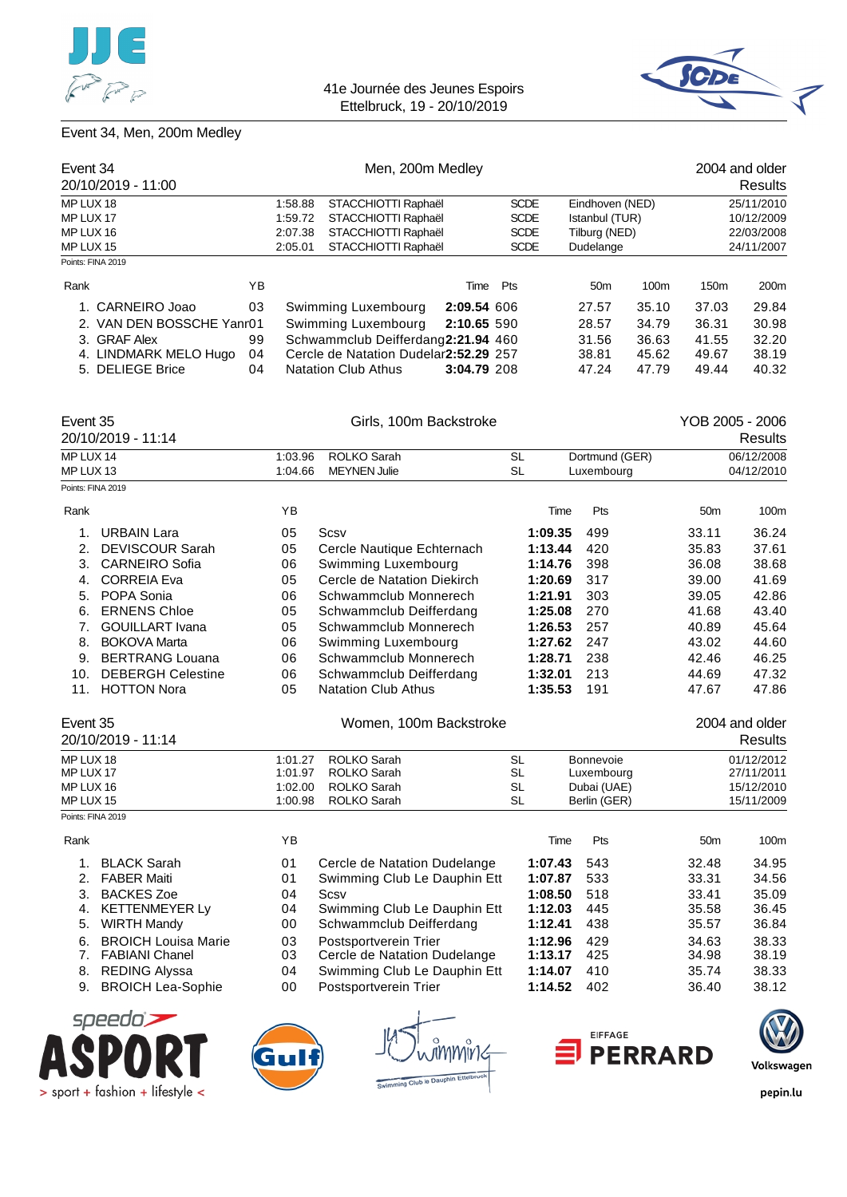41e Journée des Jeunes Espoirs
Ettelbruck, 19 - 20/10/2019

## Event 34, Men, 200m Medley

### Event 34 — Men, 200m Medley — 2004 and older

20/10/2019 - 11:00

Results

| | | | | | |
|---|---|---|---|---|---|
| MP LUX 18 | 1:58.88 | STACCHIOTTI Raphaël | SCDE | Eindhoven (NED) | 25/11/2010 |
| MP LUX 17 | 1:59.72 | STACCHIOTTI Raphaël | SCDE | Istanbul (TUR) | 10/12/2009 |
| MP LUX 16 | 2:07.38 | STACCHIOTTI Raphaël | SCDE | Tilburg (NED) | 22/03/2008 |
| MP LUX 15 | 2:05.01 | STACCHIOTTI Raphaël | SCDE | Dudelange | 24/11/2007 |

Points: FINA 2019

| Rank | | YB | | Time | Pts | 50m | 100m | 150m | 200m |
|---|---|---|---|---|---|---|---|---|---|
| 1. | CARNEIRO Joao | 03 | Swimming Luxembourg | **2:09.54** | 606 | 27.57 | 35.10 | 37.03 | 29.84 |
| 2. | VAN DEN BOSSCHE Yann | 01 | Swimming Luxembourg | **2:10.65** | 590 | 28.57 | 34.79 | 36.31 | 30.98 |
| 3. | GRAF Alex | 99 | Schwammclub Deifferdang | **2:21.94** | 460 | 31.56 | 36.63 | 41.55 | 32.20 |
| 4. | LINDMARK MELO Hugo | 04 | Cercle de Natation Dudelange | **2:52.29** | 257 | 38.81 | 45.62 | 49.67 | 38.19 |
| 5. | DELIEGE Brice | 04 | Natation Club Athus | **3:04.79** | 208 | 47.24 | 47.79 | 49.44 | 40.32 |

### Event 35 — Girls, 100m Backstroke — YOB 2005 - 2006

20/10/2019 - 11:14

Results

| | | | | | |
|---|---|---|---|---|---|
| MP LUX 14 | 1:03.96 | ROLKO Sarah | SL | Dortmund (GER) | 06/12/2008 |
| MP LUX 13 | 1:04.66 | MEYNEN Julie | SL | Luxembourg | 04/12/2010 |

Points: FINA 2019

| Rank | | YB | | Time | Pts | 50m | 100m |
|---|---|---|---|---|---|---|---|
| 1. | URBAIN Lara | 05 | Scsv | **1:09.35** | 499 | 33.11 | 36.24 |
| 2. | DEVISCOUR Sarah | 05 | Cercle Nautique Echternach | **1:13.44** | 420 | 35.83 | 37.61 |
| 3. | CARNEIRO Sofia | 06 | Swimming Luxembourg | **1:14.76** | 398 | 36.08 | 38.68 |
| 4. | CORREIA Eva | 05 | Cercle de Natation Diekirch | **1:20.69** | 317 | 39.00 | 41.69 |
| 5. | POPA Sonia | 06 | Schwammclub Monnerech | **1:21.91** | 303 | 39.05 | 42.86 |
| 6. | ERNENS Chloe | 05 | Schwammclub Deifferdang | **1:25.08** | 270 | 41.68 | 43.40 |
| 7. | GOUILLART Ivana | 05 | Schwammclub Monnerech | **1:26.53** | 257 | 40.89 | 45.64 |
| 8. | BOKOVA Marta | 06 | Swimming Luxembourg | **1:27.62** | 247 | 43.02 | 44.60 |
| 9. | BERTRANG Louana | 06 | Schwammclub Monnerech | **1:28.71** | 238 | 42.46 | 46.25 |
| 10. | DEBERGH Celestine | 06 | Schwammclub Deifferdang | **1:32.01** | 213 | 44.69 | 47.32 |
| 11. | HOTTON Nora | 05 | Natation Club Athus | **1:35.53** | 191 | 47.67 | 47.86 |

### Event 35 — Women, 100m Backstroke — 2004 and older

20/10/2019 - 11:14

Results

| | | | | | |
|---|---|---|---|---|---|
| MP LUX 18 | 1:01.27 | ROLKO Sarah | SL | Bonnevoie | 01/12/2012 |
| MP LUX 17 | 1:01.97 | ROLKO Sarah | SL | Luxembourg | 27/11/2011 |
| MP LUX 16 | 1:02.00 | ROLKO Sarah | SL | Dubai (UAE) | 15/12/2010 |
| MP LUX 15 | 1:00.98 | ROLKO Sarah | SL | Berlin (GER) | 15/11/2009 |

Points: FINA 2019

| Rank | | YB | | Time | Pts | 50m | 100m |
|---|---|---|---|---|---|---|---|
| 1. | BLACK Sarah | 01 | Cercle de Natation Dudelange | **1:07.43** | 543 | 32.48 | 34.95 |
| 2. | FABER Maiti | 01 | Swimming Club Le Dauphin Ett | **1:07.87** | 533 | 33.31 | 34.56 |
| 3. | BACKES Zoe | 04 | Scsv | **1:08.50** | 518 | 33.41 | 35.09 |
| 4. | KETTENMEYER Ly | 04 | Swimming Club Le Dauphin Ett | **1:12.03** | 445 | 35.58 | 36.45 |
| 5. | WIRTH Mandy | 00 | Schwammclub Deifferdang | **1:12.41** | 438 | 35.57 | 36.84 |
| 6. | BROICH Louisa Marie | 03 | Postsportverein Trier | **1:12.96** | 429 | 34.63 | 38.33 |
| 7. | FABIANI Chanel | 03 | Cercle de Natation Dudelange | **1:13.17** | 425 | 34.98 | 38.19 |
| 8. | REDING Alyssa | 04 | Swimming Club Le Dauphin Ett | **1:14.07** | 410 | 35.74 | 38.33 |
| 9. | BROICH Lea-Sophie | 00 | Postsportverein Trier | **1:14.52** | 402 | 36.40 | 38.12 |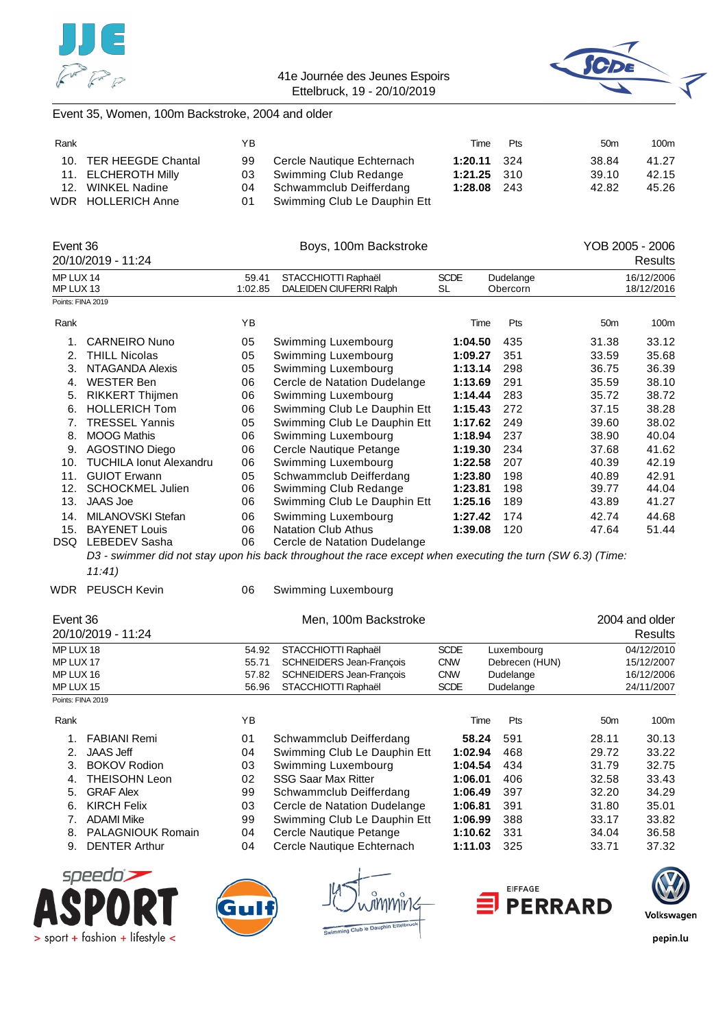Event 35, Women, 100m Backstroke, 2004 and older

| Rank | | YB | | Time | Pts | 50m | 100m |
|---|---|---|---|---|---|---|---|
| 10. | TER HEEGDE Chantal | 99 | Cercle Nautique Echternach | **1:20.11** | 324 | 38.84 | 41.27 |
| 11. | ELCHEROTH Milly | 03 | Swimming Club Redange | **1:21.25** | 310 | 39.10 | 42.15 |
| 12. | WINKEL Nadine | 04 | Schwammclub Deifferdang | **1:28.08** | 243 | 42.82 | 45.26 |
| WDR | HOLLERICH Anne | 01 | Swimming Club Le Dauphin Ett | | | | |

## Event 36 — Boys, 100m Backstroke — YOB 2005 - 2006

20/10/2019 - 11:24 — Results

| | | | | | |
|---|---|---|---|---|---|
| MP LUX 14 | 59.41 | STACCHIOTTI Raphaël | SCDE | Dudelange | 16/12/2006 |
| MP LUX 13 | 1:02.85 | DALEIDEN CIUFERRI Ralph | SL | Obercorn | 18/12/2016 |

Points: FINA 2019

| Rank | | YB | | Time | Pts | 50m | 100m |
|---|---|---|---|---|---|---|---|
| 1. | CARNEIRO Nuno | 05 | Swimming Luxembourg | **1:04.50** | 435 | 31.38 | 33.12 |
| 2. | THILL Nicolas | 05 | Swimming Luxembourg | **1:09.27** | 351 | 33.59 | 35.68 |
| 3. | NTAGANDA Alexis | 05 | Swimming Luxembourg | **1:13.14** | 298 | 36.75 | 36.39 |
| 4. | WESTER Ben | 06 | Cercle de Natation Dudelange | **1:13.69** | 291 | 35.59 | 38.10 |
| 5. | RIKKERT Thijmen | 06 | Swimming Luxembourg | **1:14.44** | 283 | 35.72 | 38.72 |
| 6. | HOLLERICH Tom | 06 | Swimming Club Le Dauphin Ett | **1:15.43** | 272 | 37.15 | 38.28 |
| 7. | TRESSEL Yannis | 05 | Swimming Club Le Dauphin Ett | **1:17.62** | 249 | 39.60 | 38.02 |
| 8. | MOOG Mathis | 06 | Swimming Luxembourg | **1:18.94** | 237 | 38.90 | 40.04 |
| 9. | AGOSTINO Diego | 06 | Cercle Nautique Petange | **1:19.30** | 234 | 37.68 | 41.62 |
| 10. | TUCHILA Ionut Alexandru | 06 | Swimming Luxembourg | **1:22.58** | 207 | 40.39 | 42.19 |
| 11. | GUIOT Erwann | 05 | Schwammclub Deifferdang | **1:23.80** | 198 | 40.89 | 42.91 |
| 12. | SCHOCKMEL Julien | 06 | Swimming Club Redange | **1:23.81** | 198 | 39.77 | 44.04 |
| 13. | JAAS Joe | 06 | Swimming Club Le Dauphin Ett | **1:25.16** | 189 | 43.89 | 41.27 |
| 14. | MILANOVSKI Stefan | 06 | Swimming Luxembourg | **1:27.42** | 174 | 42.74 | 44.68 |
| 15. | BAYENET Louis | 06 | Natation Club Athus | **1:39.08** | 120 | 47.64 | 51.44 |
| DSQ | LEBEDEV Sasha | 06 | Cercle de Natation Dudelange | | | | |
| WDR | PEUSCH Kevin | 06 | Swimming Luxembourg | | | | |

*D3 - swimmer did not stay upon his back throughout the race except when executing the turn (SW 6.3) (Time: 11:41)* (LEBEDEV Sasha)

## Event 36 — Men, 100m Backstroke — 2004 and older

20/10/2019 - 11:24 — Results

| | | | | | |
|---|---|---|---|---|---|
| MP LUX 18 | 54.92 | STACCHIOTTI Raphaël | SCDE | Luxembourg | 04/12/2010 |
| MP LUX 17 | 55.71 | SCHNEIDERS Jean-François | CNW | Debrecen (HUN) | 15/12/2007 |
| MP LUX 16 | 57.82 | SCHNEIDERS Jean-François | CNW | Dudelange | 16/12/2006 |
| MP LUX 15 | 56.96 | STACCHIOTTI Raphaël | SCDE | Dudelange | 24/11/2007 |

Points: FINA 2019

| Rank | | YB | | Time | Pts | 50m | 100m |
|---|---|---|---|---|---|---|---|
| 1. | FABIANI Remi | 01 | Schwammclub Deifferdang | **58.24** | 591 | 28.11 | 30.13 |
| 2. | JAAS Jeff | 04 | Swimming Club Le Dauphin Ett | **1:02.94** | 468 | 29.72 | 33.22 |
| 3. | BOKOV Rodion | 03 | Swimming Luxembourg | **1:04.54** | 434 | 31.79 | 32.75 |
| 4. | THEISOHN Leon | 02 | SSG Saar Max Ritter | **1:06.01** | 406 | 32.58 | 33.43 |
| 5. | GRAF Alex | 99 | Schwammclub Deifferdang | **1:06.49** | 397 | 32.20 | 34.29 |
| 6. | KIRCH Felix | 03 | Cercle de Natation Dudelange | **1:06.81** | 391 | 31.80 | 35.01 |
| 7. | ADAMI Mike | 99 | Swimming Club Le Dauphin Ett | **1:06.99** | 388 | 33.17 | 33.82 |
| 8. | PALAGNIOUK Romain | 04 | Cercle Nautique Petange | **1:10.62** | 331 | 34.04 | 36.58 |
| 9. | DENTER Arthur | 04 | Cercle Nautique Echternach | **1:11.03** | 325 | 33.71 | 37.32 |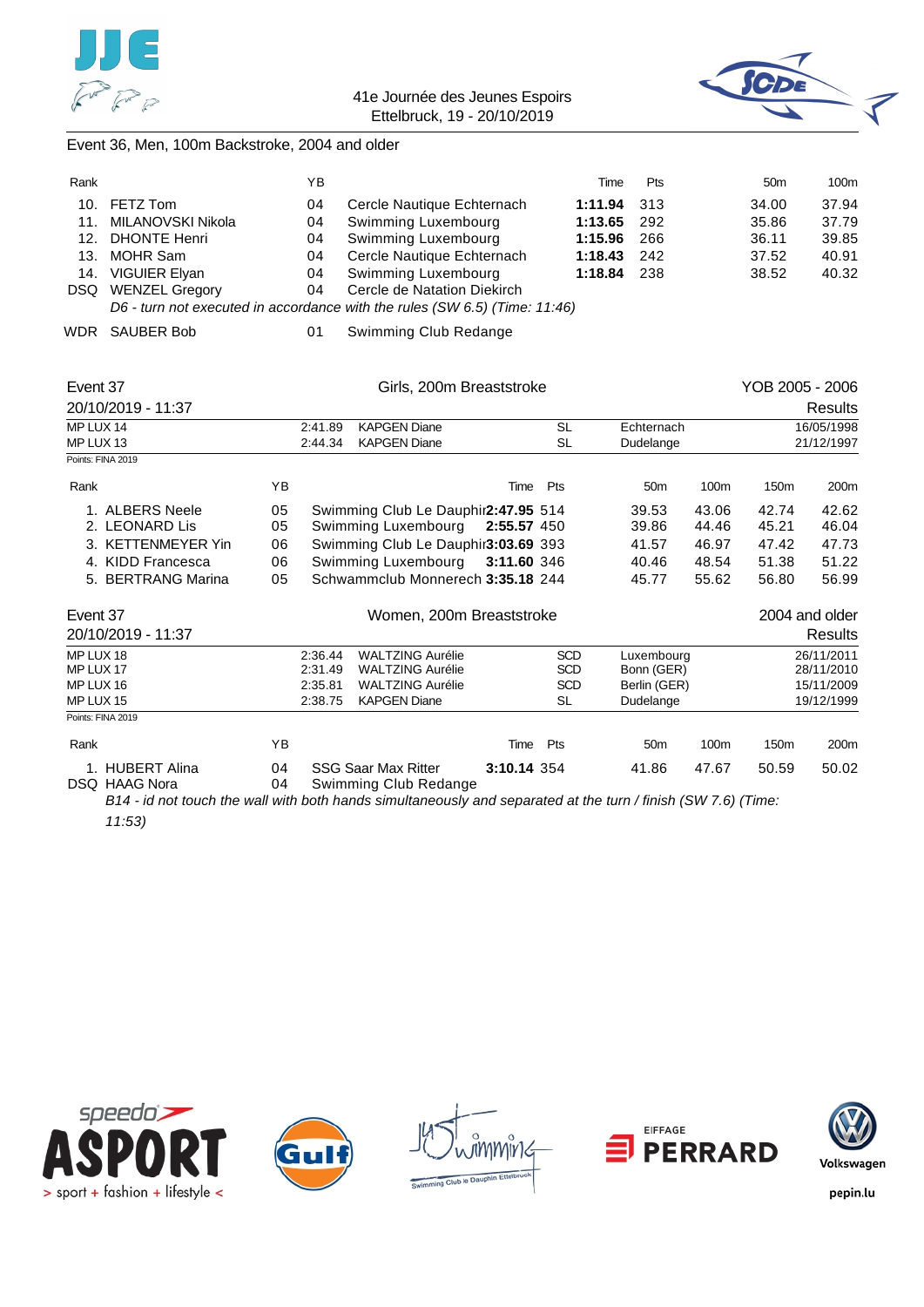Event 36, Men, 100m Backstroke, 2004 and older

| Rank | | YB | | Time | Pts | 50m | 100m |
|---|---|---|---|---|---|---|---|
| 10. | FETZ Tom | 04 | Cercle Nautique Echternach | **1:11.94** | 313 | 34.00 | 37.94 |
| 11. | MILANOVSKI Nikola | 04 | Swimming Luxembourg | **1:13.65** | 292 | 35.86 | 37.79 |
| 12. | DHONTE Henri | 04 | Swimming Luxembourg | **1:15.96** | 266 | 36.11 | 39.85 |
| 13. | MOHR Sam | 04 | Cercle Nautique Echternach | **1:18.43** | 242 | 37.52 | 40.91 |
| 14. | VIGUIER Elyan | 04 | Swimming Luxembourg | **1:18.84** | 238 | 38.52 | 40.32 |
| DSQ | WENZEL Gregory | 04 | Cercle de Natation Diekirch | | | | |

*D6 - turn not executed in accordance with the rules (SW 6.5) (Time: 11:46)*

| WDR | SAUBER Bob | 01 | Swimming Club Redange |
|---|---|---|---|

## Event 37 — Girls, 200m Breaststroke — YOB 2005 - 2006

20/10/2019 - 11:37 — Results

| | | | | | |
|---|---|---|---|---|---|
| MP LUX 14 | 2:41.89 | KAPGEN Diane | SL | Echternach | 16/05/1998 |
| MP LUX 13 | 2:44.34 | KAPGEN Diane | SL | Dudelange | 21/12/1997 |

Points: FINA 2019

| Rank | | YB | | Time | Pts | 50m | 100m | 150m | 200m |
|---|---|---|---|---|---|---|---|---|---|
| 1. | ALBERS Neele | 05 | Swimming Club Le Dauphin | **2:47.95** | 514 | 39.53 | 43.06 | 42.74 | 42.62 |
| 2. | LEONARD Lis | 05 | Swimming Luxembourg | **2:55.57** | 450 | 39.86 | 44.46 | 45.21 | 46.04 |
| 3. | KETTENMEYER Yin | 06 | Swimming Club Le Dauphin | **3:03.69** | 393 | 41.57 | 46.97 | 47.42 | 47.73 |
| 4. | KIDD Francesca | 06 | Swimming Luxembourg | **3:11.60** | 346 | 40.46 | 48.54 | 51.38 | 51.22 |
| 5. | BERTRANG Marina | 05 | Schwammclub Monnerech | **3:35.18** | 244 | 45.77 | 55.62 | 56.80 | 56.99 |

## Event 37 — Women, 200m Breaststroke — 2004 and older

20/10/2019 - 11:37 — Results

| | | | | | |
|---|---|---|---|---|---|
| MP LUX 18 | 2:36.44 | WALTZING Aurélie | SCD | Luxembourg | 26/11/2011 |
| MP LUX 17 | 2:31.49 | WALTZING Aurélie | SCD | Bonn (GER) | 28/11/2010 |
| MP LUX 16 | 2:35.81 | WALTZING Aurélie | SCD | Berlin (GER) | 15/11/2009 |
| MP LUX 15 | 2:38.75 | KAPGEN Diane | SL | Dudelange | 19/12/1999 |

Points: FINA 2019

| Rank | | YB | | Time | Pts | 50m | 100m | 150m | 200m |
|---|---|---|---|---|---|---|---|---|---|
| 1. | HUBERT Alina | 04 | SSG Saar Max Ritter | **3:10.14** | 354 | 41.86 | 47.67 | 50.59 | 50.02 |
| DSQ | HAAG Nora | 04 | Swimming Club Redange | | | | | | |

*B14 - id not touch the wall with both hands simultaneously and separated at the turn / finish (SW 7.6) (Time: 11:53)*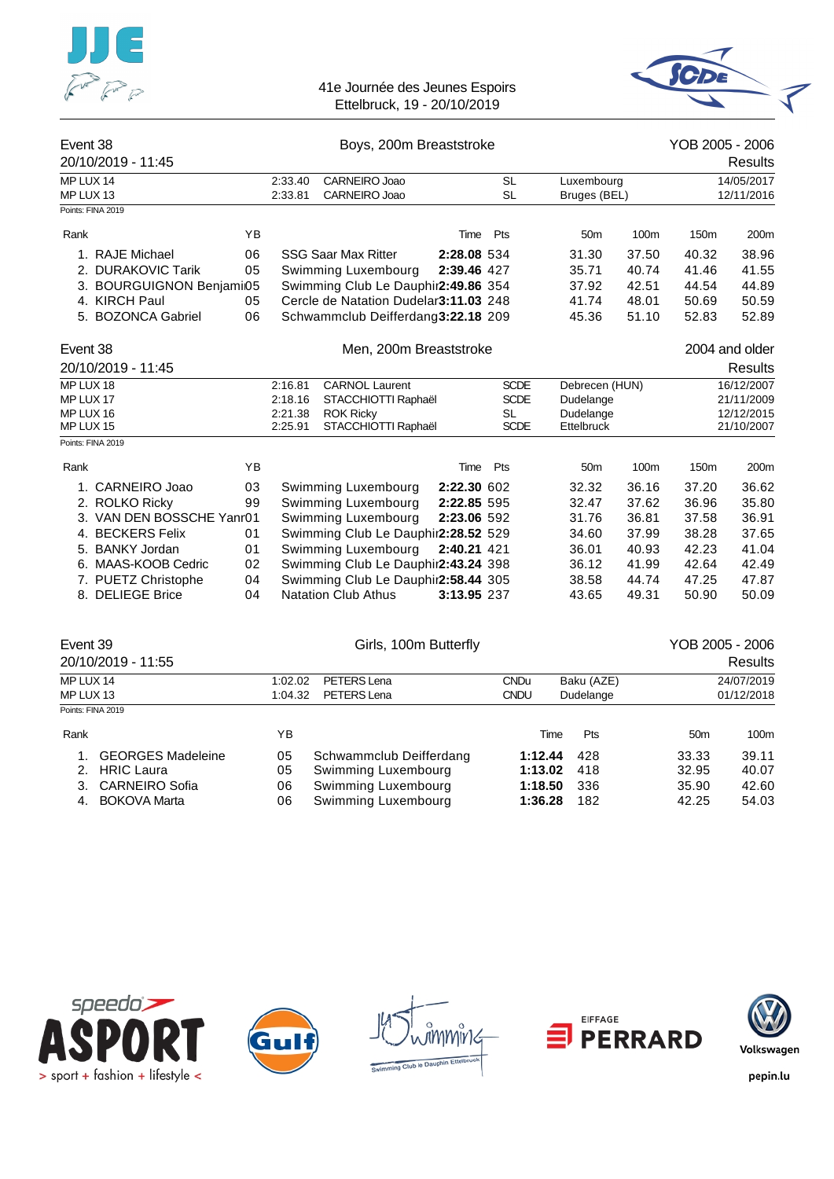41e Journée des Jeunes Espoirs
Ettelbruck, 19 - 20/10/2019

## Event 38 — Boys, 200m Breaststroke — YOB 2005 - 2006

20/10/2019 - 11:45 — Results

| | | | | | |
|---|---|---|---|---|---|
| MP LUX 14 | 2:33.40 | CARNEIRO Joao | SL | Luxembourg | 14/05/2017 |
| MP LUX 13 | 2:33.81 | CARNEIRO Joao | SL | Bruges (BEL) | 12/11/2016 |

Points: FINA 2019

| Rank | | YB | | Time | Pts | 50m | 100m | 150m | 200m |
|---|---|---|---|---|---|---|---|---|---|
| 1. | RAJE Michael | 06 | SSG Saar Max Ritter | 2:28.08 | 534 | 31.30 | 37.50 | 40.32 | 38.96 |
| 2. | DURAKOVIC Tarik | 05 | Swimming Luxembourg | 2:39.46 | 427 | 35.71 | 40.74 | 41.46 | 41.55 |
| 3. | BOURGUIGNON Benjami | 05 | Swimming Club Le Dauphir | 2:49.86 | 354 | 37.92 | 42.51 | 44.54 | 44.89 |
| 4. | KIRCH Paul | 05 | Cercle de Natation Dudelar | 3:11.03 | 248 | 41.74 | 48.01 | 50.69 | 50.59 |
| 5. | BOZONCA Gabriel | 06 | Schwammclub Deifferdang | 3:22.18 | 209 | 45.36 | 51.10 | 52.83 | 52.89 |

## Event 38 — Men, 200m Breaststroke — 2004 and older

20/10/2019 - 11:45 — Results

| | | | | | |
|---|---|---|---|---|---|
| MP LUX 18 | 2:16.81 | CARNOL Laurent | SCDE | Debrecen (HUN) | 16/12/2007 |
| MP LUX 17 | 2:18.16 | STACCHIOTTI Raphaël | SCDE | Dudelange | 21/11/2009 |
| MP LUX 16 | 2:21.38 | ROK Ricky | SL | Dudelange | 12/12/2015 |
| MP LUX 15 | 2:25.91 | STACCHIOTTI Raphaël | SCDE | Ettelbruck | 21/10/2007 |

Points: FINA 2019

| Rank | | YB | | Time | Pts | 50m | 100m | 150m | 200m |
|---|---|---|---|---|---|---|---|---|---|
| 1. | CARNEIRO Joao | 03 | Swimming Luxembourg | 2:22.30 | 602 | 32.32 | 36.16 | 37.20 | 36.62 |
| 2. | ROLKO Ricky | 99 | Swimming Luxembourg | 2:22.85 | 595 | 32.47 | 37.62 | 36.96 | 35.80 |
| 3. | VAN DEN BOSSCHE Yann | 01 | Swimming Luxembourg | 2:23.06 | 592 | 31.76 | 36.81 | 37.58 | 36.91 |
| 4. | BECKERS Felix | 01 | Swimming Club Le Dauphir | 2:28.52 | 529 | 34.60 | 37.99 | 38.28 | 37.65 |
| 5. | BANKY Jordan | 01 | Swimming Luxembourg | 2:40.21 | 421 | 36.01 | 40.93 | 42.23 | 41.04 |
| 6. | MAAS-KOOB Cedric | 02 | Swimming Club Le Dauphir | 2:43.24 | 398 | 36.12 | 41.99 | 42.64 | 42.49 |
| 7. | PUETZ Christophe | 04 | Swimming Club Le Dauphir | 2:58.44 | 305 | 38.58 | 44.74 | 47.25 | 47.87 |
| 8. | DELIEGE Brice | 04 | Natation Club Athus | 3:13.95 | 237 | 43.65 | 49.31 | 50.90 | 50.09 |

## Event 39 — Girls, 100m Butterfly — YOB 2005 - 2006

20/10/2019 - 11:55 — Results

| | | | | | |
|---|---|---|---|---|---|
| MP LUX 14 | 1:02.02 | PETERS Lena | CNDu | Baku (AZE) | 24/07/2019 |
| MP LUX 13 | 1:04.32 | PETERS Lena | CNDU | Dudelange | 01/12/2018 |

Points: FINA 2019

| Rank | | YB | | Time | Pts | 50m | 100m |
|---|---|---|---|---|---|---|---|
| 1. | GEORGES Madeleine | 05 | Schwammclub Deifferdang | 1:12.44 | 428 | 33.33 | 39.11 |
| 2. | HRIC Laura | 05 | Swimming Luxembourg | 1:13.02 | 418 | 32.95 | 40.07 |
| 3. | CARNEIRO Sofia | 06 | Swimming Luxembourg | 1:18.50 | 336 | 35.90 | 42.60 |
| 4. | BOKOVA Marta | 06 | Swimming Luxembourg | 1:36.28 | 182 | 42.25 | 54.03 |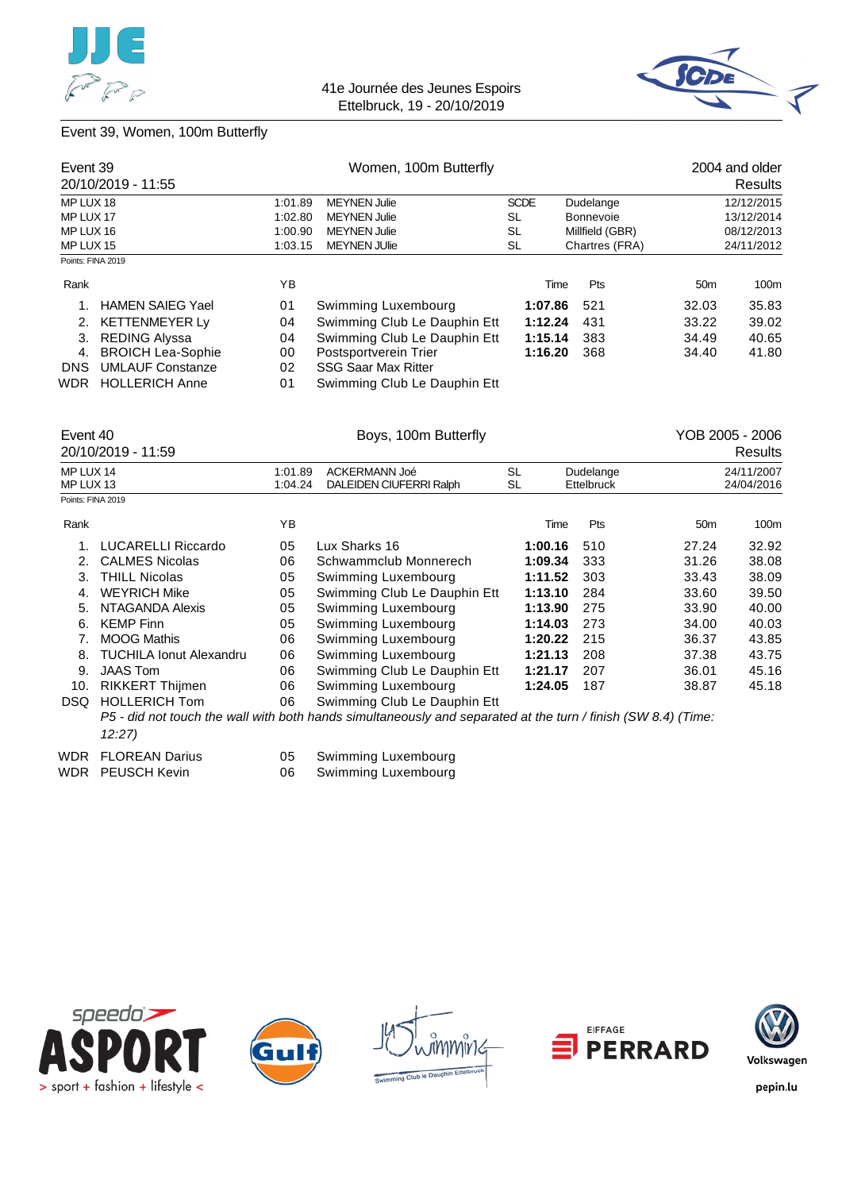41e Journée des Jeunes Espoirs
Ettelbruck, 19 - 20/10/2019

## Event 39, Women, 100m Butterfly

| Event 39 | | Women, 100m Butterfly | | | 2004 and older |
|---|---|---|---|---|---|
| 20/10/2019 - 11:55 | | | | | Results |
| MP LUX 18 | 1:01.89 | MEYNEN Julie | SCDE | Dudelange | 12/12/2015 |
| MP LUX 17 | 1:02.80 | MEYNEN Julie | SL | Bonnevoie | 13/12/2014 |
| MP LUX 16 | 1:00.90 | MEYNEN Julie | SL | Millfield (GBR) | 08/12/2013 |
| MP LUX 15 | 1:03.15 | MEYNEN JUlie | SL | Chartres (FRA) | 24/11/2012 |

Points: FINA 2019

| Rank | Name | YB | Club | Time | Pts | 50m | 100m |
|---|---|---|---|---|---|---|---|
| 1. | HAMEN SAIEG Yael | 01 | Swimming Luxembourg | **1:07.86** | 521 | 32.03 | 35.83 |
| 2. | KETTENMEYER Ly | 04 | Swimming Club Le Dauphin Ett | **1:12.24** | 431 | 33.22 | 39.02 |
| 3. | REDING Alyssa | 04 | Swimming Club Le Dauphin Ett | **1:15.14** | 383 | 34.49 | 40.65 |
| 4. | BROICH Lea-Sophie | 00 | Postsportverein Trier | **1:16.20** | 368 | 34.40 | 41.80 |
| DNS | UMLAUF Constanze | 02 | SSG Saar Max Ritter | | | | |
| WDR | HOLLERICH Anne | 01 | Swimming Club Le Dauphin Ett | | | | |

| Event 40 | | Boys, 100m Butterfly | | | YOB 2005 - 2006 |
|---|---|---|---|---|---|
| 20/10/2019 - 11:59 | | | | | Results |
| MP LUX 14 | 1:01.89 | ACKERMANN Joé | SL | Dudelange | 24/11/2007 |
| MP LUX 13 | 1:04.24 | DALEIDEN CIUFERRI Ralph | SL | Ettelbruck | 24/04/2016 |

Points: FINA 2019

| Rank | Name | YB | Club | Time | Pts | 50m | 100m |
|---|---|---|---|---|---|---|---|
| 1. | LUCARELLI Riccardo | 05 | Lux Sharks 16 | **1:00.16** | 510 | 27.24 | 32.92 |
| 2. | CALMES Nicolas | 06 | Schwammclub Monnerech | **1:09.34** | 333 | 31.26 | 38.08 |
| 3. | THILL Nicolas | 05 | Swimming Luxembourg | **1:11.52** | 303 | 33.43 | 38.09 |
| 4. | WEYRICH Mike | 05 | Swimming Club Le Dauphin Ett | **1:13.10** | 284 | 33.60 | 39.50 |
| 5. | NTAGANDA Alexis | 05 | Swimming Luxembourg | **1:13.90** | 275 | 33.90 | 40.00 |
| 6. | KEMP Finn | 05 | Swimming Luxembourg | **1:14.03** | 273 | 34.00 | 40.03 |
| 7. | MOOG Mathis | 06 | Swimming Luxembourg | **1:20.22** | 215 | 36.37 | 43.85 |
| 8. | TUCHILA Ionut Alexandru | 06 | Swimming Luxembourg | **1:21.13** | 208 | 37.38 | 43.75 |
| 9. | JAAS Tom | 06 | Swimming Club Le Dauphin Ett | **1:21.17** | 207 | 36.01 | 45.16 |
| 10. | RIKKERT Thijmen | 06 | Swimming Luxembourg | **1:24.05** | 187 | 38.87 | 45.18 |
| DSQ | HOLLERICH Tom | 06 | Swimming Club Le Dauphin Ett | | | | |
| | *P5 - did not touch the wall with both hands simultaneously and separated at the turn / finish (SW 8.4) (Time: 12:27)* | | | | | | |
| WDR | FLOREAN Darius | 05 | Swimming Luxembourg | | | | |
| WDR | PEUSCH Kevin | 06 | Swimming Luxembourg | | | | |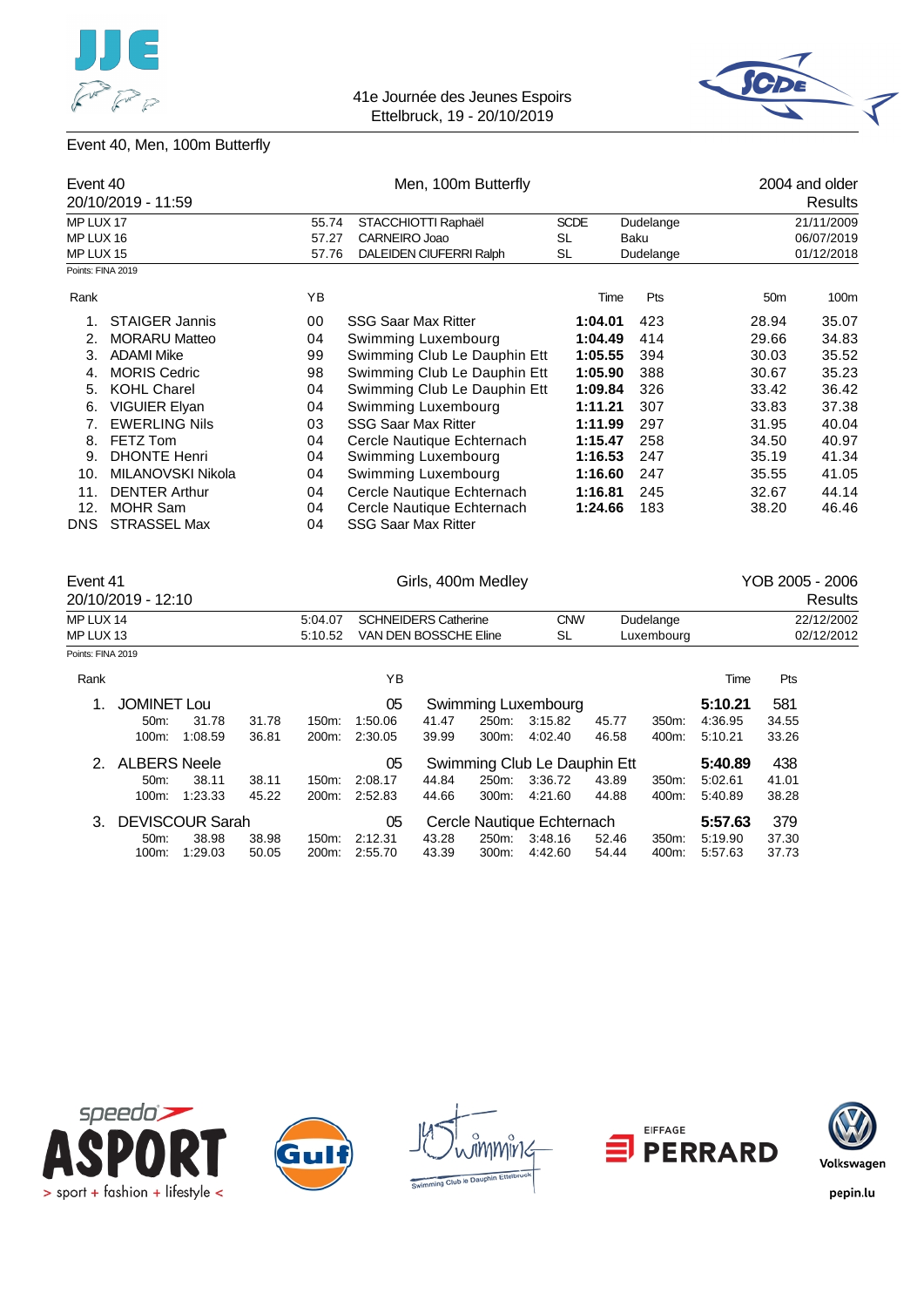41e Journée des Jeunes Espoirs
Ettelbruck, 19 - 20/10/2019

## Event 40, Men, 100m Butterfly

Event 40 — Men, 100m Butterfly — 2004 and older
20/10/2019 - 11:59 — Results

| | | | | | |
|---|---|---|---|---|---|
| MP LUX 17 | 55.74 | STACCHIOTTI Raphaël | SCDE | Dudelange | 21/11/2009 |
| MP LUX 16 | 57.27 | CARNEIRO Joao | SL | Baku | 06/07/2019 |
| MP LUX 15 | 57.76 | DALEIDEN CIUFERRI Ralph | SL | Dudelange | 01/12/2018 |

Points: FINA 2019

| Rank | | YB | | Time | Pts | 50m | 100m |
|---|---|---|---|---|---|---|---|
| 1. | STAIGER Jannis | 00 | SSG Saar Max Ritter | **1:04.01** | 423 | 28.94 | 35.07 |
| 2. | MORARU Matteo | 04 | Swimming Luxembourg | **1:04.49** | 414 | 29.66 | 34.83 |
| 3. | ADAMI Mike | 99 | Swimming Club Le Dauphin Ett | **1:05.55** | 394 | 30.03 | 35.52 |
| 4. | MORIS Cedric | 98 | Swimming Club Le Dauphin Ett | **1:05.90** | 388 | 30.67 | 35.23 |
| 5. | KOHL Charel | 04 | Swimming Club Le Dauphin Ett | **1:09.84** | 326 | 33.42 | 36.42 |
| 6. | VIGUIER Elyan | 04 | Swimming Luxembourg | **1:11.21** | 307 | 33.83 | 37.38 |
| 7. | EWERLING Nils | 03 | SSG Saar Max Ritter | **1:11.99** | 297 | 31.95 | 40.04 |
| 8. | FETZ Tom | 04 | Cercle Nautique Echternach | **1:15.47** | 258 | 34.50 | 40.97 |
| 9. | DHONTE Henri | 04 | Swimming Luxembourg | **1:16.53** | 247 | 35.19 | 41.34 |
| 10. | MILANOVSKI Nikola | 04 | Swimming Luxembourg | **1:16.60** | 247 | 35.55 | 41.05 |
| 11. | DENTER Arthur | 04 | Cercle Nautique Echternach | **1:16.81** | 245 | 32.67 | 44.14 |
| 12. | MOHR Sam | 04 | Cercle Nautique Echternach | **1:24.66** | 183 | 38.20 | 46.46 |
| DNS | STRASSEL Max | 04 | SSG Saar Max Ritter | | | | |

Event 41 — Girls, 400m Medley — YOB 2005 - 2006
20/10/2019 - 12:10 — Results

| | | | | | |
|---|---|---|---|---|---|
| MP LUX 14 | 5:04.07 | SCHNEIDERS Catherine | CNW | Dudelange | 22/12/2002 |
| MP LUX 13 | 5:10.52 | VAN DEN BOSSCHE Eline | SL | Luxembourg | 02/12/2012 |

Points: FINA 2019

| Rank | | YB | | Time | Pts |
|---|---|---|---|---|---|
| 1. | JOMINET Lou | 05 | Swimming Luxembourg | **5:10.21** | 581 |
| | 50m: 31.78 (31.78) · 100m: 1:08.59 (36.81) · 150m: 1:50.06 (41.47) · 200m: 2:30.05 (39.99) · 250m: 3:15.82 (45.77) · 300m: 4:02.40 (46.58) · 350m: 4:36.95 (34.55) · 400m: 5:10.21 (33.26) | | | | |
| 2. | ALBERS Neele | 05 | Swimming Club Le Dauphin Ett | **5:40.89** | 438 |
| | 50m: 38.11 (38.11) · 100m: 1:23.33 (45.22) · 150m: 2:08.17 (44.84) · 200m: 2:52.83 (44.66) · 250m: 3:36.72 (43.89) · 300m: 4:21.60 (44.88) · 350m: 5:02.61 (41.01) · 400m: 5:40.89 (38.28) | | | | |
| 3. | DEVISCOUR Sarah | 05 | Cercle Nautique Echternach | **5:57.63** | 379 |
| | 50m: 38.98 (38.98) · 100m: 1:29.03 (50.05) · 150m: 2:12.31 (43.28) · 200m: 2:55.70 (43.39) · 250m: 3:48.16 (52.46) · 300m: 4:42.60 (54.44) · 350m: 5:19.90 (37.30) · 400m: 5:57.63 (37.73) | | | | |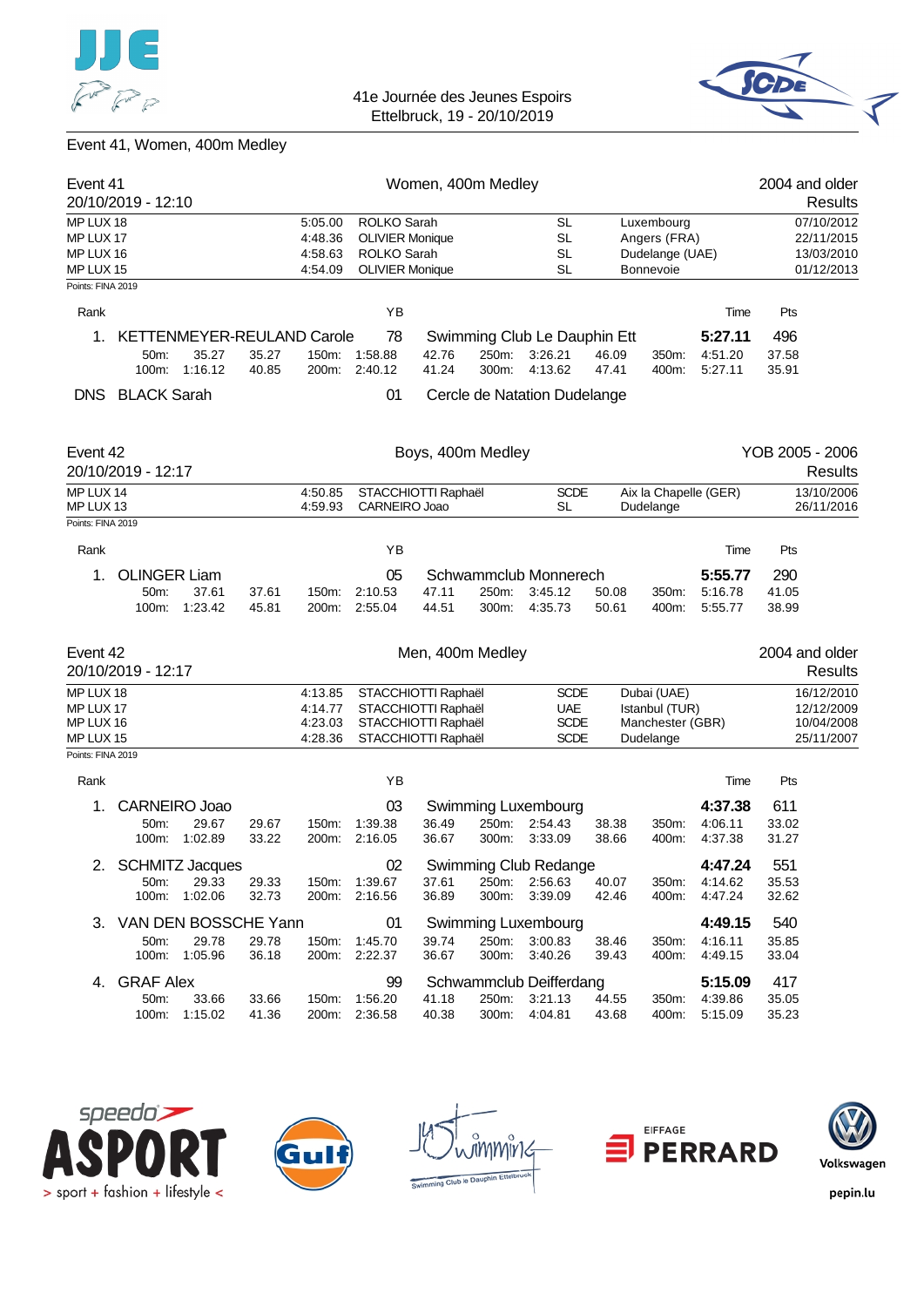41e Journée des Jeunes Espoirs
Ettelbruck, 19 - 20/10/2019

## Event 41, Women, 400m Medley

### Event 41 — Women, 400m Medley — 2004 and older

20/10/2019 - 12:10 — Results

| Record | Time | Name | Club | Place | Date |
|---|---|---|---|---|---|
| MP LUX 18 | 5:05.00 | ROLKO Sarah | SL | Luxembourg | 07/10/2012 |
| MP LUX 17 | 4:48.36 | OLIVIER Monique | SL | Angers (FRA) | 22/11/2015 |
| MP LUX 16 | 4:58.63 | ROLKO Sarah | SL | Dudelange (UAE) | 13/03/2010 |
| MP LUX 15 | 4:54.09 | OLIVIER Monique | SL | Bonnevoie | 01/12/2013 |

Points: FINA 2019

| Rank | Name | YB | Club | Time | Pts |
|---|---|---|---|---|---|
| 1. | KETTENMEYER-REULAND Carole | 78 | Swimming Club Le Dauphin Ett | **5:27.11** | 496 |
| | 50m: 35.27 (35.27) / 100m: 1:16.12 (40.85) / 150m: 1:58.88 (42.76) / 200m: 2:40.12 (41.24) / 250m: 3:26.21 (46.09) / 300m: 4:13.62 (47.41) / 350m: 4:51.20 (37.58) / 400m: 5:27.11 (35.91) | | | | |
| DNS | BLACK Sarah | 01 | Cercle de Natation Dudelange | | |

### Event 42 — Boys, 400m Medley — YOB 2005 - 2006

20/10/2019 - 12:17 — Results

| Record | Time | Name | Club | Place | Date |
|---|---|---|---|---|---|
| MP LUX 14 | 4:50.85 | STACCHIOTTI Raphaël | SCDE | Aix la Chapelle (GER) | 13/10/2006 |
| MP LUX 13 | 4:59.93 | CARNEIRO Joao | SL | Dudelange | 26/11/2016 |

Points: FINA 2019

| Rank | Name | YB | Club | Time | Pts |
|---|---|---|---|---|---|
| 1. | OLINGER Liam | 05 | Schwammclub Monnerech | **5:55.77** | 290 |
| | 50m: 37.61 (37.61) / 100m: 1:23.42 (45.81) / 150m: 2:10.53 (47.11) / 200m: 2:55.04 (44.51) / 250m: 3:45.12 (50.08) / 300m: 4:35.73 (50.61) / 350m: 5:16.78 (41.05) / 400m: 5:55.77 (38.99) | | | | |

### Event 42 — Men, 400m Medley — 2004 and older

20/10/2019 - 12:17 — Results

| Record | Time | Name | Club | Place | Date |
|---|---|---|---|---|---|
| MP LUX 18 | 4:13.85 | STACCHIOTTI Raphaël | SCDE | Dubai (UAE) | 16/12/2010 |
| MP LUX 17 | 4:14.77 | STACCHIOTTI Raphaël | UAE | Istanbul (TUR) | 12/12/2009 |
| MP LUX 16 | 4:23.03 | STACCHIOTTI Raphaël | SCDE | Manchester (GBR) | 10/04/2008 |
| MP LUX 15 | 4:28.36 | STACCHIOTTI Raphaël | SCDE | Dudelange | 25/11/2007 |

Points: FINA 2019

| Rank | Name | YB | Club | Time | Pts |
|---|---|---|---|---|---|
| 1. | CARNEIRO Joao | 03 | Swimming Luxembourg | **4:37.38** | 611 |
| | 50m: 29.67 (29.67) / 100m: 1:02.89 (33.22) / 150m: 1:39.38 (36.49) / 200m: 2:16.05 (36.67) / 250m: 2:54.43 (38.38) / 300m: 3:33.09 (38.66) / 350m: 4:06.11 (33.02) / 400m: 4:37.38 (31.27) | | | | |
| 2. | SCHMITZ Jacques | 02 | Swimming Club Redange | **4:47.24** | 551 |
| | 50m: 29.33 (29.33) / 100m: 1:02.06 (32.73) / 150m: 1:39.67 (37.61) / 200m: 2:16.56 (36.89) / 250m: 2:56.63 (40.07) / 300m: 3:39.09 (42.46) / 350m: 4:14.62 (35.53) / 400m: 4:47.24 (32.62) | | | | |
| 3. | VAN DEN BOSSCHE Yann | 01 | Swimming Luxembourg | **4:49.15** | 540 |
| | 50m: 29.78 (29.78) / 100m: 1:05.96 (36.18) / 150m: 1:45.70 (39.74) / 200m: 2:22.37 (36.67) / 250m: 3:00.83 (38.46) / 300m: 3:40.26 (39.43) / 350m: 4:16.11 (35.85) / 400m: 4:49.15 (33.04) | | | | |
| 4. | GRAF Alex | 99 | Schwammclub Deifferdang | **5:15.09** | 417 |
| | 50m: 33.66 (33.66) / 100m: 1:15.02 (41.36) / 150m: 1:56.20 (41.18) / 200m: 2:36.58 (40.38) / 250m: 3:21.13 (44.55) / 300m: 4:04.81 (43.68) / 350m: 4:39.86 (35.05) / 400m: 5:15.09 (35.23) | | | | |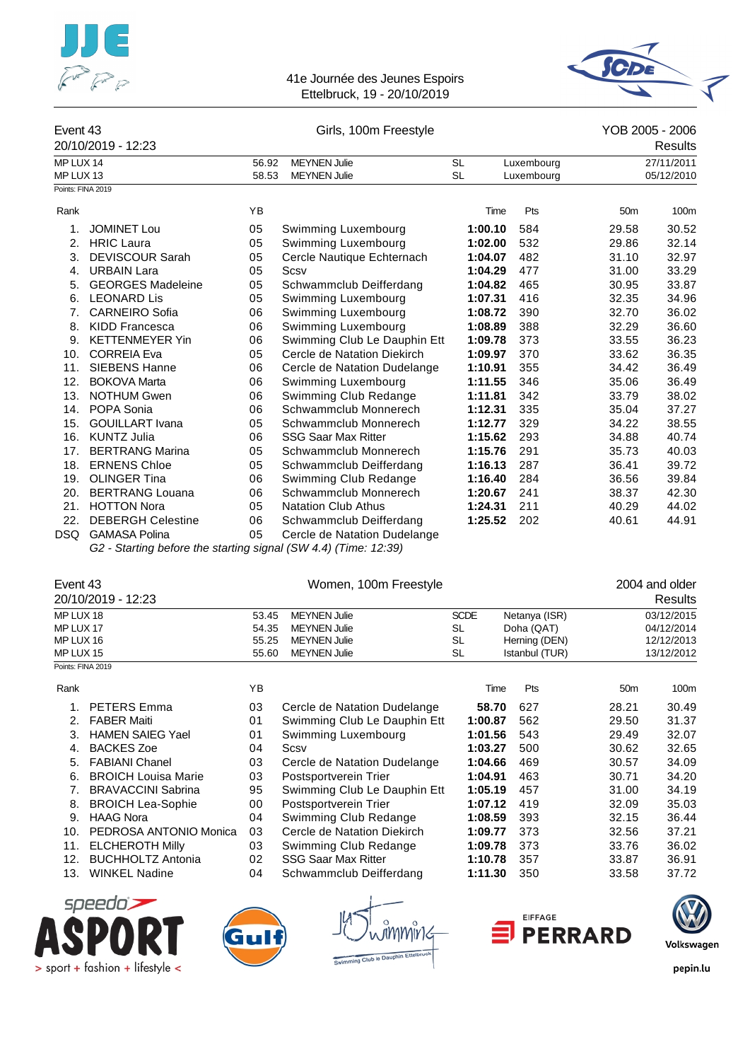41e Journée des Jeunes Espoirs
Ettelbruck, 19 - 20/10/2019

## Event 43 — Girls, 100m Freestyle — YOB 2005 - 2006

20/10/2019 - 12:23 — Results

| | | | | | |
|---|---|---|---|---|---|
| MP LUX 14 | 56.92 | MEYNEN Julie | SL | Luxembourg | 27/11/2011 |
| MP LUX 13 | 58.53 | MEYNEN Julie | SL | Luxembourg | 05/12/2010 |

Points: FINA 2019

| Rank | Name | YB | Club | Time | Pts | 50m | 100m |
|---|---|---|---|---|---|---|---|
| 1. | JOMINET Lou | 05 | Swimming Luxembourg | **1:00.10** | 584 | 29.58 | 30.52 |
| 2. | HRIC Laura | 05 | Swimming Luxembourg | **1:02.00** | 532 | 29.86 | 32.14 |
| 3. | DEVISCOUR Sarah | 05 | Cercle Nautique Echternach | **1:04.07** | 482 | 31.10 | 32.97 |
| 4. | URBAIN Lara | 05 | Scsv | **1:04.29** | 477 | 31.00 | 33.29 |
| 5. | GEORGES Madeleine | 05 | Schwammclub Deifferdang | **1:04.82** | 465 | 30.95 | 33.87 |
| 6. | LEONARD Lis | 05 | Swimming Luxembourg | **1:07.31** | 416 | 32.35 | 34.96 |
| 7. | CARNEIRO Sofia | 06 | Swimming Luxembourg | **1:08.72** | 390 | 32.70 | 36.02 |
| 8. | KIDD Francesca | 06 | Swimming Luxembourg | **1:08.89** | 388 | 32.29 | 36.60 |
| 9. | KETTENMEYER Yin | 06 | Swimming Club Le Dauphin Ett | **1:09.78** | 373 | 33.55 | 36.23 |
| 10. | CORREIA Eva | 05 | Cercle de Natation Diekirch | **1:09.97** | 370 | 33.62 | 36.35 |
| 11. | SIEBENS Hanne | 06 | Cercle de Natation Dudelange | **1:10.91** | 355 | 34.42 | 36.49 |
| 12. | BOKOVA Marta | 06 | Swimming Luxembourg | **1:11.55** | 346 | 35.06 | 36.49 |
| 13. | NOTHUM Gwen | 06 | Swimming Club Redange | **1:11.81** | 342 | 33.79 | 38.02 |
| 14. | POPA Sonia | 06 | Schwammclub Monnerech | **1:12.31** | 335 | 35.04 | 37.27 |
| 15. | GOUILLART Ivana | 05 | Schwammclub Monnerech | **1:12.77** | 329 | 34.22 | 38.55 |
| 16. | KUNTZ Julia | 06 | SSG Saar Max Ritter | **1:15.62** | 293 | 34.88 | 40.74 |
| 17. | BERTRANG Marina | 05 | Schwammclub Monnerech | **1:15.76** | 291 | 35.73 | 40.03 |
| 18. | ERNENS Chloe | 05 | Schwammclub Deifferdang | **1:16.13** | 287 | 36.41 | 39.72 |
| 19. | OLINGER Tina | 06 | Swimming Club Redange | **1:16.40** | 284 | 36.56 | 39.84 |
| 20. | BERTRANG Louana | 06 | Schwammclub Monnerech | **1:20.67** | 241 | 38.37 | 42.30 |
| 21. | HOTTON Nora | 05 | Natation Club Athus | **1:24.31** | 211 | 40.29 | 44.02 |
| 22. | DEBERGH Celestine | 06 | Schwammclub Deifferdang | **1:25.52** | 202 | 40.61 | 44.91 |
| DSQ | GAMASA Polina | 05 | Cercle de Natation Dudelange | | | | |

*G2 - Starting before the starting signal (SW 4.4) (Time: 12:39)*

## Event 43 — Women, 100m Freestyle — 2004 and older

20/10/2019 - 12:23 — Results

| | | | | | |
|---|---|---|---|---|---|
| MP LUX 18 | 53.45 | MEYNEN Julie | SCDE | Netanya (ISR) | 03/12/2015 |
| MP LUX 17 | 54.35 | MEYNEN Julie | SL | Doha (QAT) | 04/12/2014 |
| MP LUX 16 | 55.25 | MEYNEN Julie | SL | Herning (DEN) | 12/12/2013 |
| MP LUX 15 | 55.60 | MEYNEN Julie | SL | Istanbul (TUR) | 13/12/2012 |

Points: FINA 2019

| Rank | Name | YB | Club | Time | Pts | 50m | 100m |
|---|---|---|---|---|---|---|---|
| 1. | PETERS Emma | 03 | Cercle de Natation Dudelange | **58.70** | 627 | 28.21 | 30.49 |
| 2. | FABER Maiti | 01 | Swimming Club Le Dauphin Ett | **1:00.87** | 562 | 29.50 | 31.37 |
| 3. | HAMEN SAIEG Yael | 01 | Swimming Luxembourg | **1:01.56** | 543 | 29.49 | 32.07 |
| 4. | BACKES Zoe | 04 | Scsv | **1:03.27** | 500 | 30.62 | 32.65 |
| 5. | FABIANI Chanel | 03 | Cercle de Natation Dudelange | **1:04.66** | 469 | 30.57 | 34.09 |
| 6. | BROICH Louisa Marie | 03 | Postsportverein Trier | **1:04.91** | 463 | 30.71 | 34.20 |
| 7. | BRAVACCINI Sabrina | 95 | Swimming Club Le Dauphin Ett | **1:05.19** | 457 | 31.00 | 34.19 |
| 8. | BROICH Lea-Sophie | 00 | Postsportverein Trier | **1:07.12** | 419 | 32.09 | 35.03 |
| 9. | HAAG Nora | 04 | Swimming Club Redange | **1:08.59** | 393 | 32.15 | 36.44 |
| 10. | PEDROSA ANTONIO Monica | 03 | Cercle de Natation Diekirch | **1:09.77** | 373 | 32.56 | 37.21 |
| 11. | ELCHEROTH Milly | 03 | Swimming Club Redange | **1:09.78** | 373 | 33.76 | 36.02 |
| 12. | BUCHHOLTZ Antonia | 02 | SSG Saar Max Ritter | **1:10.78** | 357 | 33.87 | 36.91 |
| 13. | WINKEL Nadine | 04 | Schwammclub Deifferdang | **1:11.30** | 350 | 33.58 | 37.72 |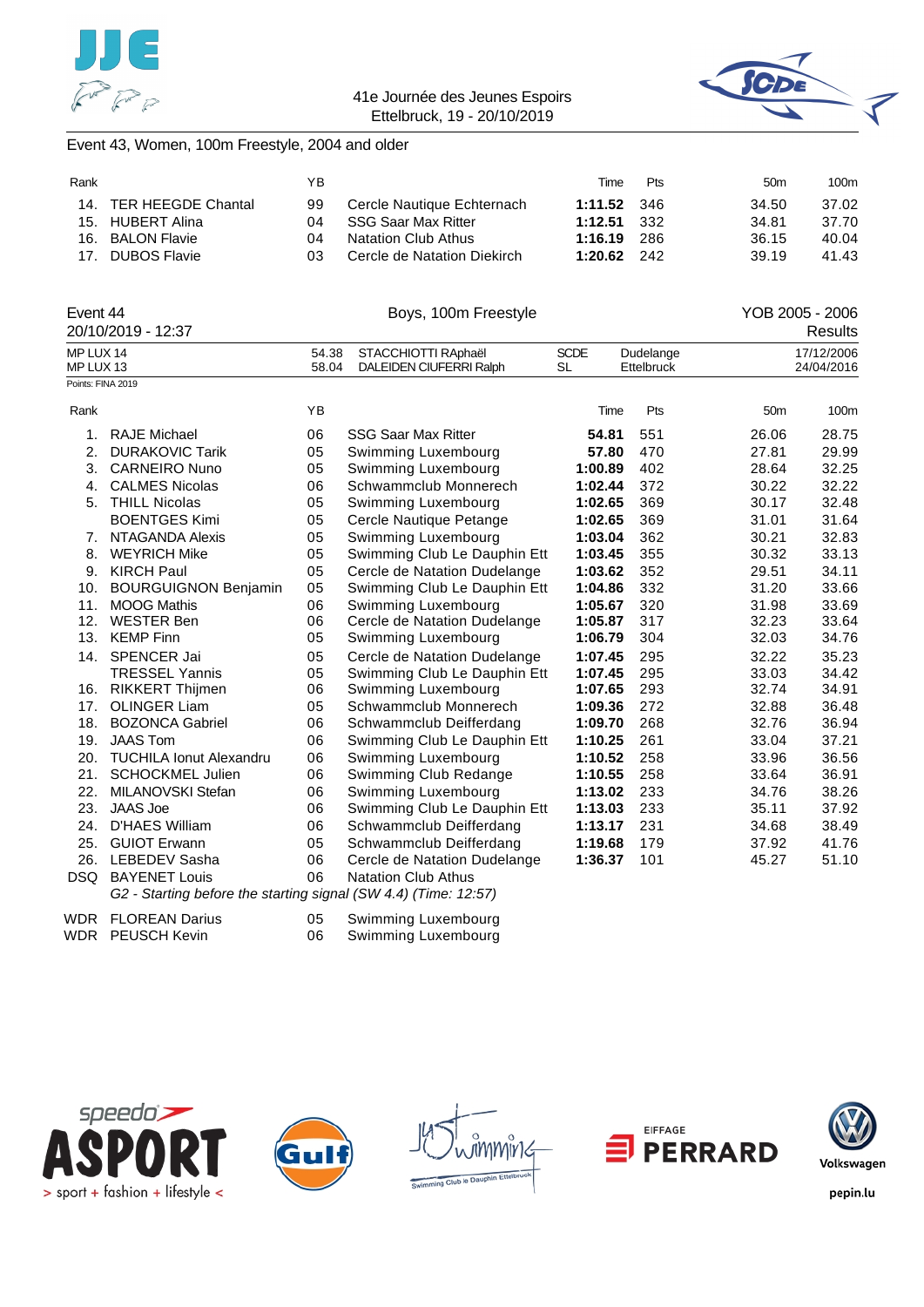41e Journée des Jeunes Espoirs
Ettelbruck, 19 - 20/10/2019

## Event 43, Women, 100m Freestyle, 2004 and older

| Rank | | YB | | Time | Pts | 50m | 100m |
|---|---|---|---|---|---|---|---|
| 14. | TER HEEGDE Chantal | 99 | Cercle Nautique Echternach | **1:11.52** | 346 | 34.50 | 37.02 |
| 15. | HUBERT Alina | 04 | SSG Saar Max Ritter | **1:12.51** | 332 | 34.81 | 37.70 |
| 16. | BALON Flavie | 04 | Natation Club Athus | **1:16.19** | 286 | 36.15 | 40.04 |
| 17. | DUBOS Flavie | 03 | Cercle de Natation Diekirch | **1:20.62** | 242 | 39.19 | 41.43 |

## Event 44 — Boys, 100m Freestyle — YOB 2005 - 2006

20/10/2019 - 12:37 — Results

| | | | | | |
|---|---|---|---|---|---|
| MP LUX 14 | 54.38 | STACCHIOTTI RAphaël | SCDE | Dudelange | 17/12/2006 |
| MP LUX 13 | 58.04 | DALEIDEN CIUFERRI Ralph | SL | Ettelbruck | 24/04/2016 |

Points: FINA 2019

| Rank | | YB | | Time | Pts | 50m | 100m |
|---|---|---|---|---|---|---|---|
| 1. | RAJE Michael | 06 | SSG Saar Max Ritter | **54.81** | 551 | 26.06 | 28.75 |
| 2. | DURAKOVIC Tarik | 05 | Swimming Luxembourg | **57.80** | 470 | 27.81 | 29.99 |
| 3. | CARNEIRO Nuno | 05 | Swimming Luxembourg | **1:00.89** | 402 | 28.64 | 32.25 |
| 4. | CALMES Nicolas | 06 | Schwammclub Monnerech | **1:02.44** | 372 | 30.22 | 32.22 |
| 5. | THILL Nicolas | 05 | Swimming Luxembourg | **1:02.65** | 369 | 30.17 | 32.48 |
| | BOENTGES Kimi | 05 | Cercle Nautique Petange | **1:02.65** | 369 | 31.01 | 31.64 |
| 7. | NTAGANDA Alexis | 05 | Swimming Luxembourg | **1:03.04** | 362 | 30.21 | 32.83 |
| 8. | WEYRICH Mike | 05 | Swimming Club Le Dauphin Ett | **1:03.45** | 355 | 30.32 | 33.13 |
| 9. | KIRCH Paul | 05 | Cercle de Natation Dudelange | **1:03.62** | 352 | 29.51 | 34.11 |
| 10. | BOURGUIGNON Benjamin | 05 | Swimming Club Le Dauphin Ett | **1:04.86** | 332 | 31.20 | 33.66 |
| 11. | MOOG Mathis | 06 | Swimming Luxembourg | **1:05.67** | 320 | 31.98 | 33.69 |
| 12. | WESTER Ben | 06 | Cercle de Natation Dudelange | **1:05.87** | 317 | 32.23 | 33.64 |
| 13. | KEMP Finn | 05 | Swimming Luxembourg | **1:06.79** | 304 | 32.03 | 34.76 |
| 14. | SPENCER Jai | 05 | Cercle de Natation Dudelange | **1:07.45** | 295 | 32.22 | 35.23 |
| | TRESSEL Yannis | 05 | Swimming Club Le Dauphin Ett | **1:07.45** | 295 | 33.03 | 34.42 |
| 16. | RIKKERT Thijmen | 06 | Swimming Luxembourg | **1:07.65** | 293 | 32.74 | 34.91 |
| 17. | OLINGER Liam | 05 | Schwammclub Monnerech | **1:09.36** | 272 | 32.88 | 36.48 |
| 18. | BOZONCA Gabriel | 06 | Schwammclub Deifferdang | **1:09.70** | 268 | 32.76 | 36.94 |
| 19. | JAAS Tom | 06 | Swimming Club Le Dauphin Ett | **1:10.25** | 261 | 33.04 | 37.21 |
| 20. | TUCHILA Ionut Alexandru | 06 | Swimming Luxembourg | **1:10.52** | 258 | 33.96 | 36.56 |
| 21. | SCHOCKMEL Julien | 06 | Swimming Club Redange | **1:10.55** | 258 | 33.64 | 36.91 |
| 22. | MILANOVSKI Stefan | 06 | Swimming Luxembourg | **1:13.02** | 233 | 34.76 | 38.26 |
| 23. | JAAS Joe | 06 | Swimming Club Le Dauphin Ett | **1:13.03** | 233 | 35.11 | 37.92 |
| 24. | D'HAES William | 06 | Schwammclub Deifferdang | **1:13.17** | 231 | 34.68 | 38.49 |
| 25. | GUIOT Erwann | 05 | Schwammclub Deifferdang | **1:19.68** | 179 | 37.92 | 41.76 |
| 26. | LEBEDEV Sasha | 06 | Cercle de Natation Dudelange | **1:36.37** | 101 | 45.27 | 51.10 |
| DSQ | BAYENET Louis | 06 | Natation Club Athus | | | | |
| | *G2 - Starting before the starting signal (SW 4.4) (Time: 12:57)* | | | | | | |
| WDR | FLOREAN Darius | 05 | Swimming Luxembourg | | | | |
| WDR | PEUSCH Kevin | 06 | Swimming Luxembourg | | | | |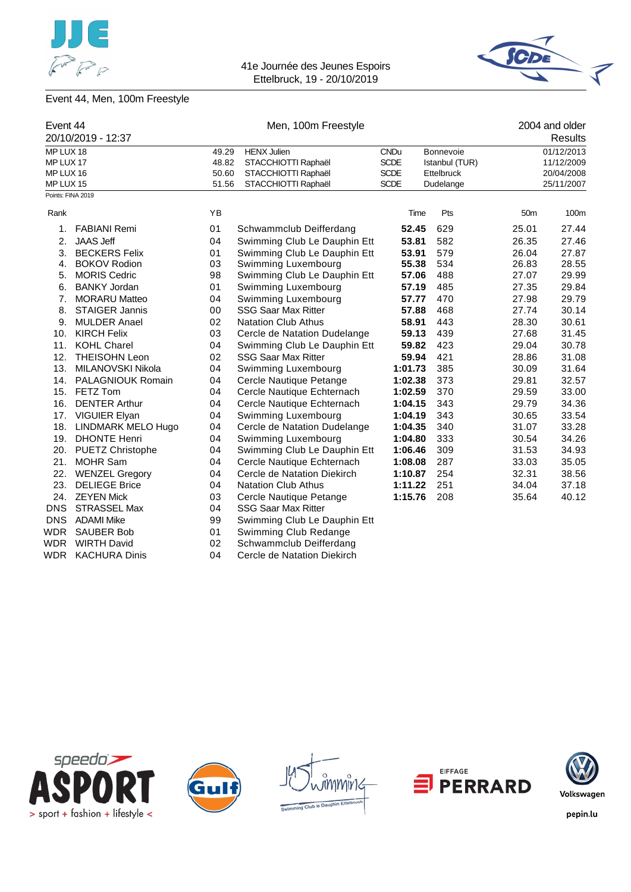41e Journée des Jeunes Espoirs
Ettelbruck, 19 - 20/10/2019

## Event 44, Men, 100m Freestyle

| Event 44 | Men, 100m Freestyle | 2004 and older |
|---|---|---|
| 20/10/2019 - 12:37 | | Results |

| | | | | | |
|---|---|---|---|---|---|
| MP LUX 18 | 49.29 | HENX Julien | CNDu | Bonnevoie | 01/12/2013 |
| MP LUX 17 | 48.82 | STACCHIOTTI Raphaël | SCDE | Istanbul (TUR) | 11/12/2009 |
| MP LUX 16 | 50.60 | STACCHIOTTI Raphaël | SCDE | Ettelbruck | 20/04/2008 |
| MP LUX 15 | 51.56 | STACCHIOTTI Raphaël | SCDE | Dudelange | 25/11/2007 |

Points: FINA 2019

| Rank | Name | YB | Club | Time | Pts | 50m | 100m |
|---|---|---|---|---|---|---|---|
| 1. | FABIANI Remi | 01 | Schwammclub Deifferdang | **52.45** | 629 | 25.01 | 27.44 |
| 2. | JAAS Jeff | 04 | Swimming Club Le Dauphin Ett | **53.81** | 582 | 26.35 | 27.46 |
| 3. | BECKERS Felix | 01 | Swimming Club Le Dauphin Ett | **53.91** | 579 | 26.04 | 27.87 |
| 4. | BOKOV Rodion | 03 | Swimming Luxembourg | **55.38** | 534 | 26.83 | 28.55 |
| 5. | MORIS Cedric | 98 | Swimming Club Le Dauphin Ett | **57.06** | 488 | 27.07 | 29.99 |
| 6. | BANKY Jordan | 01 | Swimming Luxembourg | **57.19** | 485 | 27.35 | 29.84 |
| 7. | MORARU Matteo | 04 | Swimming Luxembourg | **57.77** | 470 | 27.98 | 29.79 |
| 8. | STAIGER Jannis | 00 | SSG Saar Max Ritter | **57.88** | 468 | 27.74 | 30.14 |
| 9. | MULDER Anael | 02 | Natation Club Athus | **58.91** | 443 | 28.30 | 30.61 |
| 10. | KIRCH Felix | 03 | Cercle de Natation Dudelange | **59.13** | 439 | 27.68 | 31.45 |
| 11. | KOHL Charel | 04 | Swimming Club Le Dauphin Ett | **59.82** | 423 | 29.04 | 30.78 |
| 12. | THEISOHN Leon | 02 | SSG Saar Max Ritter | **59.94** | 421 | 28.86 | 31.08 |
| 13. | MILANOVSKI Nikola | 04 | Swimming Luxembourg | **1:01.73** | 385 | 30.09 | 31.64 |
| 14. | PALAGNIOUK Romain | 04 | Cercle Nautique Petange | **1:02.38** | 373 | 29.81 | 32.57 |
| 15. | FETZ Tom | 04 | Cercle Nautique Echternach | **1:02.59** | 370 | 29.59 | 33.00 |
| 16. | DENTER Arthur | 04 | Cercle Nautique Echternach | **1:04.15** | 343 | 29.79 | 34.36 |
| 17. | VIGUIER Elyan | 04 | Swimming Luxembourg | **1:04.19** | 343 | 30.65 | 33.54 |
| 18. | LINDMARK MELO Hugo | 04 | Cercle de Natation Dudelange | **1:04.35** | 340 | 31.07 | 33.28 |
| 19. | DHONTE Henri | 04 | Swimming Luxembourg | **1:04.80** | 333 | 30.54 | 34.26 |
| 20. | PUETZ Christophe | 04 | Swimming Club Le Dauphin Ett | **1:06.46** | 309 | 31.53 | 34.93 |
| 21. | MOHR Sam | 04 | Cercle Nautique Echternach | **1:08.08** | 287 | 33.03 | 35.05 |
| 22. | WENZEL Gregory | 04 | Cercle de Natation Diekirch | **1:10.87** | 254 | 32.31 | 38.56 |
| 23. | DELIEGE Brice | 04 | Natation Club Athus | **1:11.22** | 251 | 34.04 | 37.18 |
| 24. | ZEYEN Mick | 03 | Cercle Nautique Petange | **1:15.76** | 208 | 35.64 | 40.12 |
| DNS | STRASSEL Max | 04 | SSG Saar Max Ritter | | | | |
| DNS | ADAMI Mike | 99 | Swimming Club Le Dauphin Ett | | | | |
| WDR | SAUBER Bob | 01 | Swimming Club Redange | | | | |
| WDR | WIRTH David | 02 | Schwammclub Deifferdang | | | | |
| WDR | KACHURA Dinis | 04 | Cercle de Natation Diekirch | | | | |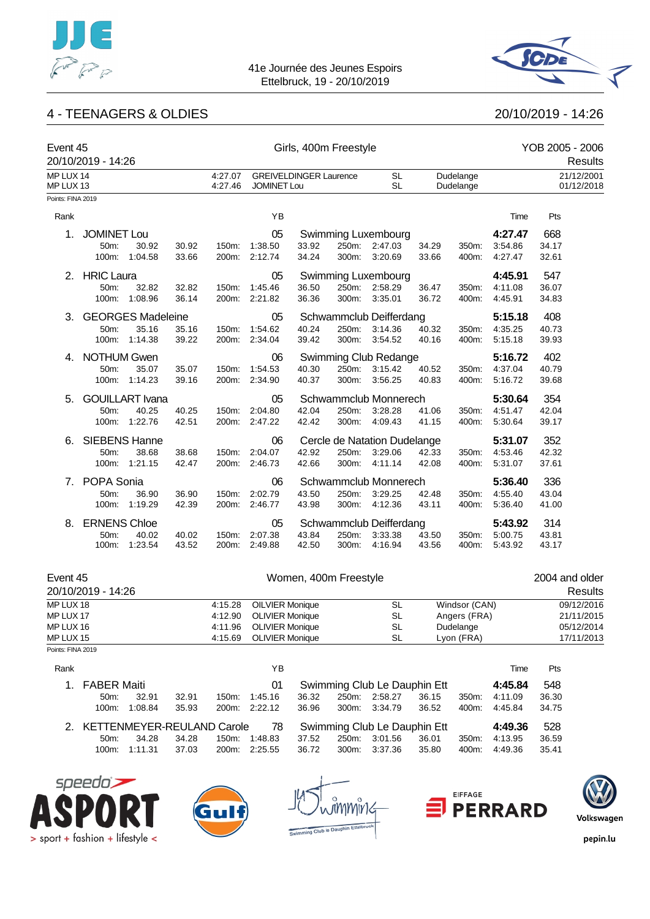41e Journée des Jeunes Espoirs
Ettelbruck, 19 - 20/10/2019

## 4 - TEENAGERS & OLDIES

20/10/2019 - 14:26

### Event 45 — Girls, 400m Freestyle — YOB 2005 - 2006

20/10/2019 - 14:26 — Results

| | | | | | |
|---|---|---|---|---|---|
| MP LUX 14 | 4:27.07 | GREIVELDINGER Laurence | SL | Dudelange | 21/12/2001 |
| MP LUX 13 | 4:27.46 | JOMINET Lou | SL | Dudelange | 01/12/2018 |

Points: FINA 2019

| Rank | Name | YB | Club | Time | Pts |
|---|---|---|---|---|---|
| 1. | JOMINET Lou | 05 | Swimming Luxembourg | 4:27.47 | 668 |
| | 50m: 30.92 30.92 / 100m: 1:04.58 33.66 | 150m: 1:38.50 33.92 / 200m: 2:12.74 34.24 | 250m: 2:47.03 34.29 / 300m: 3:20.69 33.66 | 350m: 3:54.86 34.17 / 400m: 4:27.47 32.61 | |
| 2. | HRIC Laura | 05 | Swimming Luxembourg | 4:45.91 | 547 |
| | 50m: 32.82 32.82 / 100m: 1:08.96 36.14 | 150m: 1:45.46 36.50 / 200m: 2:21.82 36.36 | 250m: 2:58.29 36.47 / 300m: 3:35.01 36.72 | 350m: 4:11.08 36.07 / 400m: 4:45.91 34.83 | |
| 3. | GEORGES Madeleine | 05 | Schwammclub Deifferdang | 5:15.18 | 408 |
| | 50m: 35.16 35.16 / 100m: 1:14.38 39.22 | 150m: 1:54.62 40.24 / 200m: 2:34.04 39.42 | 250m: 3:14.36 40.32 / 300m: 3:54.52 40.16 | 350m: 4:35.25 40.73 / 400m: 5:15.18 39.93 | |
| 4. | NOTHUM Gwen | 06 | Swimming Club Redange | 5:16.72 | 402 |
| | 50m: 35.07 35.07 / 100m: 1:14.23 39.16 | 150m: 1:54.53 40.30 / 200m: 2:34.90 40.37 | 250m: 3:15.42 40.52 / 300m: 3:56.25 40.83 | 350m: 4:37.04 40.79 / 400m: 5:16.72 39.68 | |
| 5. | GOUILLART Ivana | 05 | Schwammclub Monnerech | 5:30.64 | 354 |
| | 50m: 40.25 40.25 / 100m: 1:22.76 42.51 | 150m: 2:04.80 42.04 / 200m: 2:47.22 42.42 | 250m: 3:28.28 41.06 / 300m: 4:09.43 41.15 | 350m: 4:51.47 42.04 / 400m: 5:30.64 39.17 | |
| 6. | SIEBENS Hanne | 06 | Cercle de Natation Dudelange | 5:31.07 | 352 |
| | 50m: 38.68 38.68 / 100m: 1:21.15 42.47 | 150m: 2:04.07 42.92 / 200m: 2:46.73 42.66 | 250m: 3:29.06 42.33 / 300m: 4:11.14 42.08 | 350m: 4:53.46 42.32 / 400m: 5:31.07 37.61 | |
| 7. | POPA Sonia | 06 | Schwammclub Monnerech | 5:36.40 | 336 |
| | 50m: 36.90 36.90 / 100m: 1:19.29 42.39 | 150m: 2:02.79 43.50 / 200m: 2:46.77 43.98 | 250m: 3:29.25 42.48 / 300m: 4:12.36 43.11 | 350m: 4:55.40 43.04 / 400m: 5:36.40 41.00 | |
| 8. | ERNENS Chloe | 05 | Schwammclub Deifferdang | 5:43.92 | 314 |
| | 50m: 40.02 40.02 / 100m: 1:23.54 43.52 | 150m: 2:07.38 43.84 / 200m: 2:49.88 42.50 | 250m: 3:33.38 43.50 / 300m: 4:16.94 43.56 | 350m: 5:00.75 43.81 / 400m: 5:43.92 43.17 | |

### Event 45 — Women, 400m Freestyle — 2004 and older

20/10/2019 - 14:26 — Results

| | | | | | |
|---|---|---|---|---|---|
| MP LUX 18 | 4:15.28 | OILVIER Monique | SL | Windsor (CAN) | 09/12/2016 |
| MP LUX 17 | 4:12.90 | OLIVIER Monique | SL | Angers (FRA) | 21/11/2015 |
| MP LUX 16 | 4:11.96 | OLIVIER Monique | SL | Dudelange | 05/12/2014 |
| MP LUX 15 | 4:15.69 | OLIVIER Monique | SL | Lyon (FRA) | 17/11/2013 |

Points: FINA 2019

| Rank | Name | YB | Club | Time | Pts |
|---|---|---|---|---|---|
| 1. | FABER Maiti | 01 | Swimming Club Le Dauphin Ett | 4:45.84 | 548 |
| | 50m: 32.91 32.91 / 100m: 1:08.84 35.93 | 150m: 1:45.16 36.32 / 200m: 2:22.12 36.96 | 250m: 2:58.27 36.15 / 300m: 3:34.79 36.52 | 350m: 4:11.09 36.30 / 400m: 4:45.84 34.75 | |
| 2. | KETTENMEYER-REULAND Carole | 78 | Swimming Club Le Dauphin Ett | 4:49.36 | 528 |
| | 50m: 34.28 34.28 / 100m: 1:11.31 37.03 | 150m: 1:48.83 37.52 / 200m: 2:25.55 36.72 | 250m: 3:01.56 36.01 / 300m: 3:37.36 35.80 | 350m: 4:13.95 36.59 / 400m: 4:49.36 35.41 | |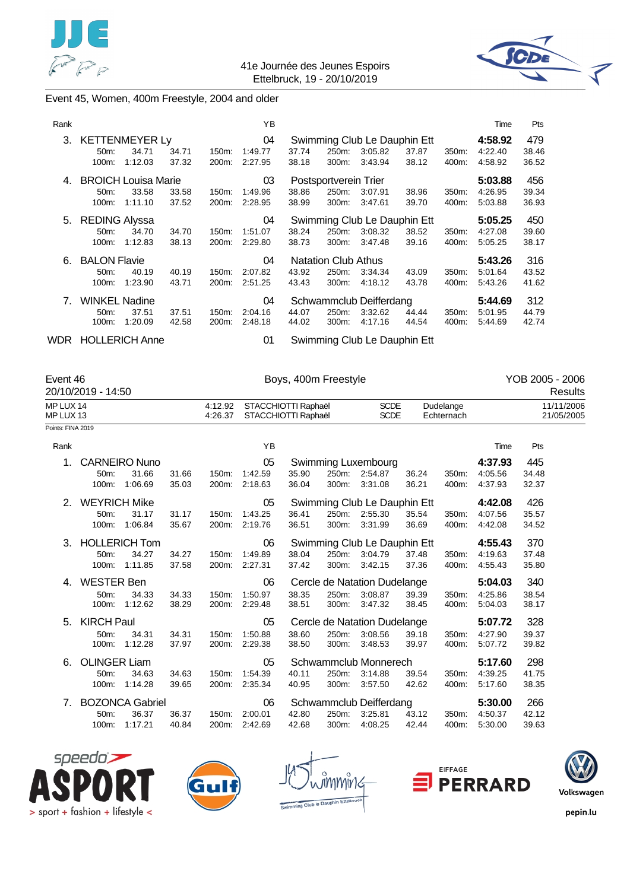Event 45, Women, 400m Freestyle, 2004 and older

| Rank | Name | | | | YB | Club | | | | | | Time | Pts |
|---|---|---|---|---|---|---|---|---|---|---|---|---|---|
| 3. | KETTENMEYER Ly | | | | 04 | Swimming Club Le Dauphin Ett | | | | | | 4:58.92 | 479 |
| | 50m: | 34.71 | 34.71 | 150m: | 1:49.77 | 37.74 | 250m: | 3:05.82 | 37.87 | 350m: | 4:22.40 | 38.46 | |
| | 100m: | 1:12.03 | 37.32 | 200m: | 2:27.95 | 38.18 | 300m: | 3:43.94 | 38.12 | 400m: | 4:58.92 | 36.52 | |
| 4. | BROICH Louisa Marie | | | | 03 | Postsportverein Trier | | | | | | 5:03.88 | 456 |
| | 50m: | 33.58 | 33.58 | 150m: | 1:49.96 | 38.86 | 250m: | 3:07.91 | 38.96 | 350m: | 4:26.95 | 39.34 | |
| | 100m: | 1:11.10 | 37.52 | 200m: | 2:28.95 | 38.99 | 300m: | 3:47.61 | 39.70 | 400m: | 5:03.88 | 36.93 | |
| 5. | REDING Alyssa | | | | 04 | Swimming Club Le Dauphin Ett | | | | | | 5:05.25 | 450 |
| | 50m: | 34.70 | 34.70 | 150m: | 1:51.07 | 38.24 | 250m: | 3:08.32 | 38.52 | 350m: | 4:27.08 | 39.60 | |
| | 100m: | 1:12.83 | 38.13 | 200m: | 2:29.80 | 38.73 | 300m: | 3:47.48 | 39.16 | 400m: | 5:05.25 | 38.17 | |
| 6. | BALON Flavie | | | | 04 | Natation Club Athus | | | | | | 5:43.26 | 316 |
| | 50m: | 40.19 | 40.19 | 150m: | 2:07.82 | 43.92 | 250m: | 3:34.34 | 43.09 | 350m: | 5:01.64 | 43.52 | |
| | 100m: | 1:23.90 | 43.71 | 200m: | 2:51.25 | 43.43 | 300m: | 4:18.12 | 43.78 | 400m: | 5:43.26 | 41.62 | |
| 7. | WINKEL Nadine | | | | 04 | Schwammclub Deifferdang | | | | | | 5:44.69 | 312 |
| | 50m: | 37.51 | 37.51 | 150m: | 2:04.16 | 44.07 | 250m: | 3:32.62 | 44.44 | 350m: | 5:01.95 | 44.79 | |
| | 100m: | 1:20.09 | 42.58 | 200m: | 2:48.18 | 44.02 | 300m: | 4:17.16 | 44.54 | 400m: | 5:44.69 | 42.74 | |
| WDR | HOLLERICH Anne | | | | 01 | Swimming Club Le Dauphin Ett | | | | | | | |

## Event 46 — Boys, 400m Freestyle — YOB 2005 - 2006

20/10/2019 - 14:50 — Results

| | | | | | |
|---|---|---|---|---|---|
| MP LUX 14 | 4:12.92 | STACCHIOTTI Raphaël | SCDE | Dudelange | 11/11/2006 |
| MP LUX 13 | 4:26.37 | STACCHIOTTI Raphaël | SCDE | Echternach | 21/05/2005 |

Points: FINA 2019

| Rank | Name | | | | YB | Club | | | | | | Time | Pts |
|---|---|---|---|---|---|---|---|---|---|---|---|---|---|
| 1. | CARNEIRO Nuno | | | | 05 | Swimming Luxembourg | | | | | | 4:37.93 | 445 |
| | 50m: | 31.66 | 31.66 | 150m: | 1:42.59 | 35.90 | 250m: | 2:54.87 | 36.24 | 350m: | 4:05.56 | 34.48 | |
| | 100m: | 1:06.69 | 35.03 | 200m: | 2:18.63 | 36.04 | 300m: | 3:31.08 | 36.21 | 400m: | 4:37.93 | 32.37 | |
| 2. | WEYRICH Mike | | | | 05 | Swimming Club Le Dauphin Ett | | | | | | 4:42.08 | 426 |
| | 50m: | 31.17 | 31.17 | 150m: | 1:43.25 | 36.41 | 250m: | 2:55.30 | 35.54 | 350m: | 4:07.56 | 35.57 | |
| | 100m: | 1:06.84 | 35.67 | 200m: | 2:19.76 | 36.51 | 300m: | 3:31.99 | 36.69 | 400m: | 4:42.08 | 34.52 | |
| 3. | HOLLERICH Tom | | | | 06 | Swimming Club Le Dauphin Ett | | | | | | 4:55.43 | 370 |
| | 50m: | 34.27 | 34.27 | 150m: | 1:49.89 | 38.04 | 250m: | 3:04.79 | 37.48 | 350m: | 4:19.63 | 37.48 | |
| | 100m: | 1:11.85 | 37.58 | 200m: | 2:27.31 | 37.42 | 300m: | 3:42.15 | 37.36 | 400m: | 4:55.43 | 35.80 | |
| 4. | WESTER Ben | | | | 06 | Cercle de Natation Dudelange | | | | | | 5:04.03 | 340 |
| | 50m: | 34.33 | 34.33 | 150m: | 1:50.97 | 38.35 | 250m: | 3:08.87 | 39.39 | 350m: | 4:25.86 | 38.54 | |
| | 100m: | 1:12.62 | 38.29 | 200m: | 2:29.48 | 38.51 | 300m: | 3:47.32 | 38.45 | 400m: | 5:04.03 | 38.17 | |
| 5. | KIRCH Paul | | | | 05 | Cercle de Natation Dudelange | | | | | | 5:07.72 | 328 |
| | 50m: | 34.31 | 34.31 | 150m: | 1:50.88 | 38.60 | 250m: | 3:08.56 | 39.18 | 350m: | 4:27.90 | 39.37 | |
| | 100m: | 1:12.28 | 37.97 | 200m: | 2:29.38 | 38.50 | 300m: | 3:48.53 | 39.97 | 400m: | 5:07.72 | 39.82 | |
| 6. | OLINGER Liam | | | | 05 | Schwammclub Monnerech | | | | | | 5:17.60 | 298 |
| | 50m: | 34.63 | 34.63 | 150m: | 1:54.39 | 40.11 | 250m: | 3:14.88 | 39.54 | 350m: | 4:39.25 | 41.75 | |
| | 100m: | 1:14.28 | 39.65 | 200m: | 2:35.34 | 40.95 | 300m: | 3:57.50 | 42.62 | 400m: | 5:17.60 | 38.35 | |
| 7. | BOZONCA Gabriel | | | | 06 | Schwammclub Deifferdang | | | | | | 5:30.00 | 266 |
| | 50m: | 36.37 | 36.37 | 150m: | 2:00.01 | 42.80 | 250m: | 3:25.81 | 43.12 | 350m: | 4:50.37 | 42.12 | |
| | 100m: | 1:17.21 | 40.84 | 200m: | 2:42.69 | 42.68 | 300m: | 4:08.25 | 42.44 | 400m: | 5:30.00 | 39.63 | |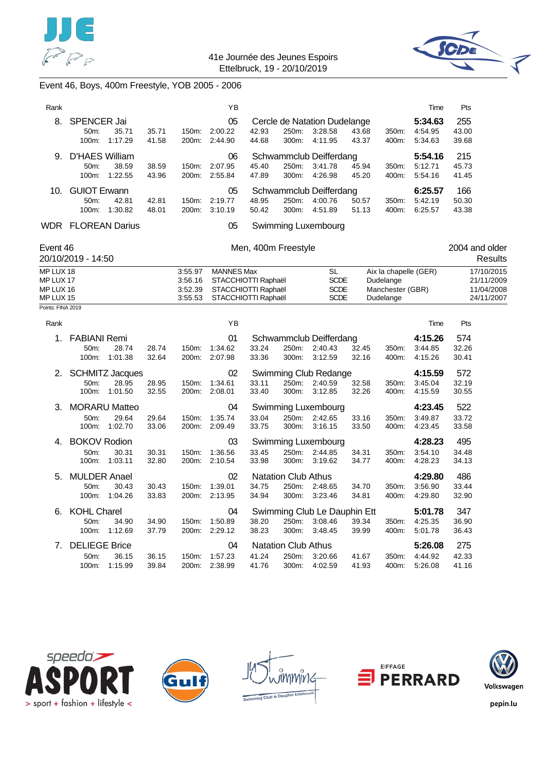41e Journée des Jeunes Espoirs
Ettelbruck, 19 - 20/10/2019

## Event 46, Boys, 400m Freestyle, YOB 2005 - 2006

| Rank | Name | YB | Club | Time | Pts |
|---|---|---|---|---|---|
| 8. | SPENCER Jai | 05 | Cercle de Natation Dudelange | 5:34.63 | 255 |
| | 50m: 35.71 35.71 / 100m: 1:17.29 41.58 / 150m: 2:00.22 42.93 / 200m: 2:44.90 44.68 / 250m: 3:28.58 43.68 / 300m: 4:11.95 43.37 / 350m: 4:54.95 43.00 / 400m: 5:34.63 39.68 | | | | |
| 9. | D'HAES William | 06 | Schwammclub Deifferdang | 5:54.16 | 215 |
| | 50m: 38.59 38.59 / 100m: 1:22.55 43.96 / 150m: 2:07.95 45.40 / 200m: 2:55.84 47.89 / 250m: 3:41.78 45.94 / 300m: 4:26.98 45.20 / 350m: 5:12.71 45.73 / 400m: 5:54.16 41.45 | | | | |
| 10. | GUIOT Erwann | 05 | Schwammclub Deifferdang | 6:25.57 | 166 |
| | 50m: 42.81 42.81 / 100m: 1:30.82 48.01 / 150m: 2:19.77 48.95 / 200m: 3:10.19 50.42 / 250m: 4:00.76 50.57 / 300m: 4:51.89 51.13 / 350m: 5:42.19 50.30 / 400m: 6:25.57 43.38 | | | | |
| WDR | FLOREAN Darius | 05 | Swimming Luxembourg | | |

## Event 46 — Men, 400m Freestyle — 2004 and older

20/10/2019 - 14:50 — Results

| Record | Time | Name | Club | Place | Date |
|---|---|---|---|---|---|
| MP LUX 18 | 3:55.97 | MANNES Max | SL | Aix la chapelle (GER) | 17/10/2015 |
| MP LUX 17 | 3:56.16 | STACCHIOTTI Raphaël | SCDE | Dudelange | 21/11/2009 |
| MP LUX 16 | 3:52.39 | STACCHIOTTI Raphaël | SCDE | Manchester (GBR) | 11/04/2008 |
| MP LUX 15 | 3:55.53 | STACCHIOTTI Raphaël | SCDE | Dudelange | 24/11/2007 |

Points: FINA 2019

| Rank | Name | YB | Club | Time | Pts |
|---|---|---|---|---|---|
| 1. | FABIANI Remi | 01 | Schwammclub Deifferdang | 4:15.26 | 574 |
| | 50m: 28.74 28.74 / 100m: 1:01.38 32.64 / 150m: 1:34.62 33.24 / 200m: 2:07.98 33.36 / 250m: 2:40.43 32.45 / 300m: 3:12.59 32.16 / 350m: 3:44.85 32.26 / 400m: 4:15.26 30.41 | | | | |
| 2. | SCHMITZ Jacques | 02 | Swimming Club Redange | 4:15.59 | 572 |
| | 50m: 28.95 28.95 / 100m: 1:01.50 32.55 / 150m: 1:34.61 33.11 / 200m: 2:08.01 33.40 / 250m: 2:40.59 32.58 / 300m: 3:12.85 32.26 / 350m: 3:45.04 32.19 / 400m: 4:15.59 30.55 | | | | |
| 3. | MORARU Matteo | 04 | Swimming Luxembourg | 4:23.45 | 522 |
| | 50m: 29.64 29.64 / 100m: 1:02.70 33.06 / 150m: 1:35.74 33.04 / 200m: 2:09.49 33.75 / 250m: 2:42.65 33.16 / 300m: 3:16.15 33.50 / 350m: 3:49.87 33.72 / 400m: 4:23.45 33.58 | | | | |
| 4. | BOKOV Rodion | 03 | Swimming Luxembourg | 4:28.23 | 495 |
| | 50m: 30.31 30.31 / 100m: 1:03.11 32.80 / 150m: 1:36.56 33.45 / 200m: 2:10.54 33.98 / 250m: 2:44.85 34.31 / 300m: 3:19.62 34.77 / 350m: 3:54.10 34.48 / 400m: 4:28.23 34.13 | | | | |
| 5. | MULDER Anael | 02 | Natation Club Athus | 4:29.80 | 486 |
| | 50m: 30.43 30.43 / 100m: 1:04.26 33.83 / 150m: 1:39.01 34.75 / 200m: 2:13.95 34.94 / 250m: 2:48.65 34.70 / 300m: 3:23.46 34.81 / 350m: 3:56.90 33.44 / 400m: 4:29.80 32.90 | | | | |
| 6. | KOHL Charel | 04 | Swimming Club Le Dauphin Ett | 5:01.78 | 347 |
| | 50m: 34.90 34.90 / 100m: 1:12.69 37.79 / 150m: 1:50.89 38.20 / 200m: 2:29.12 38.23 / 250m: 3:08.46 39.34 / 300m: 3:48.45 39.99 / 350m: 4:25.35 36.90 / 400m: 5:01.78 36.43 | | | | |
| 7. | DELIEGE Brice | 04 | Natation Club Athus | 5:26.08 | 275 |
| | 50m: 36.15 36.15 / 100m: 1:15.99 39.84 / 150m: 1:57.23 41.24 / 200m: 2:38.99 41.76 / 250m: 3:20.66 41.67 / 300m: 4:02.59 41.93 / 350m: 4:44.92 42.33 / 400m: 5:26.08 41.16 | | | | |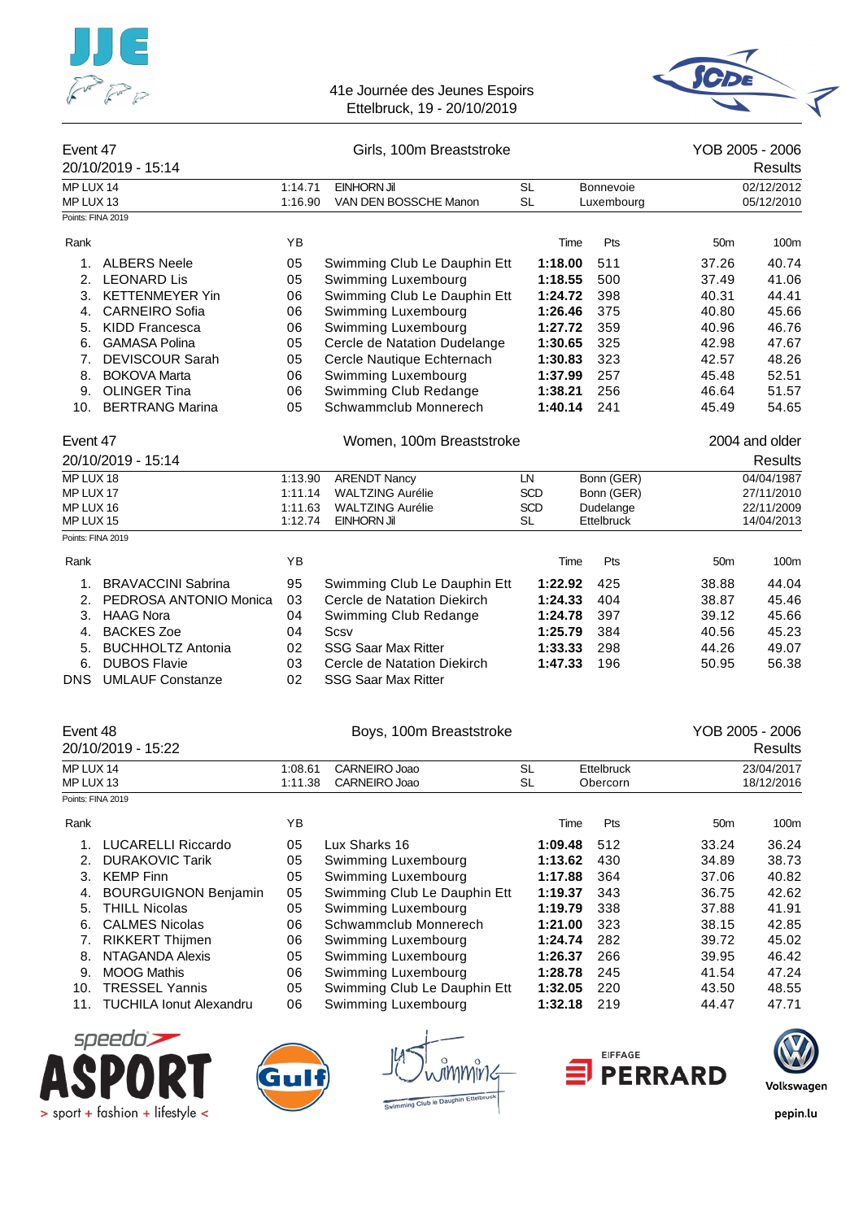41e Journée des Jeunes Espoirs
Ettelbruck, 19 - 20/10/2019

## Event 47 — Girls, 100m Breaststroke — YOB 2005 - 2006

20/10/2019 - 15:14 — Results

| | | | | | |
|---|---|---|---|---|---|
| MP LUX 14 | 1:14.71 | EINHORN Jil | SL | Bonnevoie | 02/12/2012 |
| MP LUX 13 | 1:16.90 | VAN DEN BOSSCHE Manon | SL | Luxembourg | 05/12/2010 |

Points: FINA 2019

| Rank | | YB | | Time | Pts | 50m | 100m |
|---|---|---|---|---|---|---|---|
| 1. | ALBERS Neele | 05 | Swimming Club Le Dauphin Ett | **1:18.00** | 511 | 37.26 | 40.74 |
| 2. | LEONARD Lis | 05 | Swimming Luxembourg | **1:18.55** | 500 | 37.49 | 41.06 |
| 3. | KETTENMEYER Yin | 06 | Swimming Club Le Dauphin Ett | **1:24.72** | 398 | 40.31 | 44.41 |
| 4. | CARNEIRO Sofia | 06 | Swimming Luxembourg | **1:26.46** | 375 | 40.80 | 45.66 |
| 5. | KIDD Francesca | 06 | Swimming Luxembourg | **1:27.72** | 359 | 40.96 | 46.76 |
| 6. | GAMASA Polina | 05 | Cercle de Natation Dudelange | **1:30.65** | 325 | 42.98 | 47.67 |
| 7. | DEVISCOUR Sarah | 05 | Cercle Nautique Echternach | **1:30.83** | 323 | 42.57 | 48.26 |
| 8. | BOKOVA Marta | 06 | Swimming Luxembourg | **1:37.99** | 257 | 45.48 | 52.51 |
| 9. | OLINGER Tina | 06 | Swimming Club Redange | **1:38.21** | 256 | 46.64 | 51.57 |
| 10. | BERTRANG Marina | 05 | Schwammclub Monnerech | **1:40.14** | 241 | 45.49 | 54.65 |

## Event 47 — Women, 100m Breaststroke — 2004 and older

20/10/2019 - 15:14 — Results

| | | | | | |
|---|---|---|---|---|---|
| MP LUX 18 | 1:13.90 | ARENDT Nancy | LN | Bonn (GER) | 04/04/1987 |
| MP LUX 17 | 1:11.14 | WALTZING Aurélie | SCD | Bonn (GER) | 27/11/2010 |
| MP LUX 16 | 1:11.63 | WALTZING Aurélie | SCD | Dudelange | 22/11/2009 |
| MP LUX 15 | 1:12.74 | EINHORN Jil | SL | Ettelbruck | 14/04/2013 |

Points: FINA 2019

| Rank | | YB | | Time | Pts | 50m | 100m |
|---|---|---|---|---|---|---|---|
| 1. | BRAVACCINI Sabrina | 95 | Swimming Club Le Dauphin Ett | **1:22.92** | 425 | 38.88 | 44.04 |
| 2. | PEDROSA ANTONIO Monica | 03 | Cercle de Natation Diekirch | **1:24.33** | 404 | 38.87 | 45.46 |
| 3. | HAAG Nora | 04 | Swimming Club Redange | **1:24.78** | 397 | 39.12 | 45.66 |
| 4. | BACKES Zoe | 04 | Scsv | **1:25.79** | 384 | 40.56 | 45.23 |
| 5. | BUCHHOLTZ Antonia | 02 | SSG Saar Max Ritter | **1:33.33** | 298 | 44.26 | 49.07 |
| 6. | DUBOS Flavie | 03 | Cercle de Natation Diekirch | **1:47.33** | 196 | 50.95 | 56.38 |
| DNS | UMLAUF Constanze | 02 | SSG Saar Max Ritter | | | | |

## Event 48 — Boys, 100m Breaststroke — YOB 2005 - 2006

20/10/2019 - 15:22 — Results

| | | | | | |
|---|---|---|---|---|---|
| MP LUX 14 | 1:08.61 | CARNEIRO Joao | SL | Ettelbruck | 23/04/2017 |
| MP LUX 13 | 1:11.38 | CARNEIRO Joao | SL | Obercorn | 18/12/2016 |

Points: FINA 2019

| Rank | | YB | | Time | Pts | 50m | 100m |
|---|---|---|---|---|---|---|---|
| 1. | LUCARELLI Riccardo | 05 | Lux Sharks 16 | **1:09.48** | 512 | 33.24 | 36.24 |
| 2. | DURAKOVIC Tarik | 05 | Swimming Luxembourg | **1:13.62** | 430 | 34.89 | 38.73 |
| 3. | KEMP Finn | 05 | Swimming Luxembourg | **1:17.88** | 364 | 37.06 | 40.82 |
| 4. | BOURGUIGNON Benjamin | 05 | Swimming Club Le Dauphin Ett | **1:19.37** | 343 | 36.75 | 42.62 |
| 5. | THILL Nicolas | 05 | Swimming Luxembourg | **1:19.79** | 338 | 37.88 | 41.91 |
| 6. | CALMES Nicolas | 06 | Schwammclub Monnerech | **1:21.00** | 323 | 38.15 | 42.85 |
| 7. | RIKKERT Thijmen | 06 | Swimming Luxembourg | **1:24.74** | 282 | 39.72 | 45.02 |
| 8. | NTAGANDA Alexis | 05 | Swimming Luxembourg | **1:26.37** | 266 | 39.95 | 46.42 |
| 9. | MOOG Mathis | 06 | Swimming Luxembourg | **1:28.78** | 245 | 41.54 | 47.24 |
| 10. | TRESSEL Yannis | 05 | Swimming Club Le Dauphin Ett | **1:32.05** | 220 | 43.50 | 48.55 |
| 11. | TUCHILA Ionut Alexandru | 06 | Swimming Luxembourg | **1:32.18** | 219 | 44.47 | 47.71 |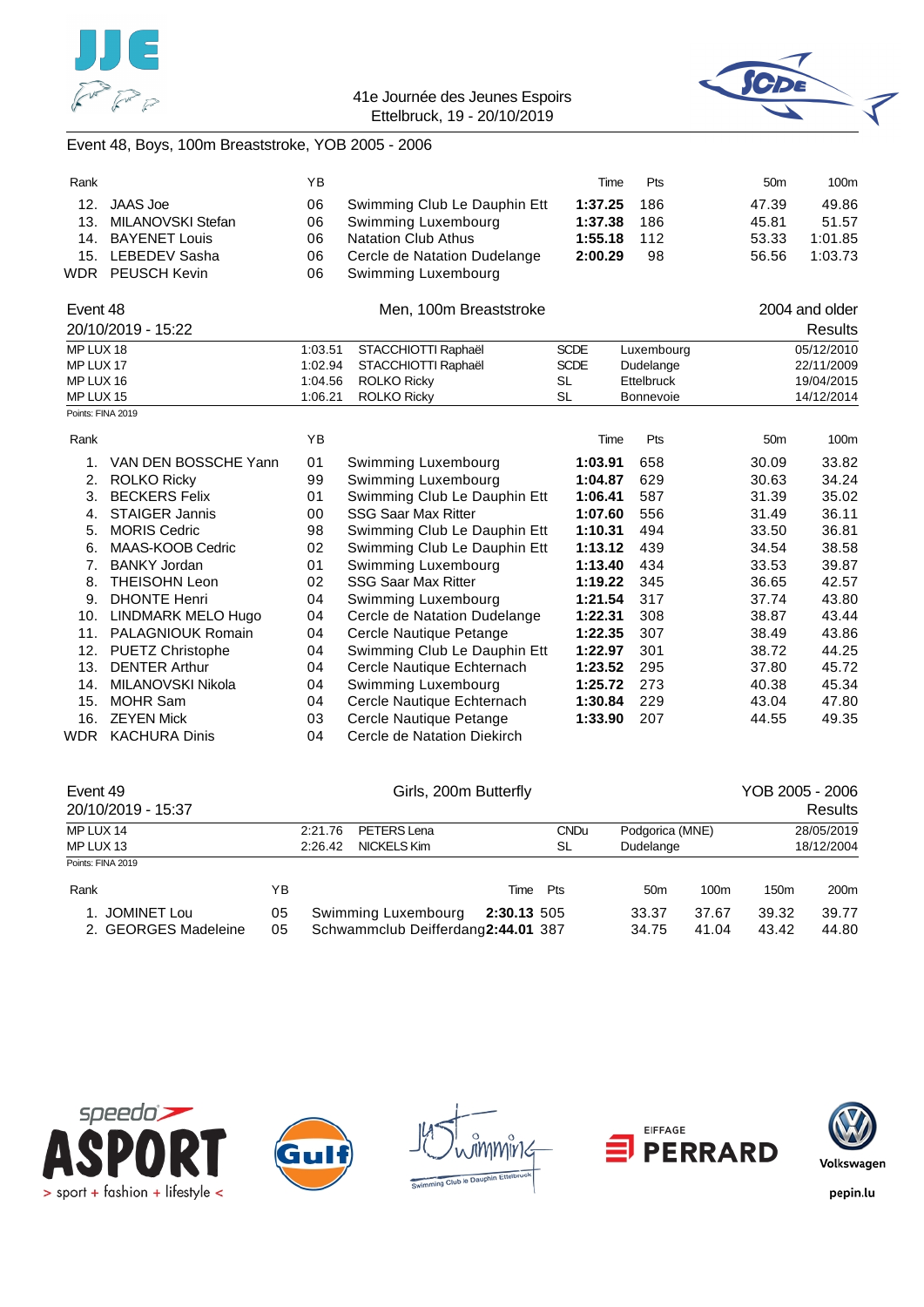41e Journée des Jeunes Espoirs
Ettelbruck, 19 - 20/10/2019

## Event 48, Boys, 100m Breaststroke, YOB 2005 - 2006

| Rank | | YB | | Time | Pts | 50m | 100m |
|---|---|---|---|---|---|---|---|
| 12. | JAAS Joe | 06 | Swimming Club Le Dauphin Ett | **1:37.25** | 186 | 47.39 | 49.86 |
| 13. | MILANOVSKI Stefan | 06 | Swimming Luxembourg | **1:37.38** | 186 | 45.81 | 51.57 |
| 14. | BAYENET Louis | 06 | Natation Club Athus | **1:55.18** | 112 | 53.33 | 1:01.85 |
| 15. | LEBEDEV Sasha | 06 | Cercle de Natation Dudelange | **2:00.29** | 98 | 56.56 | 1:03.73 |
| WDR | PEUSCH Kevin | 06 | Swimming Luxembourg | | | | |

## Event 48 — Men, 100m Breaststroke — 2004 and older

20/10/2019 - 15:22 — Results

| | | | | | |
|---|---|---|---|---|---|
| MP LUX 18 | 1:03.51 | STACCHIOTTI Raphaël | SCDE | Luxembourg | 05/12/2010 |
| MP LUX 17 | 1:02.94 | STACCHIOTTI Raphaël | SCDE | Dudelange | 22/11/2009 |
| MP LUX 16 | 1:04.56 | ROLKO Ricky | SL | Ettelbruck | 19/04/2015 |
| MP LUX 15 | 1:06.21 | ROLKO Ricky | SL | Bonnevoie | 14/12/2014 |

Points: FINA 2019

| Rank | | YB | | Time | Pts | 50m | 100m |
|---|---|---|---|---|---|---|---|
| 1. | VAN DEN BOSSCHE Yann | 01 | Swimming Luxembourg | **1:03.91** | 658 | 30.09 | 33.82 |
| 2. | ROLKO Ricky | 99 | Swimming Luxembourg | **1:04.87** | 629 | 30.63 | 34.24 |
| 3. | BECKERS Felix | 01 | Swimming Club Le Dauphin Ett | **1:06.41** | 587 | 31.39 | 35.02 |
| 4. | STAIGER Jannis | 00 | SSG Saar Max Ritter | **1:07.60** | 556 | 31.49 | 36.11 |
| 5. | MORIS Cedric | 98 | Swimming Club Le Dauphin Ett | **1:10.31** | 494 | 33.50 | 36.81 |
| 6. | MAAS-KOOB Cedric | 02 | Swimming Club Le Dauphin Ett | **1:13.12** | 439 | 34.54 | 38.58 |
| 7. | BANKY Jordan | 01 | Swimming Luxembourg | **1:13.40** | 434 | 33.53 | 39.87 |
| 8. | THEISOHN Leon | 02 | SSG Saar Max Ritter | **1:19.22** | 345 | 36.65 | 42.57 |
| 9. | DHONTE Henri | 04 | Swimming Luxembourg | **1:21.54** | 317 | 37.74 | 43.80 |
| 10. | LINDMARK MELO Hugo | 04 | Cercle de Natation Dudelange | **1:22.31** | 308 | 38.87 | 43.44 |
| 11. | PALAGNIOUK Romain | 04 | Cercle Nautique Petange | **1:22.35** | 307 | 38.49 | 43.86 |
| 12. | PUETZ Christophe | 04 | Swimming Club Le Dauphin Ett | **1:22.97** | 301 | 38.72 | 44.25 |
| 13. | DENTER Arthur | 04 | Cercle Nautique Echternach | **1:23.52** | 295 | 37.80 | 45.72 |
| 14. | MILANOVSKI Nikola | 04 | Swimming Luxembourg | **1:25.72** | 273 | 40.38 | 45.34 |
| 15. | MOHR Sam | 04 | Cercle Nautique Echternach | **1:30.84** | 229 | 43.04 | 47.80 |
| 16. | ZEYEN Mick | 03 | Cercle Nautique Petange | **1:33.90** | 207 | 44.55 | 49.35 |
| WDR | KACHURA Dinis | 04 | Cercle de Natation Diekirch | | | | |

## Event 49 — Girls, 200m Butterfly — YOB 2005 - 2006

20/10/2019 - 15:37 — Results

| | | | | | |
|---|---|---|---|---|---|
| MP LUX 14 | 2:21.76 | PETERS Lena | CNDu | Podgorica (MNE) | 28/05/2019 |
| MP LUX 13 | 2:26.42 | NICKELS Kim | SL | Dudelange | 18/12/2004 |

Points: FINA 2019

| Rank | | YB | | Time | Pts | 50m | 100m | 150m | 200m |
|---|---|---|---|---|---|---|---|---|---|
| 1. | JOMINET Lou | 05 | Swimming Luxembourg | **2:30.13** | 505 | 33.37 | 37.67 | 39.32 | 39.77 |
| 2. | GEORGES Madeleine | 05 | Schwammclub Deifferdang | **2:44.01** | 387 | 34.75 | 41.04 | 43.42 | 44.80 |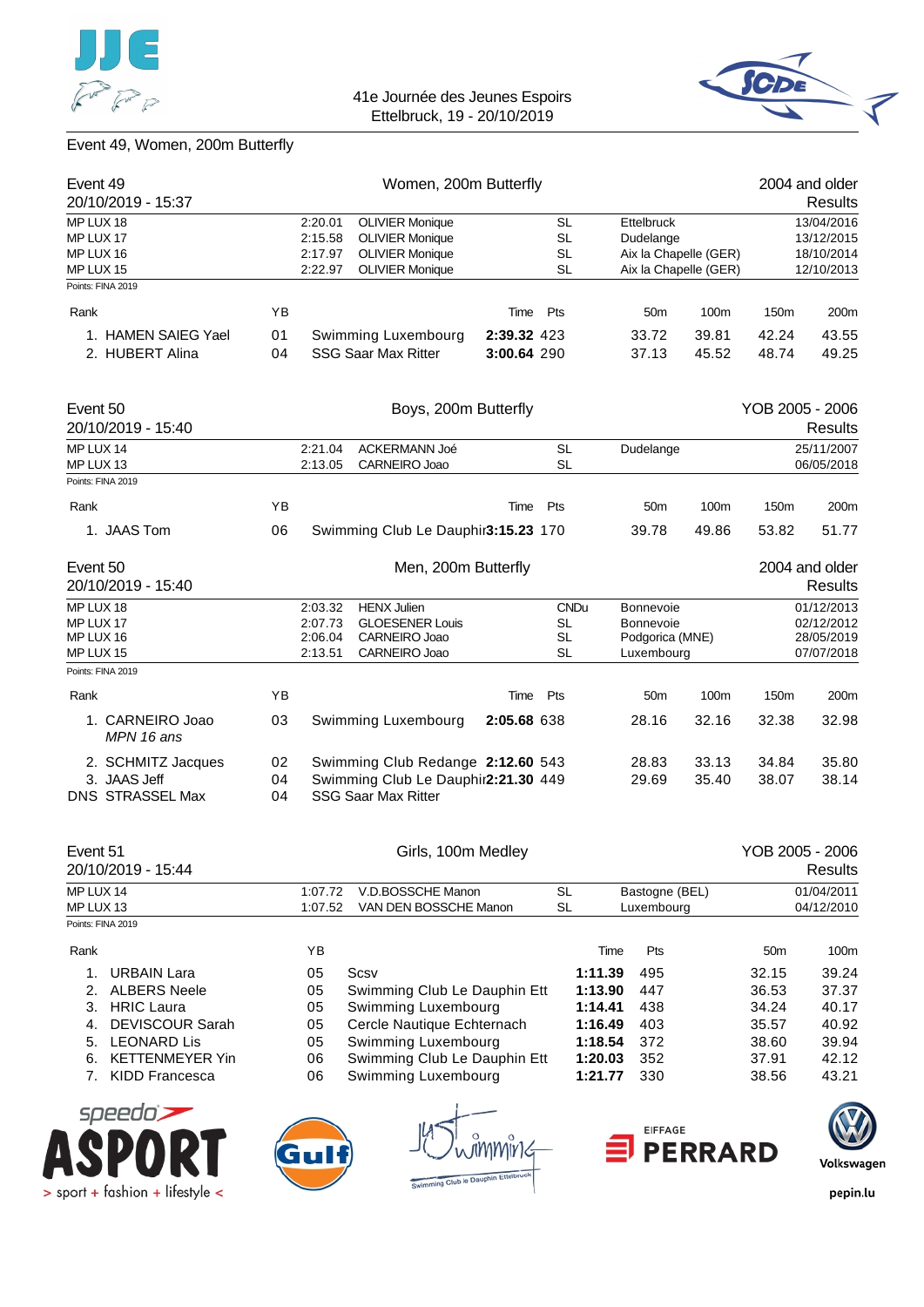41e Journée des Jeunes Espoirs
Ettelbruck, 19 - 20/10/2019

## Event 49, Women, 200m Butterfly

### Event 49 — Women, 200m Butterfly — 2004 and older

20/10/2019 - 15:37 — Results

| | | | | | |
|---|---|---|---|---|---|
| MP LUX 18 | 2:20.01 | OLIVIER Monique | SL | Ettelbruck | 13/04/2016 |
| MP LUX 17 | 2:15.58 | OLIVIER Monique | SL | Dudelange | 13/12/2015 |
| MP LUX 16 | 2:17.97 | OLIVIER Monique | SL | Aix la Chapelle (GER) | 18/10/2014 |
| MP LUX 15 | 2:22.97 | OLIVIER Monique | SL | Aix la Chapelle (GER) | 12/10/2013 |

Points: FINA 2019

| Rank | | YB | | Time | Pts | 50m | 100m | 150m | 200m |
|---|---|---|---|---|---|---|---|---|---|
| 1. | HAMEN SAIEG Yael | 01 | Swimming Luxembourg | **2:39.32** | 423 | 33.72 | 39.81 | 42.24 | 43.55 |
| 2. | HUBERT Alina | 04 | SSG Saar Max Ritter | **3:00.64** | 290 | 37.13 | 45.52 | 48.74 | 49.25 |

### Event 50 — Boys, 200m Butterfly — YOB 2005 - 2006

20/10/2019 - 15:40 — Results

| | | | | | |
|---|---|---|---|---|---|
| MP LUX 14 | 2:21.04 | ACKERMANN Joé | SL | Dudelange | 25/11/2007 |
| MP LUX 13 | 2:13.05 | CARNEIRO Joao | SL | | 06/05/2018 |

Points: FINA 2019

| Rank | | YB | | Time | Pts | 50m | 100m | 150m | 200m |
|---|---|---|---|---|---|---|---|---|---|
| 1. | JAAS Tom | 06 | Swimming Club Le Dauphin | **3:15.23** | 170 | 39.78 | 49.86 | 53.82 | 51.77 |

### Event 50 — Men, 200m Butterfly — 2004 and older

20/10/2019 - 15:40 — Results

| | | | | | |
|---|---|---|---|---|---|
| MP LUX 18 | 2:03.32 | HENX Julien | CNDu | Bonnevoie | 01/12/2013 |
| MP LUX 17 | 2:07.73 | GLOESENER Louis | SL | Bonnevoie | 02/12/2012 |
| MP LUX 16 | 2:06.04 | CARNEIRO Joao | SL | Podgorica (MNE) | 28/05/2019 |
| MP LUX 15 | 2:13.51 | CARNEIRO Joao | SL | Luxembourg | 07/07/2018 |

Points: FINA 2019

| Rank | | YB | | Time | Pts | 50m | 100m | 150m | 200m |
|---|---|---|---|---|---|---|---|---|---|
| 1. | CARNEIRO Joao *MPN 16 ans* | 03 | Swimming Luxembourg | **2:05.68** | 638 | 28.16 | 32.16 | 32.38 | 32.98 |
| 2. | SCHMITZ Jacques | 02 | Swimming Club Redange | **2:12.60** | 543 | 28.83 | 33.13 | 34.84 | 35.80 |
| 3. | JAAS Jeff | 04 | Swimming Club Le Dauphin | **2:21.30** | 449 | 29.69 | 35.40 | 38.07 | 38.14 |
| DNS | STRASSEL Max | 04 | SSG Saar Max Ritter | | | | | | |

### Event 51 — Girls, 100m Medley — YOB 2005 - 2006

20/10/2019 - 15:44 — Results

| | | | | | |
|---|---|---|---|---|---|
| MP LUX 14 | 1:07.72 | V.D.BOSSCHE Manon | SL | Bastogne (BEL) | 01/04/2011 |
| MP LUX 13 | 1:07.52 | VAN DEN BOSSCHE Manon | SL | Luxembourg | 04/12/2010 |

Points: FINA 2019

| Rank | | YB | | Time | Pts | 50m | 100m |
|---|---|---|---|---|---|---|---|
| 1. | URBAIN Lara | 05 | Scsv | **1:11.39** | 495 | 32.15 | 39.24 |
| 2. | ALBERS Neele | 05 | Swimming Club Le Dauphin Ett | **1:13.90** | 447 | 36.53 | 37.37 |
| 3. | HRIC Laura | 05 | Swimming Luxembourg | **1:14.41** | 438 | 34.24 | 40.17 |
| 4. | DEVISCOUR Sarah | 05 | Cercle Nautique Echternach | **1:16.49** | 403 | 35.57 | 40.92 |
| 5. | LEONARD Lis | 05 | Swimming Luxembourg | **1:18.54** | 372 | 38.60 | 39.94 |
| 6. | KETTENMEYER Yin | 06 | Swimming Club Le Dauphin Ett | **1:20.03** | 352 | 37.91 | 42.12 |
| 7. | KIDD Francesca | 06 | Swimming Luxembourg | **1:21.77** | 330 | 38.56 | 43.21 |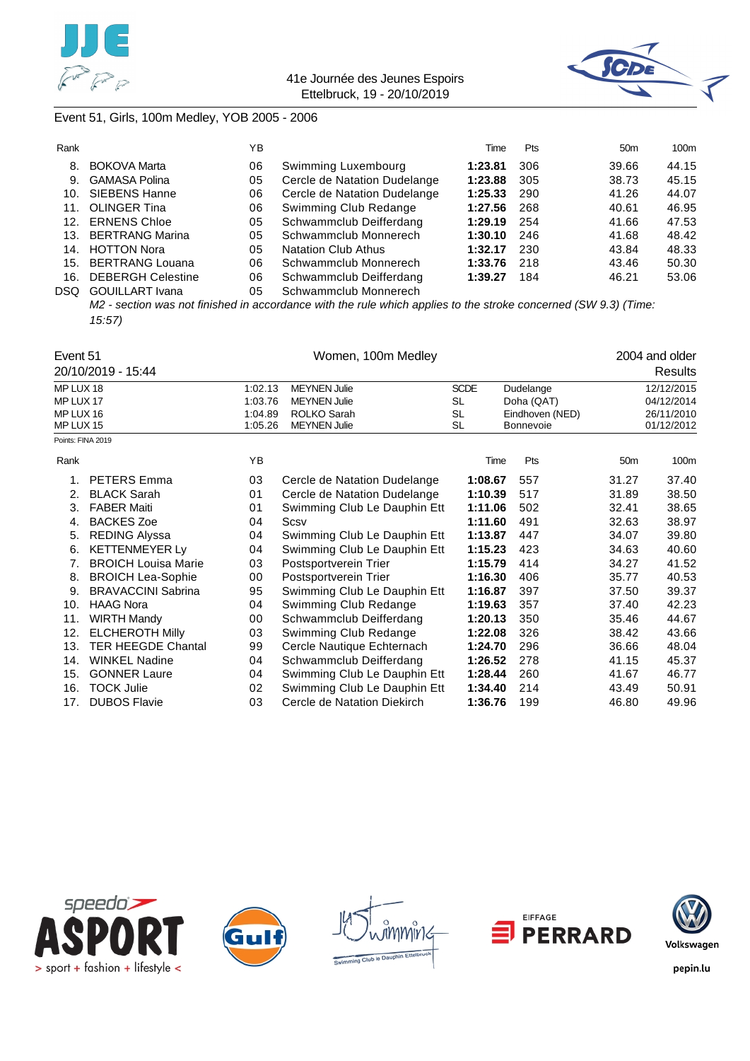41e Journée des Jeunes Espoirs
Ettelbruck, 19 - 20/10/2019

## Event 51, Girls, 100m Medley, YOB 2005 - 2006

| Rank | | YB | | Time | Pts | 50m | 100m |
|---|---|---|---|---|---|---|---|
| 8. | BOKOVA Marta | 06 | Swimming Luxembourg | **1:23.81** | 306 | 39.66 | 44.15 |
| 9. | GAMASA Polina | 05 | Cercle de Natation Dudelange | **1:23.88** | 305 | 38.73 | 45.15 |
| 10. | SIEBENS Hanne | 06 | Cercle de Natation Dudelange | **1:25.33** | 290 | 41.26 | 44.07 |
| 11. | OLINGER Tina | 06 | Swimming Club Redange | **1:27.56** | 268 | 40.61 | 46.95 |
| 12. | ERNENS Chloe | 05 | Schwammclub Deifferdang | **1:29.19** | 254 | 41.66 | 47.53 |
| 13. | BERTRANG Marina | 05 | Schwammclub Monnerech | **1:30.10** | 246 | 41.68 | 48.42 |
| 14. | HOTTON Nora | 05 | Natation Club Athus | **1:32.17** | 230 | 43.84 | 48.33 |
| 15. | BERTRANG Louana | 06 | Schwammclub Monnerech | **1:33.76** | 218 | 43.46 | 50.30 |
| 16. | DEBERGH Celestine | 06 | Schwammclub Deifferdang | **1:39.27** | 184 | 46.21 | 53.06 |
| DSQ | GOUILLART Ivana | 05 | Schwammclub Monnerech | | | | |

*M2 - section was not finished in accordance with the rule which applies to the stroke concerned (SW 9.3) (Time: 15:57)*

## Event 51 — Women, 100m Medley — 2004 and older

20/10/2019 - 15:44 — Results

| | | | | | | |
|---|---|---|---|---|---|---|
| MP LUX 18 | 1:02.13 | MEYNEN Julie | SCDE | Dudelange | 12/12/2015 |
| MP LUX 17 | 1:03.76 | MEYNEN Julie | SL | Doha (QAT) | 04/12/2014 |
| MP LUX 16 | 1:04.89 | ROLKO Sarah | SL | Eindhoven (NED) | 26/11/2010 |
| MP LUX 15 | 1:05.26 | MEYNEN Julie | SL | Bonnevoie | 01/12/2012 |

Points: FINA 2019

| Rank | | YB | | Time | Pts | 50m | 100m |
|---|---|---|---|---|---|---|---|
| 1. | PETERS Emma | 03 | Cercle de Natation Dudelange | **1:08.67** | 557 | 31.27 | 37.40 |
| 2. | BLACK Sarah | 01 | Cercle de Natation Dudelange | **1:10.39** | 517 | 31.89 | 38.50 |
| 3. | FABER Maiti | 01 | Swimming Club Le Dauphin Ett | **1:11.06** | 502 | 32.41 | 38.65 |
| 4. | BACKES Zoe | 04 | Scsv | **1:11.60** | 491 | 32.63 | 38.97 |
| 5. | REDING Alyssa | 04 | Swimming Club Le Dauphin Ett | **1:13.87** | 447 | 34.07 | 39.80 |
| 6. | KETTENMEYER Ly | 04 | Swimming Club Le Dauphin Ett | **1:15.23** | 423 | 34.63 | 40.60 |
| 7. | BROICH Louisa Marie | 03 | Postsportverein Trier | **1:15.79** | 414 | 34.27 | 41.52 |
| 8. | BROICH Lea-Sophie | 00 | Postsportverein Trier | **1:16.30** | 406 | 35.77 | 40.53 |
| 9. | BRAVACCINI Sabrina | 95 | Swimming Club Le Dauphin Ett | **1:16.87** | 397 | 37.50 | 39.37 |
| 10. | HAAG Nora | 04 | Swimming Club Redange | **1:19.63** | 357 | 37.40 | 42.23 |
| 11. | WIRTH Mandy | 00 | Schwammclub Deifferdang | **1:20.13** | 350 | 35.46 | 44.67 |
| 12. | ELCHEROTH Milly | 03 | Swimming Club Redange | **1:22.08** | 326 | 38.42 | 43.66 |
| 13. | TER HEEGDE Chantal | 99 | Cercle Nautique Echternach | **1:24.70** | 296 | 36.66 | 48.04 |
| 14. | WINKEL Nadine | 04 | Schwammclub Deifferdang | **1:26.52** | 278 | 41.15 | 45.37 |
| 15. | GONNER Laure | 04 | Swimming Club Le Dauphin Ett | **1:28.44** | 260 | 41.67 | 46.77 |
| 16. | TOCK Julie | 02 | Swimming Club Le Dauphin Ett | **1:34.40** | 214 | 43.49 | 50.91 |
| 17. | DUBOS Flavie | 03 | Cercle de Natation Diekirch | **1:36.76** | 199 | 46.80 | 49.96 |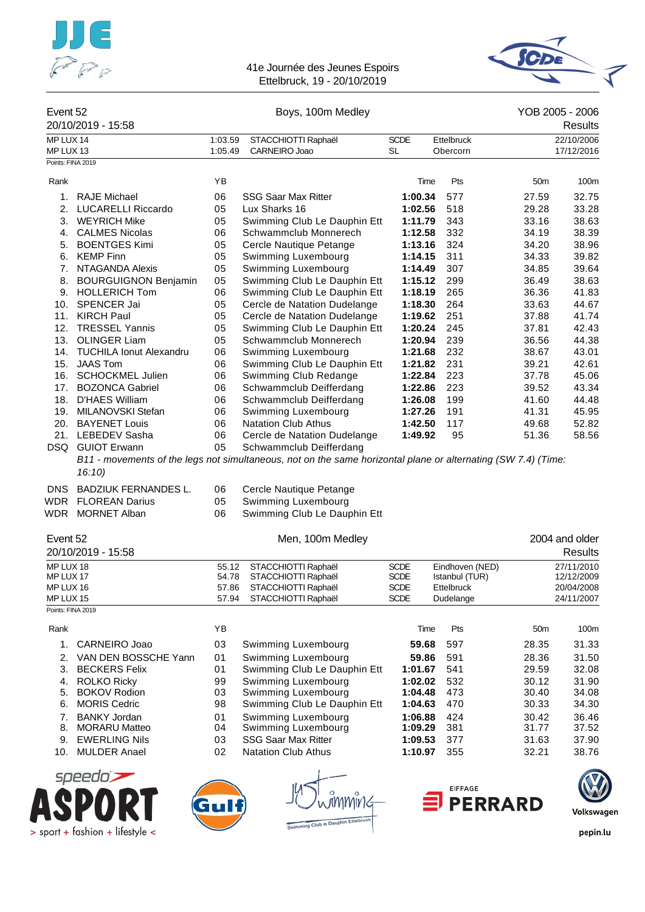41e Journée des Jeunes Espoirs
Ettelbruck, 19 - 20/10/2019

## Event 52 — Boys, 100m Medley — YOB 2005 - 2006

20/10/2019 - 15:58 — Results

| | | | | | |
|---|---|---|---|---|---|
| MP LUX 14 | 1:03.59 | STACCHIOTTI Raphaël | SCDE | Ettelbruck | 22/10/2006 |
| MP LUX 13 | 1:05.49 | CARNEIRO Joao | SL | Obercorn | 17/12/2016 |

Points: FINA 2019

| Rank | | YB | | Time | Pts | 50m | 100m |
|---|---|---|---|---|---|---|---|
| 1. | RAJE Michael | 06 | SSG Saar Max Ritter | **1:00.34** | 577 | 27.59 | 32.75 |
| 2. | LUCARELLI Riccardo | 05 | Lux Sharks 16 | **1:02.56** | 518 | 29.28 | 33.28 |
| 3. | WEYRICH Mike | 05 | Swimming Club Le Dauphin Ett | **1:11.79** | 343 | 33.16 | 38.63 |
| 4. | CALMES Nicolas | 06 | Schwammclub Monnerech | **1:12.58** | 332 | 34.19 | 38.39 |
| 5. | BOENTGES Kimi | 05 | Cercle Nautique Petange | **1:13.16** | 324 | 34.20 | 38.96 |
| 6. | KEMP Finn | 05 | Swimming Luxembourg | **1:14.15** | 311 | 34.33 | 39.82 |
| 7. | NTAGANDA Alexis | 05 | Swimming Luxembourg | **1:14.49** | 307 | 34.85 | 39.64 |
| 8. | BOURGUIGNON Benjamin | 05 | Swimming Club Le Dauphin Ett | **1:15.12** | 299 | 36.49 | 38.63 |
| 9. | HOLLERICH Tom | 06 | Swimming Club Le Dauphin Ett | **1:18.19** | 265 | 36.36 | 41.83 |
| 10. | SPENCER Jai | 05 | Cercle de Natation Dudelange | **1:18.30** | 264 | 33.63 | 44.67 |
| 11. | KIRCH Paul | 05 | Cercle de Natation Dudelange | **1:19.62** | 251 | 37.88 | 41.74 |
| 12. | TRESSEL Yannis | 05 | Swimming Club Le Dauphin Ett | **1:20.24** | 245 | 37.81 | 42.43 |
| 13. | OLINGER Liam | 05 | Schwammclub Monnerech | **1:20.94** | 239 | 36.56 | 44.38 |
| 14. | TUCHILA Ionut Alexandru | 06 | Swimming Luxembourg | **1:21.68** | 232 | 38.67 | 43.01 |
| 15. | JAAS Tom | 06 | Swimming Club Le Dauphin Ett | **1:21.82** | 231 | 39.21 | 42.61 |
| 16. | SCHOCKMEL Julien | 06 | Swimming Club Redange | **1:22.84** | 223 | 37.78 | 45.06 |
| 17. | BOZONCA Gabriel | 06 | Schwammclub Deifferdang | **1:22.86** | 223 | 39.52 | 43.34 |
| 18. | D'HAES William | 06 | Schwammclub Deifferdang | **1:26.08** | 199 | 41.60 | 44.48 |
| 19. | MILANOVSKI Stefan | 06 | Swimming Luxembourg | **1:27.26** | 191 | 41.31 | 45.95 |
| 20. | BAYENET Louis | 06 | Natation Club Athus | **1:42.50** | 117 | 49.68 | 52.82 |
| 21. | LEBEDEV Sasha | 06 | Cercle de Natation Dudelange | **1:49.92** | 95 | 51.36 | 58.56 |
| DSQ | GUIOT Erwann | 05 | Schwammclub Deifferdang | | | | |

*B11 - movements of the legs not simultaneous, not on the same horizontal plane or alternating (SW 7.4) (Time: 16:10)*

| | | | |
|---|---|---|---|
| DNS | BADZIUK FERNANDES L. | 06 | Cercle Nautique Petange |
| WDR | FLOREAN Darius | 05 | Swimming Luxembourg |
| WDR | MORNET Alban | 06 | Swimming Club Le Dauphin Ett |

## Event 52 — Men, 100m Medley — 2004 and older

20/10/2019 - 15:58 — Results

| | | | | | |
|---|---|---|---|---|---|
| MP LUX 18 | 55.12 | STACCHIOTTI Raphaël | SCDE | Eindhoven (NED) | 27/11/2010 |
| MP LUX 17 | 54.78 | STACCHIOTTI Raphaël | SCDE | Istanbul (TUR) | 12/12/2009 |
| MP LUX 16 | 57.86 | STACCHIOTTI Raphaël | SCDE | Ettelbruck | 20/04/2008 |
| MP LUX 15 | 57.94 | STACCHIOTTI Raphaël | SCDE | Dudelange | 24/11/2007 |

Points: FINA 2019

| Rank | | YB | | Time | Pts | 50m | 100m |
|---|---|---|---|---|---|---|---|
| 1. | CARNEIRO Joao | 03 | Swimming Luxembourg | **59.68** | 597 | 28.35 | 31.33 |
| 2. | VAN DEN BOSSCHE Yann | 01 | Swimming Luxembourg | **59.86** | 591 | 28.36 | 31.50 |
| 3. | BECKERS Felix | 01 | Swimming Club Le Dauphin Ett | **1:01.67** | 541 | 29.59 | 32.08 |
| 4. | ROLKO Ricky | 99 | Swimming Luxembourg | **1:02.02** | 532 | 30.12 | 31.90 |
| 5. | BOKOV Rodion | 03 | Swimming Luxembourg | **1:04.48** | 473 | 30.40 | 34.08 |
| 6. | MORIS Cedric | 98 | Swimming Club Le Dauphin Ett | **1:04.63** | 470 | 30.33 | 34.30 |
| 7. | BANKY Jordan | 01 | Swimming Luxembourg | **1:06.88** | 424 | 30.42 | 36.46 |
| 8. | MORARU Matteo | 04 | Swimming Luxembourg | **1:09.29** | 381 | 31.77 | 37.52 |
| 9. | EWERLING Nils | 03 | SSG Saar Max Ritter | **1:09.53** | 377 | 31.63 | 37.90 |
| 10. | MULDER Anael | 02 | Natation Club Athus | **1:10.97** | 355 | 32.21 | 38.76 |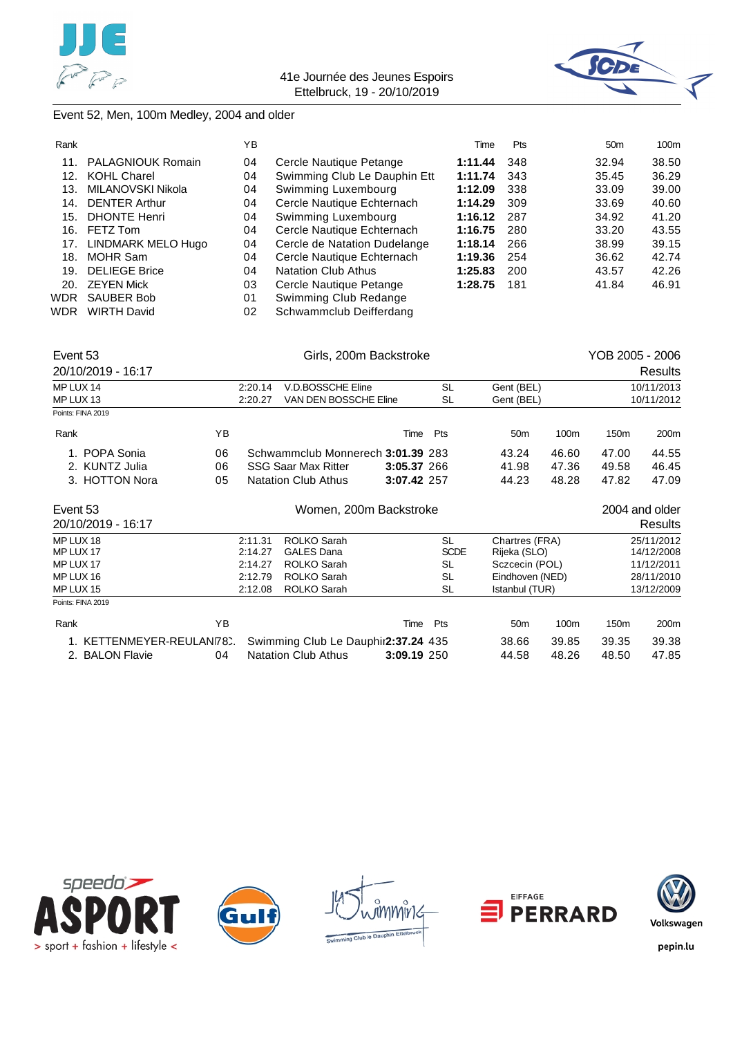41e Journée des Jeunes Espoirs
Ettelbruck, 19 - 20/10/2019

## Event 52, Men, 100m Medley, 2004 and older

| Rank | | YB | | Time | Pts | 50m | 100m |
|---|---|---|---|---|---|---|---|
| 11. | PALAGNIOUK Romain | 04 | Cercle Nautique Petange | **1:11.44** | 348 | 32.94 | 38.50 |
| 12. | KOHL Charel | 04 | Swimming Club Le Dauphin Ett | **1:11.74** | 343 | 35.45 | 36.29 |
| 13. | MILANOVSKI Nikola | 04 | Swimming Luxembourg | **1:12.09** | 338 | 33.09 | 39.00 |
| 14. | DENTER Arthur | 04 | Cercle Nautique Echternach | **1:14.29** | 309 | 33.69 | 40.60 |
| 15. | DHONTE Henri | 04 | Swimming Luxembourg | **1:16.12** | 287 | 34.92 | 41.20 |
| 16. | FETZ Tom | 04 | Cercle Nautique Echternach | **1:16.75** | 280 | 33.20 | 43.55 |
| 17. | LINDMARK MELO Hugo | 04 | Cercle de Natation Dudelange | **1:18.14** | 266 | 38.99 | 39.15 |
| 18. | MOHR Sam | 04 | Cercle Nautique Echternach | **1:19.36** | 254 | 36.62 | 42.74 |
| 19. | DELIEGE Brice | 04 | Natation Club Athus | **1:25.83** | 200 | 43.57 | 42.26 |
| 20. | ZEYEN Mick | 03 | Cercle Nautique Petange | **1:28.75** | 181 | 41.84 | 46.91 |
| WDR | SAUBER Bob | 01 | Swimming Club Redange | | | | |
| WDR | WIRTH David | 02 | Schwammclub Deifferdang | | | | |

## Event 53 — Girls, 200m Backstroke — YOB 2005 - 2006

20/10/2019 - 16:17 — Results

| | | | | | |
|---|---|---|---|---|---|
| MP LUX 14 | 2:20.14 | V.D.BOSSCHE Eline | SL | Gent (BEL) | 10/11/2013 |
| MP LUX 13 | 2:20.27 | VAN DEN BOSSCHE Eline | SL | Gent (BEL) | 10/11/2012 |

Points: FINA 2019

| Rank | | YB | | Time | Pts | 50m | 100m | 150m | 200m |
|---|---|---|---|---|---|---|---|---|---|
| 1. | POPA Sonia | 06 | Schwammclub Monnerech | **3:01.39** | 283 | 43.24 | 46.60 | 47.00 | 44.55 |
| 2. | KUNTZ Julia | 06 | SSG Saar Max Ritter | **3:05.37** | 266 | 41.98 | 47.36 | 49.58 | 46.45 |
| 3. | HOTTON Nora | 05 | Natation Club Athus | **3:07.42** | 257 | 44.23 | 48.28 | 47.82 | 47.09 |

## Event 53 — Women, 200m Backstroke — 2004 and older

20/10/2019 - 16:17 — Results

| | | | | | |
|---|---|---|---|---|---|
| MP LUX 18 | 2:11.31 | ROLKO Sarah | SL | Chartres (FRA) | 25/11/2012 |
| MP LUX 17 | 2:14.27 | GALES Dana | SCDE | Rijeka (SLO) | 14/12/2008 |
| MP LUX 17 | 2:14.27 | ROLKO Sarah | SL | Sczcecin (POL) | 11/12/2011 |
| MP LUX 16 | 2:12.79 | ROLKO Sarah | SL | Eindhoven (NED) | 28/11/2010 |
| MP LUX 15 | 2:12.08 | ROLKO Sarah | SL | Istanbul (TUR) | 13/12/2009 |

Points: FINA 2019

| Rank | | YB | | Time | Pts | 50m | 100m | 150m | 200m |
|---|---|---|---|---|---|---|---|---|---|
| 1. | KETTENMEYER-REULAND | 78 | Swimming Club Le Dauphin | **2:37.24** | 435 | 38.66 | 39.85 | 39.35 | 39.38 |
| 2. | BALON Flavie | 04 | Natation Club Athus | **3:09.19** | 250 | 44.58 | 48.26 | 48.50 | 47.85 |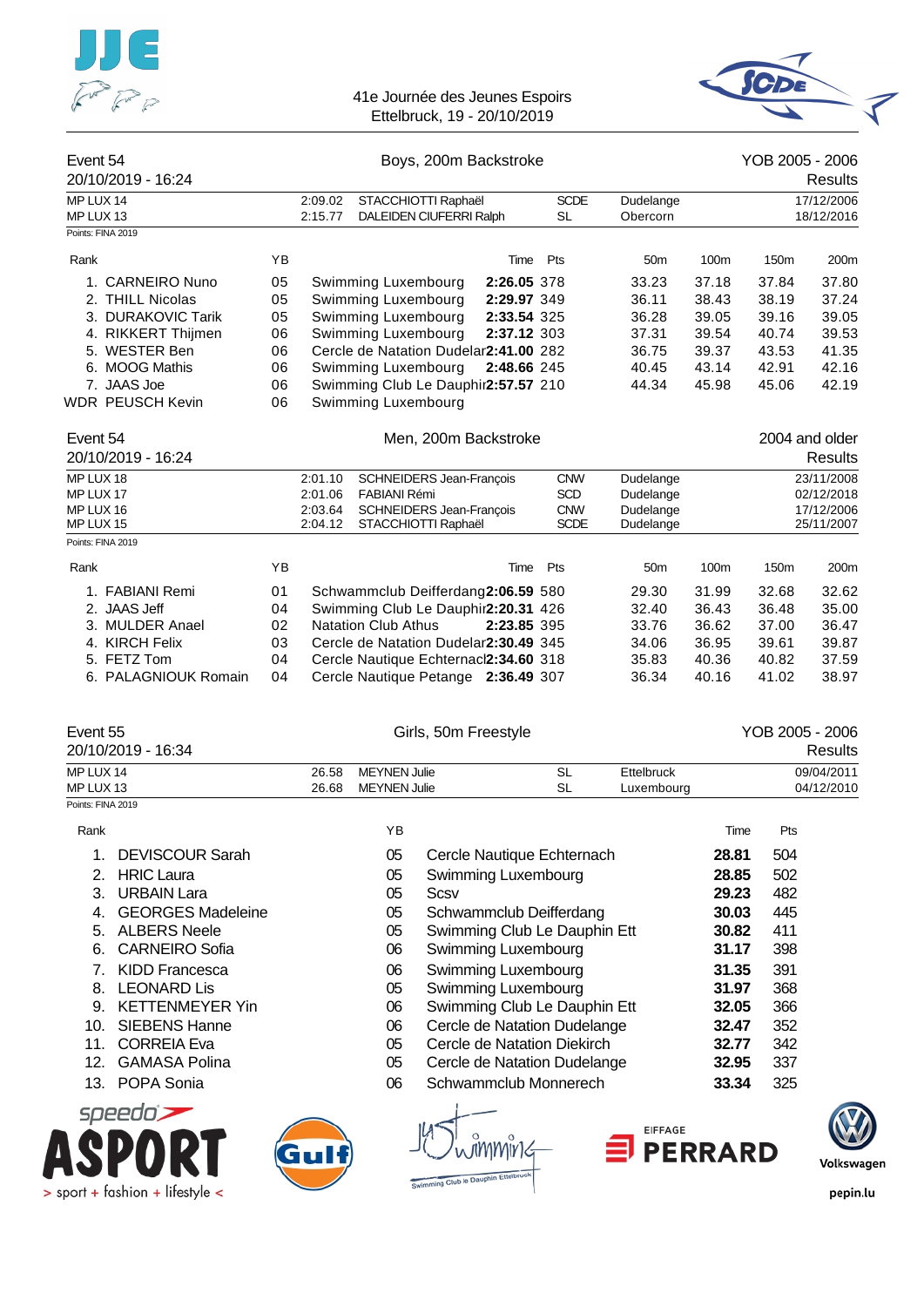41e Journée des Jeunes Espoirs
Ettelbruck, 19 - 20/10/2019

## Event 54 — Boys, 200m Backstroke — YOB 2005 - 2006

20/10/2019 - 16:24 — Results

| | | | | | |
|---|---|---|---|---|---|
| MP LUX 14 | 2:09.02 | STACCHIOTTI Raphaël | SCDE | Dudelange | 17/12/2006 |
| MP LUX 13 | 2:15.77 | DALEIDEN CIUFERRI Ralph | SL | Obercorn | 18/12/2016 |

Points: FINA 2019

| Rank | | YB | | Time | Pts | 50m | 100m | 150m | 200m |
|---|---|---|---|---|---|---|---|---|---|
| 1. | CARNEIRO Nuno | 05 | Swimming Luxembourg | **2:26.05** | 378 | 33.23 | 37.18 | 37.84 | 37.80 |
| 2. | THILL Nicolas | 05 | Swimming Luxembourg | **2:29.97** | 349 | 36.11 | 38.43 | 38.19 | 37.24 |
| 3. | DURAKOVIC Tarik | 05 | Swimming Luxembourg | **2:33.54** | 325 | 36.28 | 39.05 | 39.16 | 39.05 |
| 4. | RIKKERT Thijmen | 06 | Swimming Luxembourg | **2:37.12** | 303 | 37.31 | 39.54 | 40.74 | 39.53 |
| 5. | WESTER Ben | 06 | Cercle de Natation Dudelar | **2:41.00** | 282 | 36.75 | 39.37 | 43.53 | 41.35 |
| 6. | MOOG Mathis | 06 | Swimming Luxembourg | **2:48.66** | 245 | 40.45 | 43.14 | 42.91 | 42.16 |
| 7. | JAAS Joe | 06 | Swimming Club Le Dauphir | **2:57.57** | 210 | 44.34 | 45.98 | 45.06 | 42.19 |
| WDR | PEUSCH Kevin | 06 | Swimming Luxembourg | | | | | | |

## Event 54 — Men, 200m Backstroke — 2004 and older

20/10/2019 - 16:24 — Results

| | | | | | |
|---|---|---|---|---|---|
| MP LUX 18 | 2:01.10 | SCHNEIDERS Jean-François | CNW | Dudelange | 23/11/2008 |
| MP LUX 17 | 2:01.06 | FABIANI Rémi | SCD | Dudelange | 02/12/2018 |
| MP LUX 16 | 2:03.64 | SCHNEIDERS Jean-François | CNW | Dudelange | 17/12/2006 |
| MP LUX 15 | 2:04.12 | STACCHIOTTI Raphaël | SCDE | Dudelange | 25/11/2007 |

Points: FINA 2019

| Rank | | YB | | Time | Pts | 50m | 100m | 150m | 200m |
|---|---|---|---|---|---|---|---|---|---|
| 1. | FABIANI Remi | 01 | Schwammclub Deifferdang | **2:06.59** | 580 | 29.30 | 31.99 | 32.68 | 32.62 |
| 2. | JAAS Jeff | 04 | Swimming Club Le Dauphir | **2:20.31** | 426 | 32.40 | 36.43 | 36.48 | 35.00 |
| 3. | MULDER Anael | 02 | Natation Club Athus | **2:23.85** | 395 | 33.76 | 36.62 | 37.00 | 36.47 |
| 4. | KIRCH Felix | 03 | Cercle de Natation Dudelar | **2:30.49** | 345 | 34.06 | 36.95 | 39.61 | 39.87 |
| 5. | FETZ Tom | 04 | Cercle Nautique Echternacl | **2:34.60** | 318 | 35.83 | 40.36 | 40.82 | 37.59 |
| 6. | PALAGNIOUK Romain | 04 | Cercle Nautique Petange | **2:36.49** | 307 | 36.34 | 40.16 | 41.02 | 38.97 |

## Event 55 — Girls, 50m Freestyle — YOB 2005 - 2006

20/10/2019 - 16:34 — Results

| | | | | | |
|---|---|---|---|---|---|
| MP LUX 14 | 26.58 | MEYNEN Julie | SL | Ettelbruck | 09/04/2011 |
| MP LUX 13 | 26.68 | MEYNEN Julie | SL | Luxembourg | 04/12/2010 |

Points: FINA 2019

| Rank | | YB | | Time | Pts |
|---|---|---|---|---|---|
| 1. | DEVISCOUR Sarah | 05 | Cercle Nautique Echternach | **28.81** | 504 |
| 2. | HRIC Laura | 05 | Swimming Luxembourg | **28.85** | 502 |
| 3. | URBAIN Lara | 05 | Scsv | **29.23** | 482 |
| 4. | GEORGES Madeleine | 05 | Schwammclub Deifferdang | **30.03** | 445 |
| 5. | ALBERS Neele | 05 | Swimming Club Le Dauphin Ett | **30.82** | 411 |
| 6. | CARNEIRO Sofia | 06 | Swimming Luxembourg | **31.17** | 398 |
| 7. | KIDD Francesca | 06 | Swimming Luxembourg | **31.35** | 391 |
| 8. | LEONARD Lis | 05 | Swimming Luxembourg | **31.97** | 368 |
| 9. | KETTENMEYER Yin | 06 | Swimming Club Le Dauphin Ett | **32.05** | 366 |
| 10. | SIEBENS Hanne | 06 | Cercle de Natation Dudelange | **32.47** | 352 |
| 11. | CORREIA Eva | 05 | Cercle de Natation Diekirch | **32.77** | 342 |
| 12. | GAMASA Polina | 05 | Cercle de Natation Dudelange | **32.95** | 337 |
| 13. | POPA Sonia | 06 | Schwammclub Monnerech | **33.34** | 325 |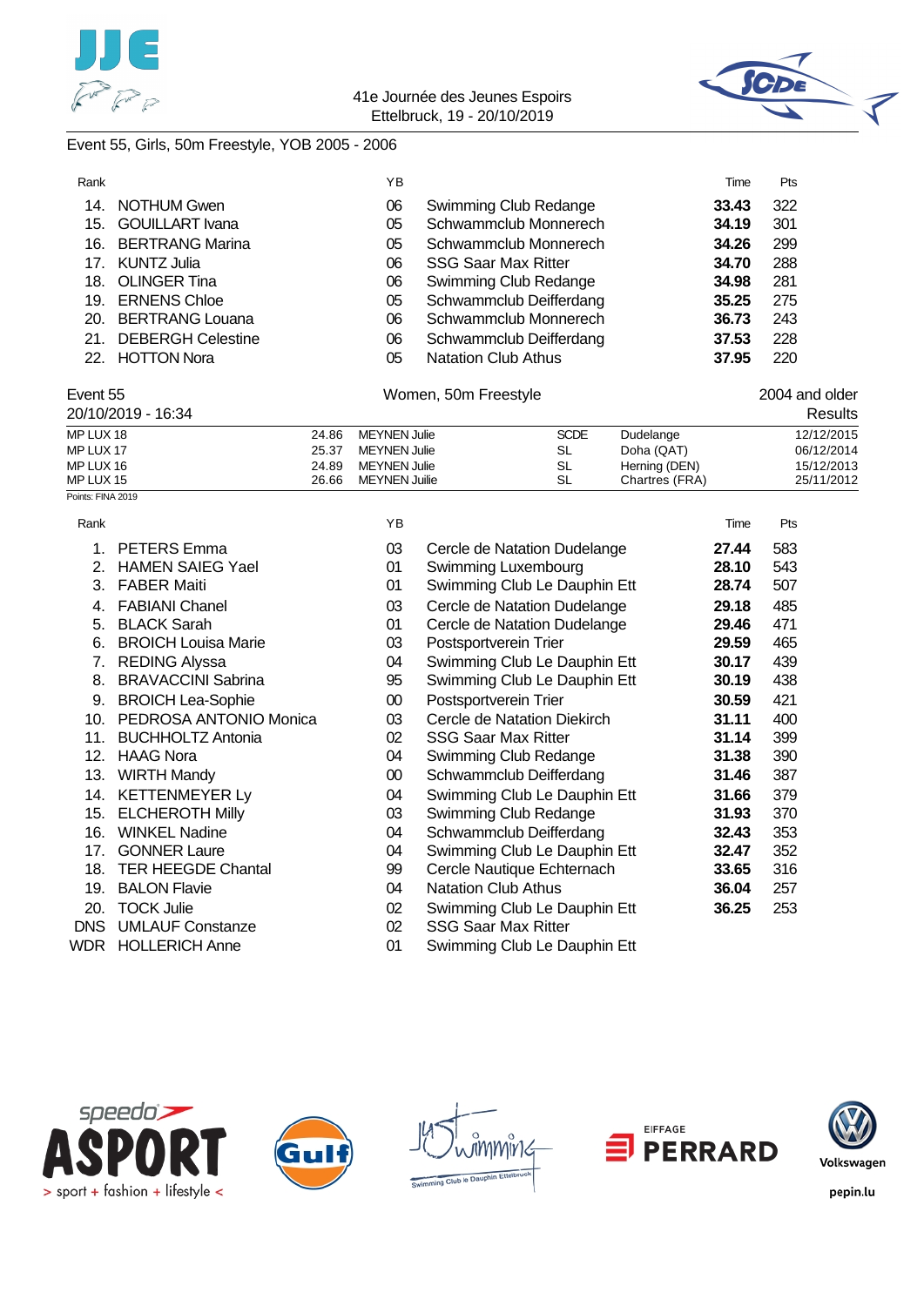41e Journée des Jeunes Espoirs
Ettelbruck, 19 - 20/10/2019

Event 55, Girls, 50m Freestyle, YOB 2005 - 2006

| Rank | | YB | | Time | Pts |
|---|---|---|---|---|---|
| 14. | NOTHUM Gwen | 06 | Swimming Club Redange | **33.43** | 322 |
| 15. | GOUILLART Ivana | 05 | Schwammclub Monnerech | **34.19** | 301 |
| 16. | BERTRANG Marina | 05 | Schwammclub Monnerech | **34.26** | 299 |
| 17. | KUNTZ Julia | 06 | SSG Saar Max Ritter | **34.70** | 288 |
| 18. | OLINGER Tina | 06 | Swimming Club Redange | **34.98** | 281 |
| 19. | ERNENS Chloe | 05 | Schwammclub Deifferdang | **35.25** | 275 |
| 20. | BERTRANG Louana | 06 | Schwammclub Monnerech | **36.73** | 243 |
| 21. | DEBERGH Celestine | 06 | Schwammclub Deifferdang | **37.53** | 228 |
| 22. | HOTTON Nora | 05 | Natation Club Athus | **37.95** | 220 |

Event 55 — Women, 50m Freestyle — 2004 and older

20/10/2019 - 16:34 — Results

| | | | | | |
|---|---|---|---|---|---|
| MP LUX 18 | 24.86 | MEYNEN Julie | SCDE | Dudelange | 12/12/2015 |
| MP LUX 17 | 25.37 | MEYNEN Julie | SL | Doha (QAT) | 06/12/2014 |
| MP LUX 16 | 24.89 | MEYNEN Julie | SL | Herning (DEN) | 15/12/2013 |
| MP LUX 15 | 26.66 | MEYNEN Juilie | SL | Chartres (FRA) | 25/11/2012 |

Points: FINA 2019

| Rank | | YB | | Time | Pts |
|---|---|---|---|---|---|
| 1. | PETERS Emma | 03 | Cercle de Natation Dudelange | **27.44** | 583 |
| 2. | HAMEN SAIEG Yael | 01 | Swimming Luxembourg | **28.10** | 543 |
| 3. | FABER Maiti | 01 | Swimming Club Le Dauphin Ett | **28.74** | 507 |
| 4. | FABIANI Chanel | 03 | Cercle de Natation Dudelange | **29.18** | 485 |
| 5. | BLACK Sarah | 01 | Cercle de Natation Dudelange | **29.46** | 471 |
| 6. | BROICH Louisa Marie | 03 | Postsportverein Trier | **29.59** | 465 |
| 7. | REDING Alyssa | 04 | Swimming Club Le Dauphin Ett | **30.17** | 439 |
| 8. | BRAVACCINI Sabrina | 95 | Swimming Club Le Dauphin Ett | **30.19** | 438 |
| 9. | BROICH Lea-Sophie | 00 | Postsportverein Trier | **30.59** | 421 |
| 10. | PEDROSA ANTONIO Monica | 03 | Cercle de Natation Diekirch | **31.11** | 400 |
| 11. | BUCHHOLTZ Antonia | 02 | SSG Saar Max Ritter | **31.14** | 399 |
| 12. | HAAG Nora | 04 | Swimming Club Redange | **31.38** | 390 |
| 13. | WIRTH Mandy | 00 | Schwammclub Deifferdang | **31.46** | 387 |
| 14. | KETTENMEYER Ly | 04 | Swimming Club Le Dauphin Ett | **31.66** | 379 |
| 15. | ELCHEROTH Milly | 03 | Swimming Club Redange | **31.93** | 370 |
| 16. | WINKEL Nadine | 04 | Schwammclub Deifferdang | **32.43** | 353 |
| 17. | GONNER Laure | 04 | Swimming Club Le Dauphin Ett | **32.47** | 352 |
| 18. | TER HEEGDE Chantal | 99 | Cercle Nautique Echternach | **33.65** | 316 |
| 19. | BALON Flavie | 04 | Natation Club Athus | **36.04** | 257 |
| 20. | TOCK Julie | 02 | Swimming Club Le Dauphin Ett | **36.25** | 253 |
| DNS | UMLAUF Constanze | 02 | SSG Saar Max Ritter | | |
| WDR | HOLLERICH Anne | 01 | Swimming Club Le Dauphin Ett | | |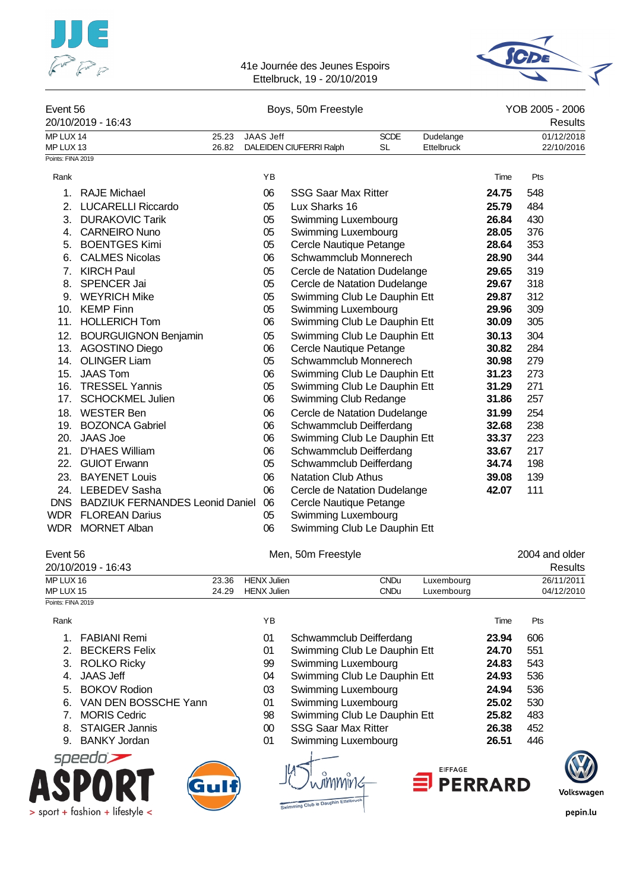41e Journée des Jeunes Espoirs
Ettelbruck, 19 - 20/10/2019

## Event 56 — Boys, 50m Freestyle — YOB 2005 - 2006

20/10/2019 - 16:43 — Results

| | | | | | |
|---|---|---|---|---|---|
| MP LUX 14 | 25.23 | JAAS Jeff | SCDE | Dudelange | 01/12/2018 |
| MP LUX 13 | 26.82 | DALEIDEN CIUFERRI Ralph | SL | Ettelbruck | 22/10/2016 |

Points: FINA 2019

| Rank | | YB | | Time | Pts |
|---|---|---|---|---|---|
| 1. | RAJE Michael | 06 | SSG Saar Max Ritter | **24.75** | 548 |
| 2. | LUCARELLI Riccardo | 05 | Lux Sharks 16 | **25.79** | 484 |
| 3. | DURAKOVIC Tarik | 05 | Swimming Luxembourg | **26.84** | 430 |
| 4. | CARNEIRO Nuno | 05 | Swimming Luxembourg | **28.05** | 376 |
| 5. | BOENTGES Kimi | 05 | Cercle Nautique Petange | **28.64** | 353 |
| 6. | CALMES Nicolas | 06 | Schwammclub Monnerech | **28.90** | 344 |
| 7. | KIRCH Paul | 05 | Cercle de Natation Dudelange | **29.65** | 319 |
| 8. | SPENCER Jai | 05 | Cercle de Natation Dudelange | **29.67** | 318 |
| 9. | WEYRICH Mike | 05 | Swimming Club Le Dauphin Ett | **29.87** | 312 |
| 10. | KEMP Finn | 05 | Swimming Luxembourg | **29.96** | 309 |
| 11. | HOLLERICH Tom | 06 | Swimming Club Le Dauphin Ett | **30.09** | 305 |
| 12. | BOURGUIGNON Benjamin | 05 | Swimming Club Le Dauphin Ett | **30.13** | 304 |
| 13. | AGOSTINO Diego | 06 | Cercle Nautique Petange | **30.82** | 284 |
| 14. | OLINGER Liam | 05 | Schwammclub Monnerech | **30.98** | 279 |
| 15. | JAAS Tom | 06 | Swimming Club Le Dauphin Ett | **31.23** | 273 |
| 16. | TRESSEL Yannis | 05 | Swimming Club Le Dauphin Ett | **31.29** | 271 |
| 17. | SCHOCKMEL Julien | 06 | Swimming Club Redange | **31.86** | 257 |
| 18. | WESTER Ben | 06 | Cercle de Natation Dudelange | **31.99** | 254 |
| 19. | BOZONCA Gabriel | 06 | Schwammclub Deifferdang | **32.68** | 238 |
| 20. | JAAS Joe | 06 | Swimming Club Le Dauphin Ett | **33.37** | 223 |
| 21. | D'HAES William | 06 | Schwammclub Deifferdang | **33.67** | 217 |
| 22. | GUIOT Erwann | 05 | Schwammclub Deifferdang | **34.74** | 198 |
| 23. | BAYENET Louis | 06 | Natation Club Athus | **39.08** | 139 |
| 24. | LEBEDEV Sasha | 06 | Cercle de Natation Dudelange | **42.07** | 111 |
| DNS | BADZIUK FERNANDES Leonid Daniel | 06 | Cercle Nautique Petange | | |
| WDR | FLOREAN Darius | 05 | Swimming Luxembourg | | |
| WDR | MORNET Alban | 06 | Swimming Club Le Dauphin Ett | | |

## Event 56 — Men, 50m Freestyle — 2004 and older

20/10/2019 - 16:43 — Results

| | | | | | |
|---|---|---|---|---|---|
| MP LUX 16 | 23.36 | HENX Julien | CNDu | Luxembourg | 26/11/2011 |
| MP LUX 15 | 24.29 | HENX Julien | CNDu | Luxembourg | 04/12/2010 |

Points: FINA 2019

| Rank | | YB | | Time | Pts |
|---|---|---|---|---|---|
| 1. | FABIANI Remi | 01 | Schwammclub Deifferdang | **23.94** | 606 |
| 2. | BECKERS Felix | 01 | Swimming Club Le Dauphin Ett | **24.70** | 551 |
| 3. | ROLKO Ricky | 99 | Swimming Luxembourg | **24.83** | 543 |
| 4. | JAAS Jeff | 04 | Swimming Club Le Dauphin Ett | **24.93** | 536 |
| 5. | BOKOV Rodion | 03 | Swimming Luxembourg | **24.94** | 536 |
| 6. | VAN DEN BOSSCHE Yann | 01 | Swimming Luxembourg | **25.02** | 530 |
| 7. | MORIS Cedric | 98 | Swimming Club Le Dauphin Ett | **25.82** | 483 |
| 8. | STAIGER Jannis | 00 | SSG Saar Max Ritter | **26.38** | 452 |
| 9. | BANKY Jordan | 01 | Swimming Luxembourg | **26.51** | 446 |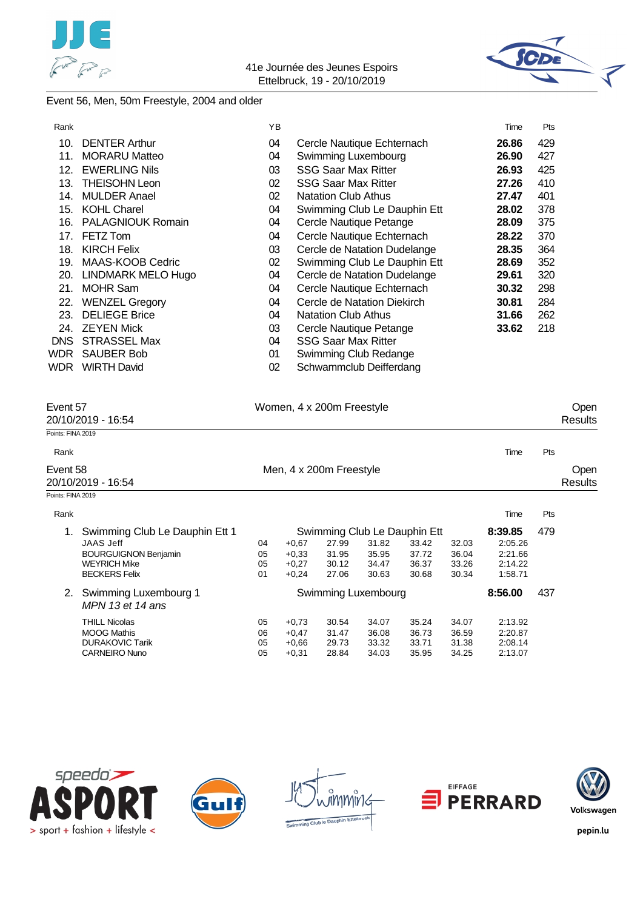Event 56, Men, 50m Freestyle, 2004 and older

| Rank | | YB | | Time | Pts |
|---|---|---|---|---|---|
| 10. | DENTER Arthur | 04 | Cercle Nautique Echternach | **26.86** | 429 |
| 11. | MORARU Matteo | 04 | Swimming Luxembourg | **26.90** | 427 |
| 12. | EWERLING Nils | 03 | SSG Saar Max Ritter | **26.93** | 425 |
| 13. | THEISOHN Leon | 02 | SSG Saar Max Ritter | **27.26** | 410 |
| 14. | MULDER Anael | 02 | Natation Club Athus | **27.47** | 401 |
| 15. | KOHL Charel | 04 | Swimming Club Le Dauphin Ett | **28.02** | 378 |
| 16. | PALAGNIOUK Romain | 04 | Cercle Nautique Petange | **28.09** | 375 |
| 17. | FETZ Tom | 04 | Cercle Nautique Echternach | **28.22** | 370 |
| 18. | KIRCH Felix | 03 | Cercle de Natation Dudelange | **28.35** | 364 |
| 19. | MAAS-KOOB Cedric | 02 | Swimming Club Le Dauphin Ett | **28.69** | 352 |
| 20. | LINDMARK MELO Hugo | 04 | Cercle de Natation Dudelange | **29.61** | 320 |
| 21. | MOHR Sam | 04 | Cercle Nautique Echternach | **30.32** | 298 |
| 22. | WENZEL Gregory | 04 | Cercle de Natation Diekirch | **30.81** | 284 |
| 23. | DELIEGE Brice | 04 | Natation Club Athus | **31.66** | 262 |
| 24. | ZEYEN Mick | 03 | Cercle Nautique Petange | **33.62** | 218 |
| DNS | STRASSEL Max | 04 | SSG Saar Max Ritter | | |
| WDR | SAUBER Bob | 01 | Swimming Club Redange | | |
| WDR | WIRTH David | 02 | Schwammclub Deifferdang | | |

Event 57 — Women, 4 x 200m Freestyle — Open
20/10/2019 - 16:54 — Results

Points: FINA 2019

| Rank | Time | Pts |
|---|---|---|

Event 58 — Men, 4 x 200m Freestyle — Open
20/10/2019 - 16:54 — Results

Points: FINA 2019

| Rank | | YB | RT | | | | | Time | Pts |
|---|---|---|---|---|---|---|---|---|---|
| 1. | Swimming Club Le Dauphin Ett 1 | | | Swimming Club Le Dauphin Ett | | | | **8:39.85** | 479 |
| | JAAS Jeff | 04 | +0,67 | 27.99 | 31.82 | 33.42 | 32.03 | 2:05.26 | |
| | BOURGUIGNON Benjamin | 05 | +0,33 | 31.95 | 35.95 | 37.72 | 36.04 | 2:21.66 | |
| | WEYRICH Mike | 05 | +0,27 | 30.12 | 34.47 | 36.37 | 33.26 | 2:14.22 | |
| | BECKERS Felix | 01 | +0,24 | 27.06 | 30.63 | 30.68 | 30.34 | 1:58.71 | |
| 2. | Swimming Luxembourg 1 *MPN 13 et 14 ans* | | | Swimming Luxembourg | | | | **8:56.00** | 437 |
| | THILL Nicolas | 05 | +0,73 | 30.54 | 34.07 | 35.24 | 34.07 | 2:13.92 | |
| | MOOG Mathis | 06 | +0,47 | 31.47 | 36.08 | 36.73 | 36.59 | 2:20.87 | |
| | DURAKOVIC Tarik | 05 | +0,66 | 29.73 | 33.32 | 33.71 | 31.38 | 2:08.14 | |
| | CARNEIRO Nuno | 05 | +0,31 | 28.84 | 34.03 | 35.95 | 34.25 | 2:13.07 | |